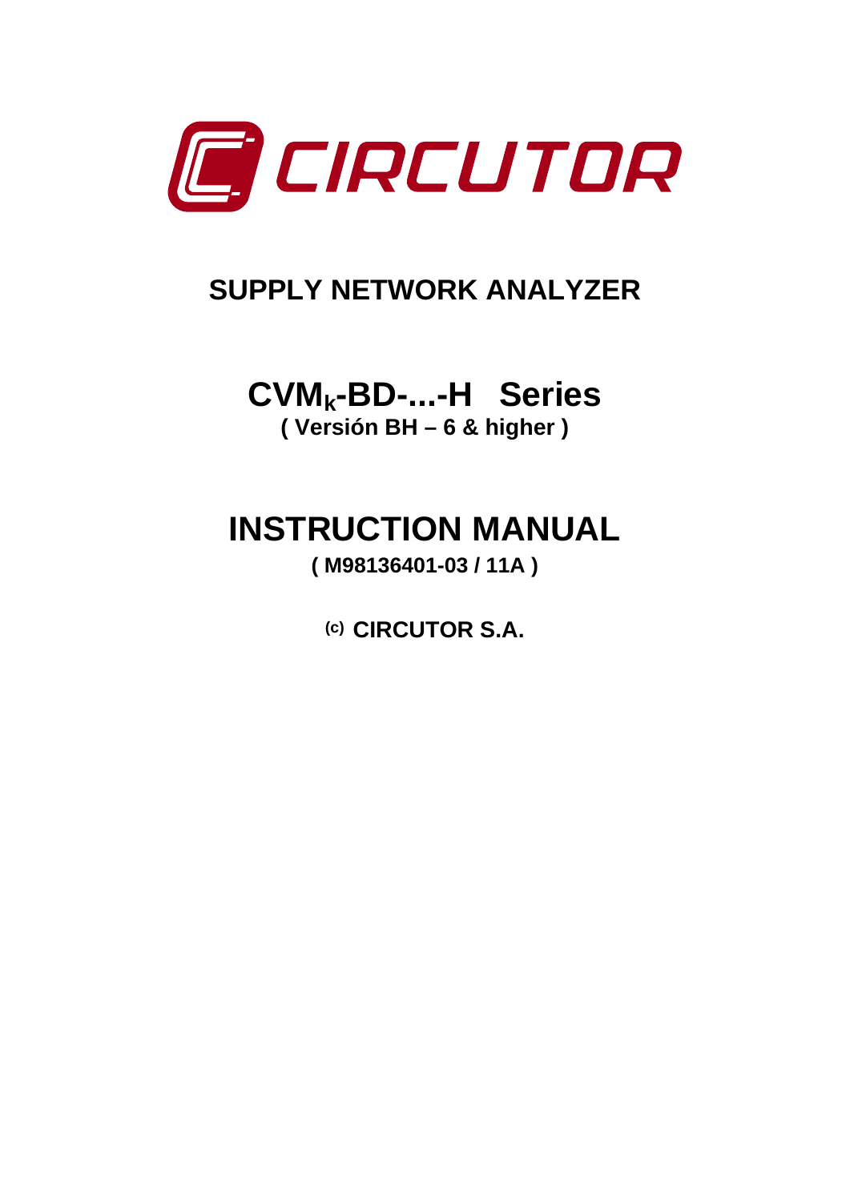CIRCUTOR

# SUPPLY NETWORK ANALYZER

## $CVM_K$-BD-...-H Series

**( Versión BH – 6 & higher )**

# INSTRUCTION MANUAL

**( M98136401-03 / 11A )**

**(c) CIRCUTOR S.A.**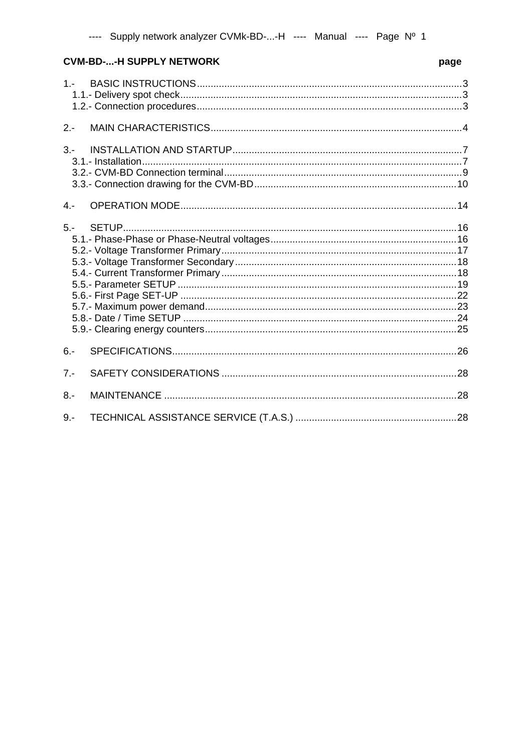**CVM-BD-...-H SUPPLY NETWORK** **page**

1.- BASIC INSTRUCTIONS ........ 3
  1.1.- Delivery spot check ........ 3
  1.2.- Connection procedures ........ 3

2.- MAIN CHARACTERISTICS ........ 4

3.- INSTALLATION AND STARTUP ........ 7
  3.1.- Installation ........ 7
  3.2.- CVM-BD Connection terminal ........ 9
  3.3.- Connection drawing for the CVM-BD ........ 10

4.- OPERATION MODE ........ 14

5.- SETUP ........ 16
  5.1.- Phase-Phase or Phase-Neutral voltages ........ 16
  5.2.- Voltage Transformer Primary ........ 17
  5.3.- Voltage Transformer Secondary ........ 18
  5.4.- Current Transformer Primary ........ 18
  5.5.- Parameter SETUP ........ 19
  5.6.- First Page SET-UP ........ 22
  5.7.- Maximum power demand ........ 23
  5.8.- Date / Time SETUP ........ 24
  5.9.- Clearing energy counters ........ 25

6.- SPECIFICATIONS ........ 26

7.- SAFETY CONSIDERATIONS ........ 28

8.- MAINTENANCE ........ 28

9.- TECHNICAL ASSISTANCE SERVICE (T.A.S.) ........ 28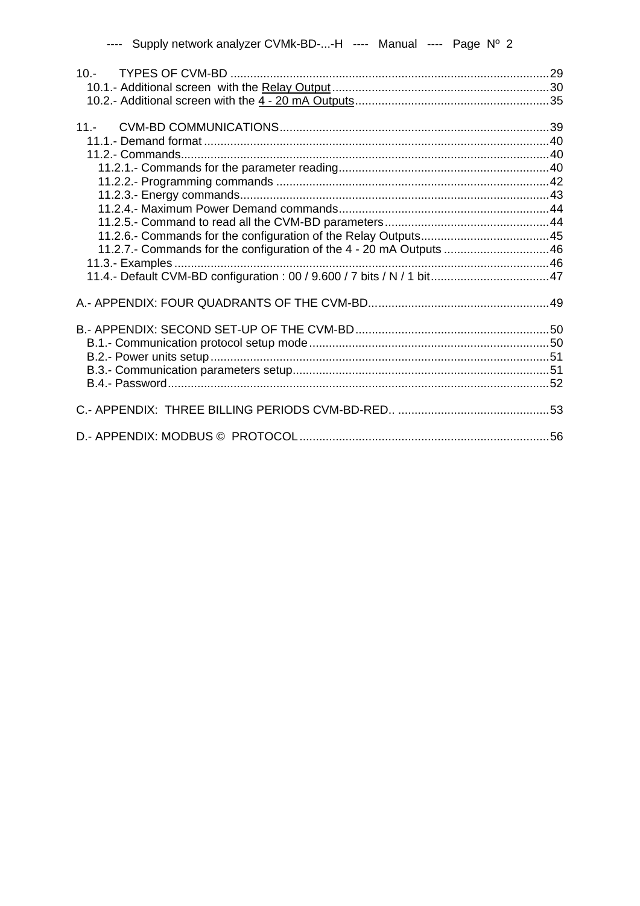10.- TYPES OF CVM-BD ........................................................................................29
10.1.- Additional screen with the Relay Output ..................................................................30
10.2.- Additional screen with the 4 - 20 mA Outputs ..........................................................35

11.- CVM-BD COMMUNICATIONS ..................................................................................39
11.1.- Demand format .........................................................................................................40
11.2.- Commands.................................................................................................................40
11.2.1.- Commands for the parameter reading ................................................................40
11.2.2.- Programming commands ...................................................................................42
11.2.3.- Energy commands.............................................................................................43
11.2.4.- Maximum Power Demand commands ................................................................44
11.2.5.- Command to read all the CVM-BD parameters ..................................................44
11.2.6.- Commands for the configuration of the Relay Outputs.......................................45
11.2.7.- Commands for the configuration of the 4 - 20 mA Outputs ................................46
11.3.- Examples ..................................................................................................................46
11.4.- Default CVM-BD configuration : 00 / 9.600 / 7 bits / N / 1 bit....................................47

A.- APPENDIX: FOUR QUADRANTS OF THE CVM-BD.......................................................49

B.- APPENDIX: SECOND SET-UP OF THE CVM-BD ...........................................................50
B.1.- Communication protocol setup mode .........................................................................50
B.2.- Power units setup.......................................................................................................51
B.3.- Communication parameters setup..............................................................................51
B.4.- Password....................................................................................................................52

C.- APPENDIX: THREE BILLING PERIODS CVM-BD-RED.. ..............................................53

D.- APPENDIX: MODBUS © PROTOCOL ............................................................................56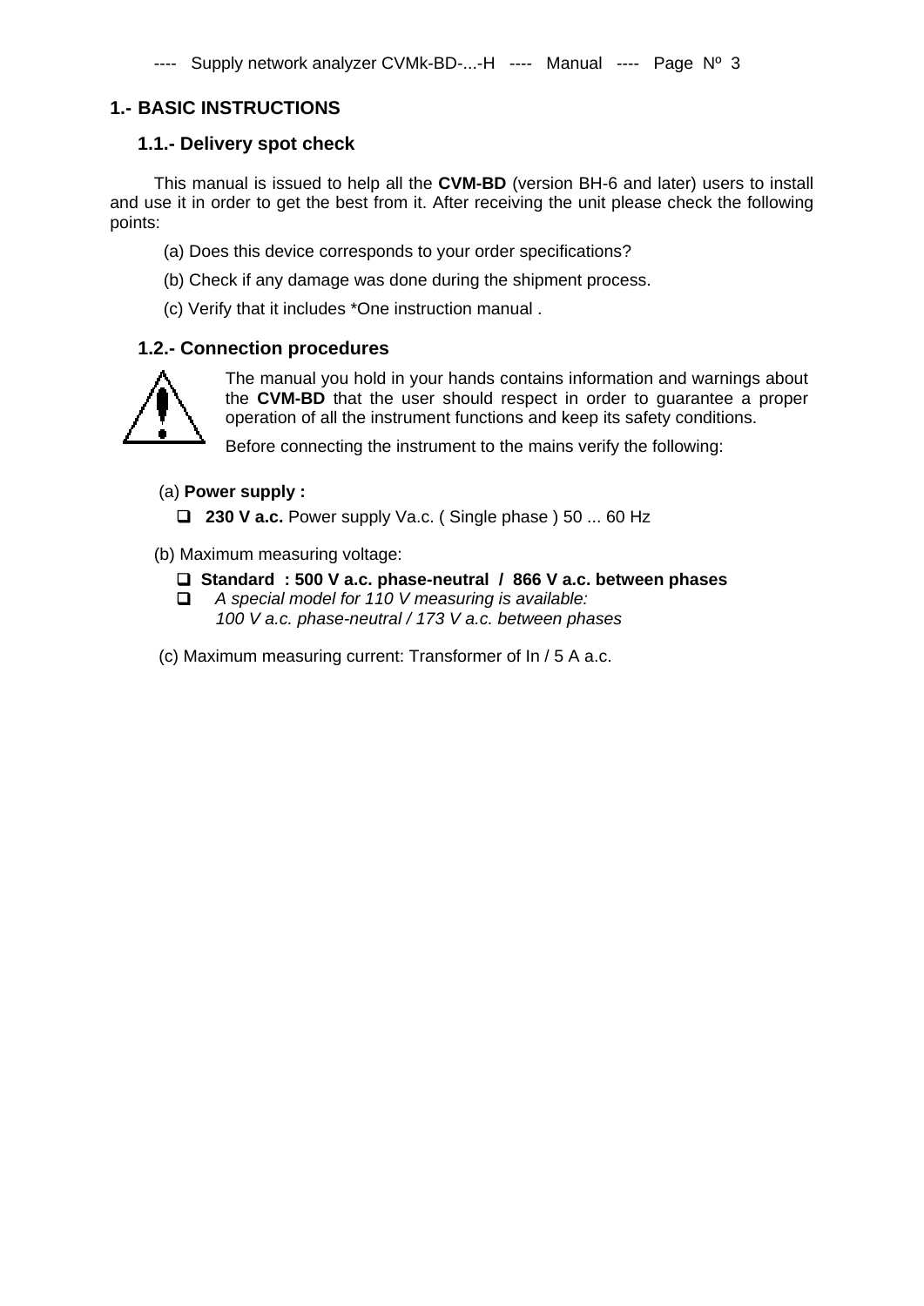# 1.- BASIC INSTRUCTIONS

## 1.1.- Delivery spot check

This manual is issued to help all the **CVM-BD** (version BH-6 and later) users to install and use it in order to get the best from it. After receiving the unit please check the following points:

(a) Does this device corresponds to your order specifications?

(b) Check if any damage was done during the shipment process.

(c) Verify that it includes *One instruction manual .

## 1.2.- Connection procedures

The manual you hold in your hands contains information and warnings about the **CVM-BD** that the user should respect in order to guarantee a proper operation of all the instrument functions and keep its safety conditions.

Before connecting the instrument to the mains verify the following:

(a) **Power supply :**

- **230 V a.c.** Power supply Va.c. ( Single phase ) 50 ... 60 Hz

(b) Maximum measuring voltage:

- **Standard : 500 V a.c. phase-neutral / 866 V a.c. between phases**
- *A special model for 110 V measuring is available:*
  *100 V a.c. phase-neutral / 173 V a.c. between phases*

(c) Maximum measuring current: Transformer of In / 5 A a.c.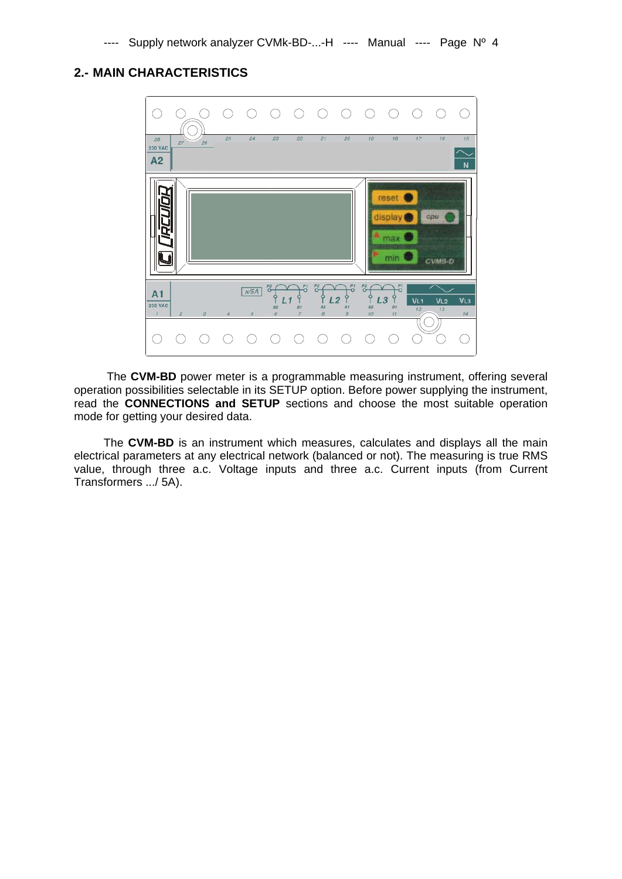## 2.- MAIN CHARACTERISTICS

The **CVM-BD** power meter is a programmable measuring instrument, offering several operation possibilities selectable in its SETUP option. Before power supplying the instrument, read the **CONNECTIONS and SETUP** sections and choose the most suitable operation mode for getting your desired data.

The **CVM-BD** is an instrument which measures, calculates and displays all the main electrical parameters at any electrical network (balanced or not). The measuring is true RMS value, through three a.c. Voltage inputs and three a.c. Current inputs (from Current Transformers .../ 5A).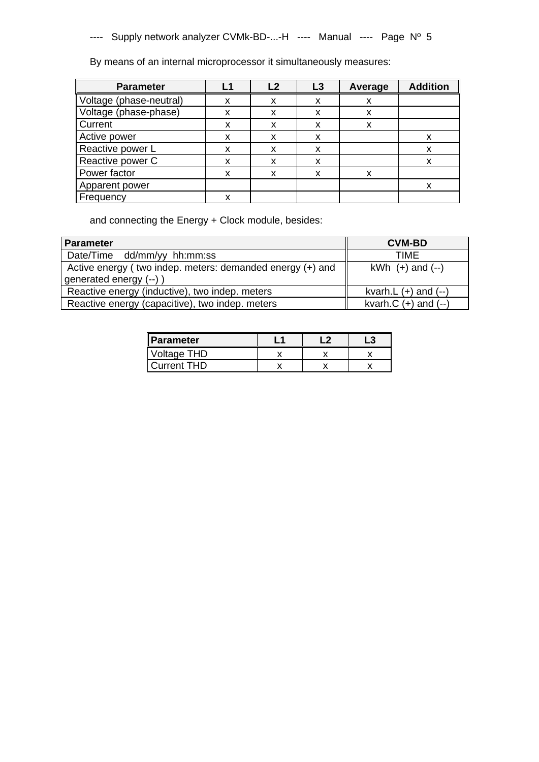By means of an internal microprocessor it simultaneously measures:

| Parameter | L1 | L2 | L3 | Average | Addition |
|---|---|---|---|---|---|
| Voltage (phase-neutral) | x | x | x | x | |
| Voltage (phase-phase) | x | x | x | x | |
| Current | x | x | x | x | |
| Active power | x | x | x | | x |
| Reactive power L | x | x | x | | x |
| Reactive power C | x | x | x | | x |
| Power factor | x | x | x | x | |
| Apparent power | | | | | x |
| Frequency | x | | | | |

and connecting the Energy + Clock module, besides:

| Parameter | CVM-BD |
|---|---|
| Date/Time dd/mm/yy hh:mm:ss | TIME |
| Active energy ( two indep. meters: demanded energy (+) and generated energy (--) ) | kWh (+) and (--) |
| Reactive energy (inductive), two indep. meters | kvarh.L (+) and (--) |
| Reactive energy (capacitive), two indep. meters | kvarh.C (+) and (--) |

| Parameter | L1 | L2 | L3 |
|---|---|---|---|
| Voltage THD | x | x | x |
| Current THD | x | x | x |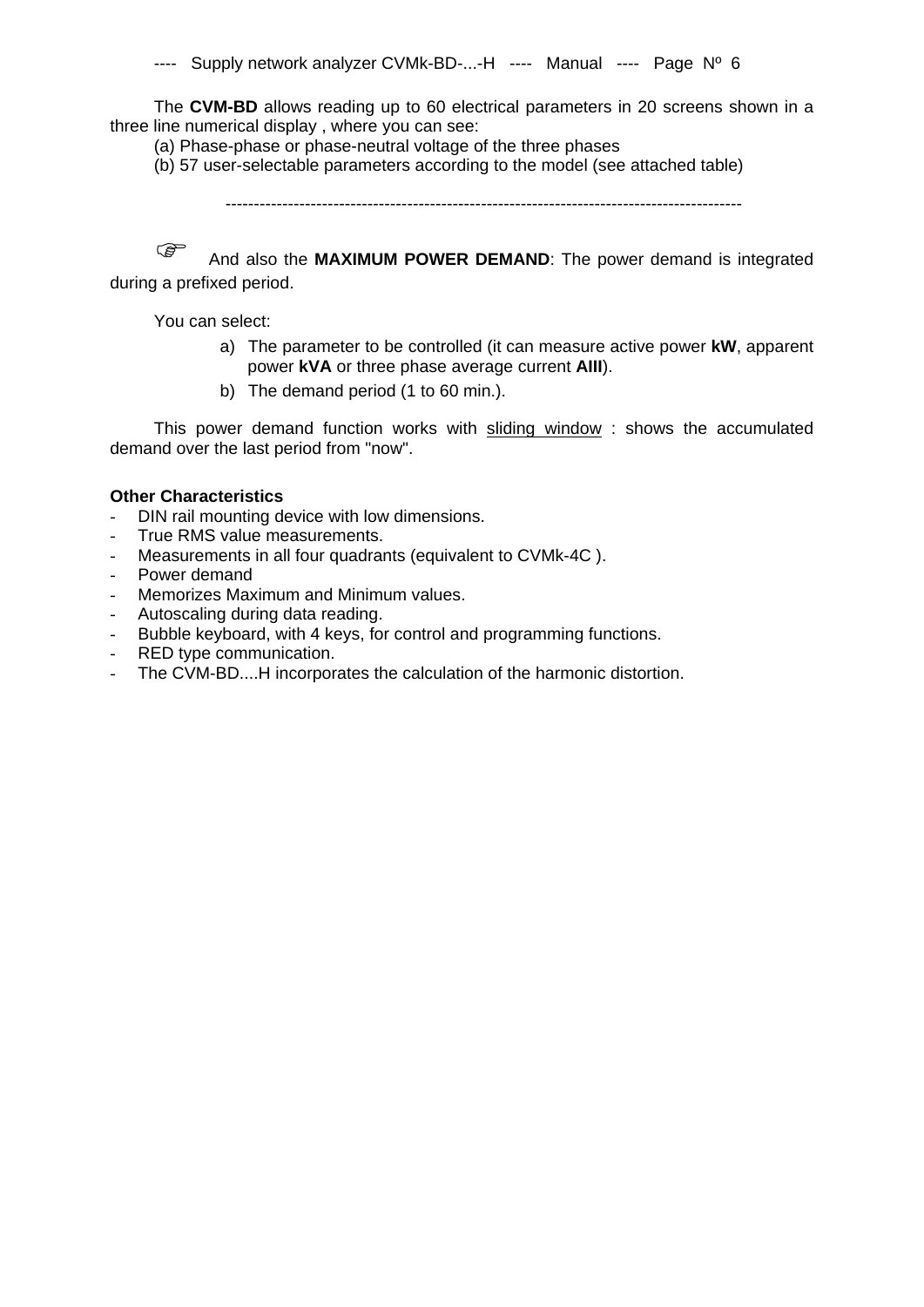The **CVM-BD** allows reading up to 60 electrical parameters in 20 screens shown in a three line numerical display , where you can see:

(a) Phase-phase or phase-neutral voltage of the three phases

(b) 57 user-selectable parameters according to the model (see attached table)

-------------------------------------------------------------------------------------------

☞ And also the **MAXIMUM POWER DEMAND**: The power demand is integrated during a prefixed period.

You can select:

a) The parameter to be controlled (it can measure active power **kW**, apparent power **kVA** or three phase average current **AIII**).
b) The demand period (1 to 60 min.).

This power demand function works with <u>sliding window</u> : shows the accumulated demand over the last period from "now".

**Other Characteristics**

- DIN rail mounting device with low dimensions.
- True RMS value measurements.
- Measurements in all four quadrants (equivalent to CVMk-4C ).
- Power demand
- Memorizes Maximum and Minimum values.
- Autoscaling during data reading.
- Bubble keyboard, with 4 keys, for control and programming functions.
- RED type communication.
- The CVM-BD....H incorporates the calculation of the harmonic distortion.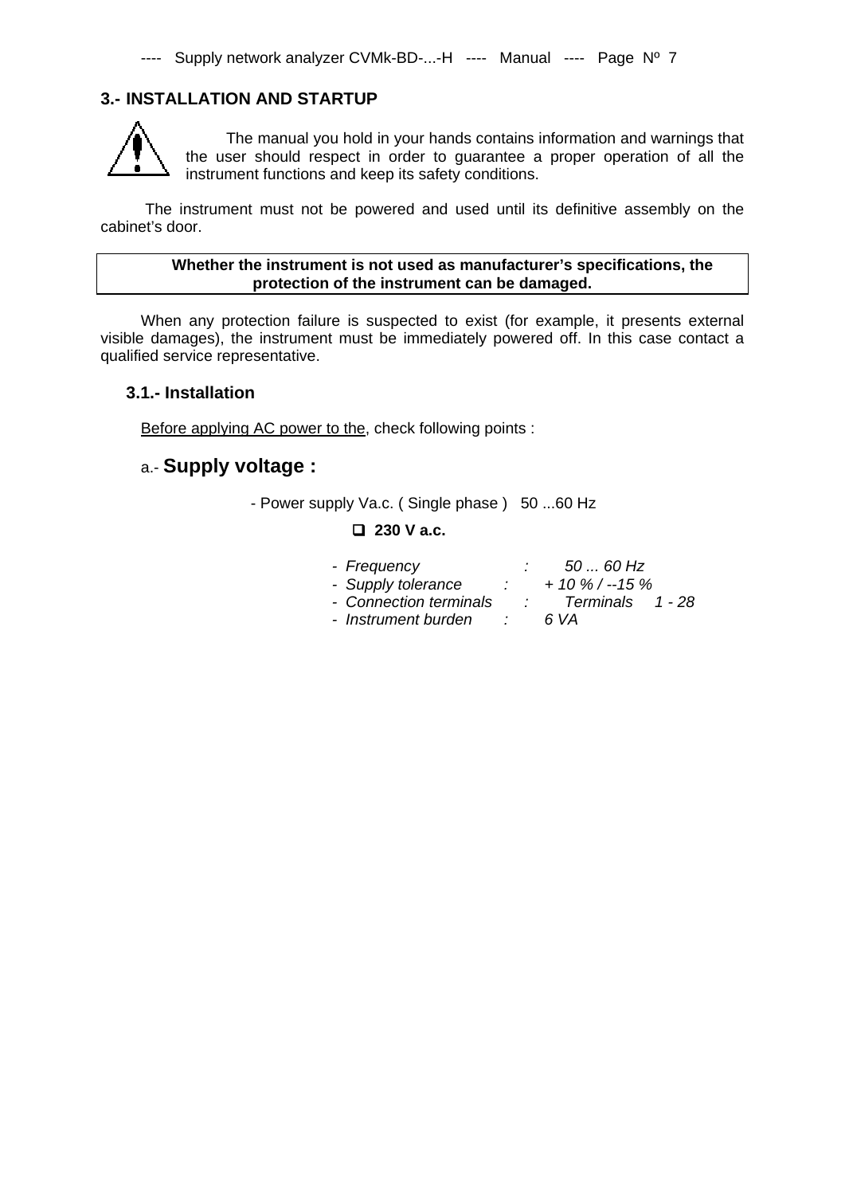## 3.- INSTALLATION AND STARTUP

The manual you hold in your hands contains information and warnings that the user should respect in order to guarantee a proper operation of all the instrument functions and keep its safety conditions.

The instrument must not be powered and used until its definitive assembly on the cabinet's door.

**Whether the instrument is not used as manufacturer's specifications, the protection of the instrument can be damaged.**

When any protection failure is suspected to exist (for example, it presents external visible damages), the instrument must be immediately powered off. In this case contact a qualified service representative.

### 3.1.- Installation

Before applying AC power to the, check following points :

a.- **Supply voltage :**

- Power supply Va.c. ( Single phase ) 50 ...60 Hz

❑ **230 V a.c.**

- *Frequency : 50 ... 60 Hz*
- *Supply tolerance : + 10 % / --15 %*
- *Connection terminals : Terminals 1 - 28*
- *Instrument burden : 6 VA*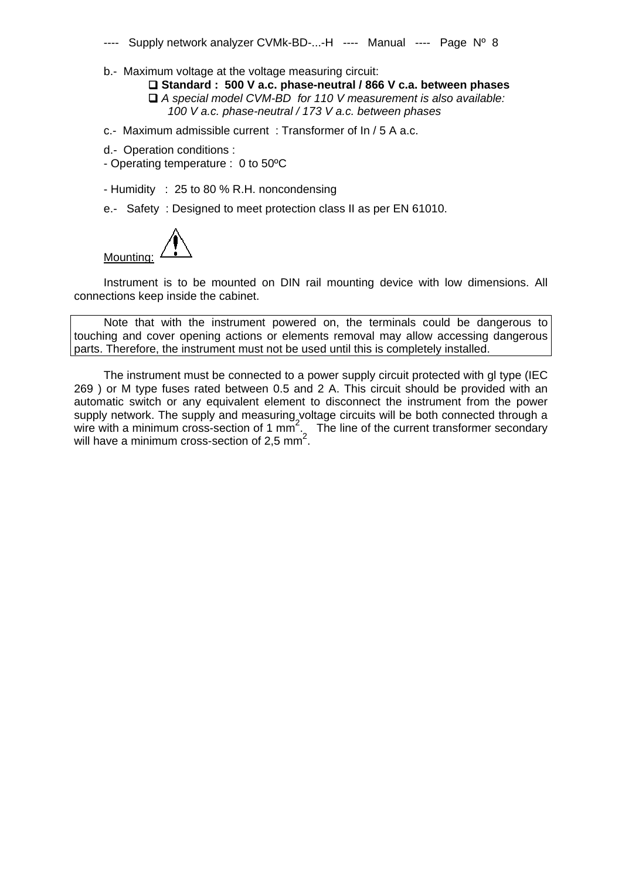b.- Maximum voltage at the voltage measuring circuit:

- ❑ **Standard : 500 V a.c. phase-neutral / 866 V c.a. between phases**
- ❑ *A special model CVM-BD for 110 V measurement is also available: 100 V a.c. phase-neutral / 173 V a.c. between phases*

c.- Maximum admissible current : Transformer of In / 5 A a.c.

d.- Operation conditions :

- Operating temperature : 0 to 50ºC

- Humidity : 25 to 80 % R.H. noncondensing

e.- Safety : Designed to meet protection class II as per EN 61010.

<u>Mounting:</u> ⚠

Instrument is to be mounted on DIN rail mounting device with low dimensions. All connections keep inside the cabinet.

> Note that with the instrument powered on, the terminals could be dangerous to touching and cover opening actions or elements removal may allow accessing dangerous parts. Therefore, the instrument must not be used until this is completely installed.

The instrument must be connected to a power supply circuit protected with gl type (IEC 269 ) or M type fuses rated between 0.5 and 2 A. This circuit should be provided with an automatic switch or any equivalent element to disconnect the instrument from the power supply network. The supply and measuring voltage circuits will be both connected through a wire with a minimum cross-section of 1 $mm^2$. The line of the current transformer secondary will have a minimum cross-section of 2,5 $mm^2$.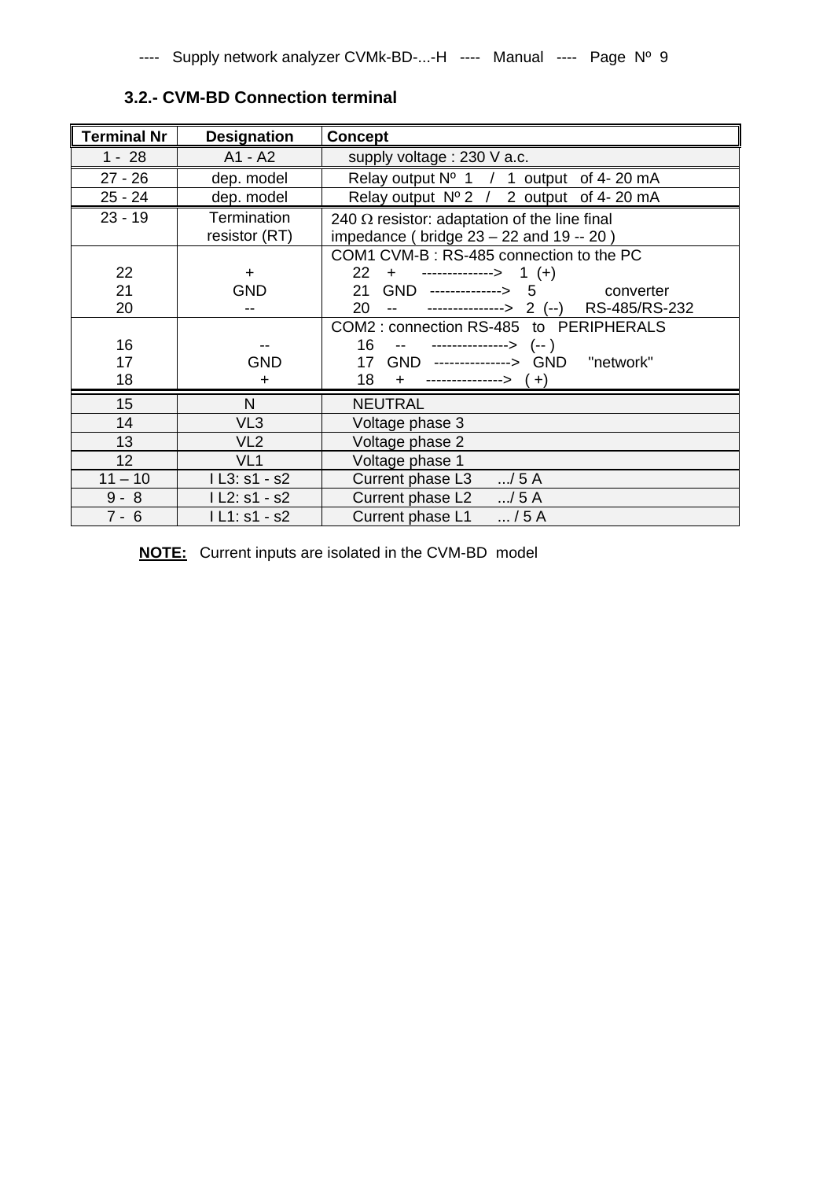### 3.2.- CVM-BD Connection terminal

| Terminal Nr | Designation | Concept |
|---|---|---|
| 1 - 28 | A1 - A2 | supply voltage : 230 V a.c. |
| 27 - 26 | dep. model | Relay output Nº 1 / 1 output of 4- 20 mA |
| 25 - 24 | dep. model | Relay output Nº 2 / 2 output of 4- 20 mA |
| 23 - 19 | Termination resistor (RT) | 240 Ω resistor: adaptation of the line final impedance ( bridge 23 – 22 and 19 -- 20 ) |
| 22<br>21<br>20 | +<br>GND<br>-- | COM1 CVM-B : RS-485 connection to the PC<br>22 + -------------> 1 (+)<br>21 GND -------------> 5 converter<br>20 -- --------------> 2 (--) RS-485/RS-232 |
| 16<br>17<br>18 | --<br>GND<br>+ | COM2 : connection RS-485 to PERIPHERALS<br>16 -- --------------> (-- )<br>17 GND --------------> GND "network"<br>18 + --------------> ( +) |
| 15 | N | NEUTRAL |
| 14 | VL3 | Voltage phase 3 |
| 13 | VL2 | Voltage phase 2 |
| 12 | VL1 | Voltage phase 1 |
| 11 – 10 | I L3: s1 - s2 | Current phase L3 .../ 5 A |
| 9 - 8 | I L2: s1 - s2 | Current phase L2 .../ 5 A |
| 7 - 6 | I L1: s1 - s2 | Current phase L1 ... / 5 A |

**NOTE:** Current inputs are isolated in the CVM-BD model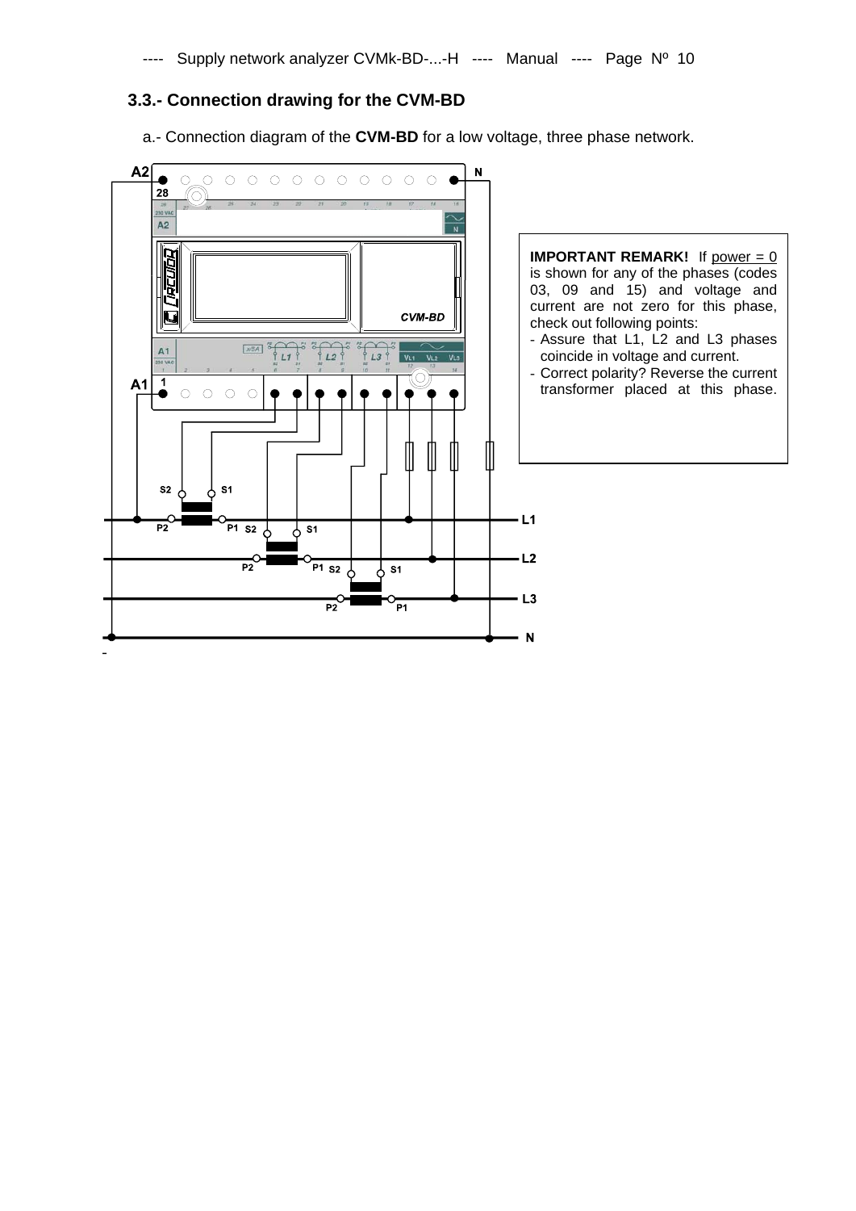## 3.3.- Connection drawing for the CVM-BD

a.- Connection diagram of the **CVM-BD** for a low voltage, three phase network.

**IMPORTANT REMARK!** If power = 0 is shown for any of the phases (codes 03, 09 and 15) and voltage and current are not zero for this phase, check out following points:

- Assure that L1, L2 and L3 phases coincide in voltage and current.
- Correct polarity? Reverse the current transformer placed at this phase.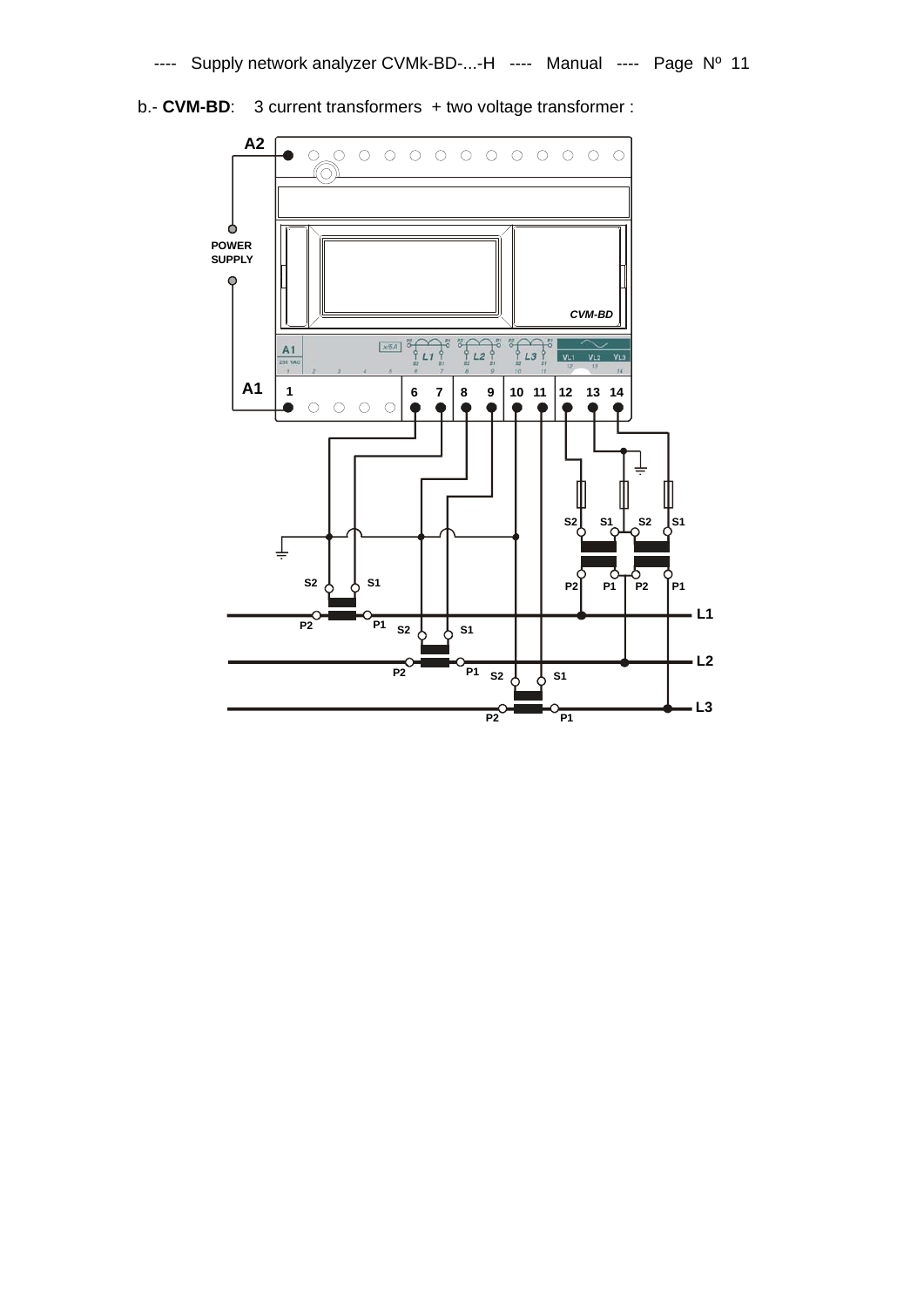b.- **CVM-BD**: 3 current transformers + two voltage transformer :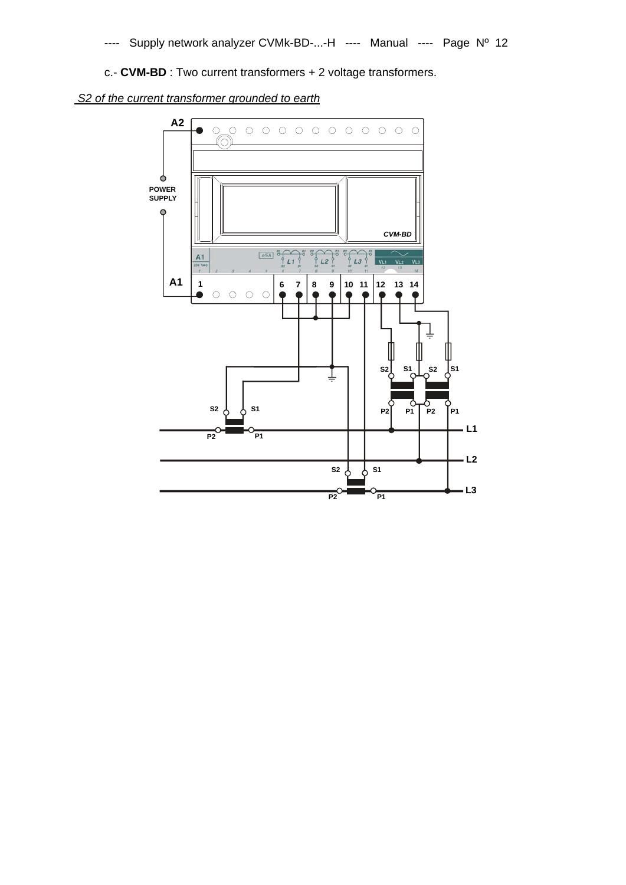c.- **CVM-BD** : Two current transformers + 2 voltage transformers.

*S2 of the current transformer grounded to earth*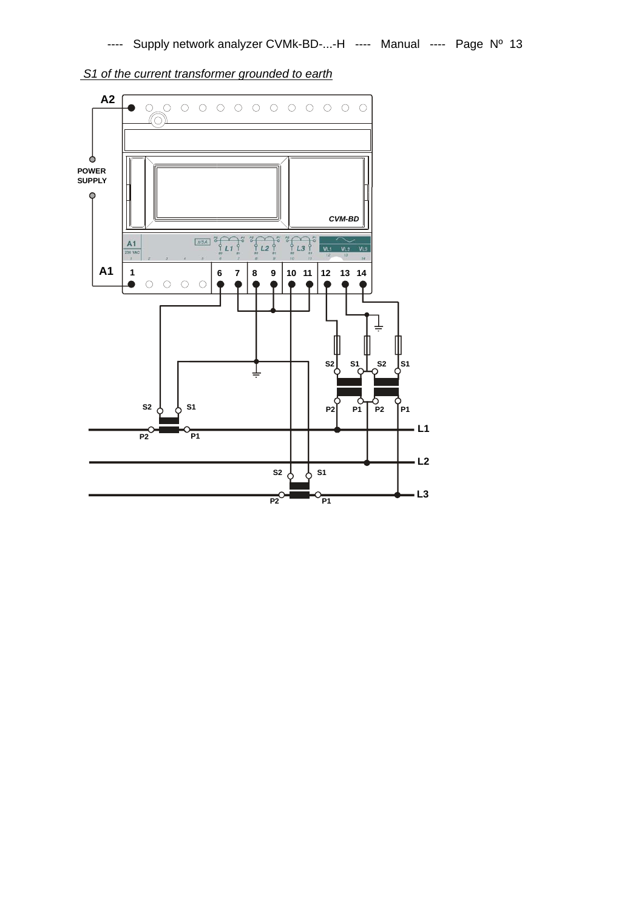*S1 of the current transformer grounded to earth*

A2

POWER SUPPLY

A1

1

6 7 8 9 10 11 12 13 14

CVM-BD

S2 S1 S2 S1

P2 P1 P2 P1

S2 S1

P2 P1

L1

L2

S2 S1

P2 P1

L3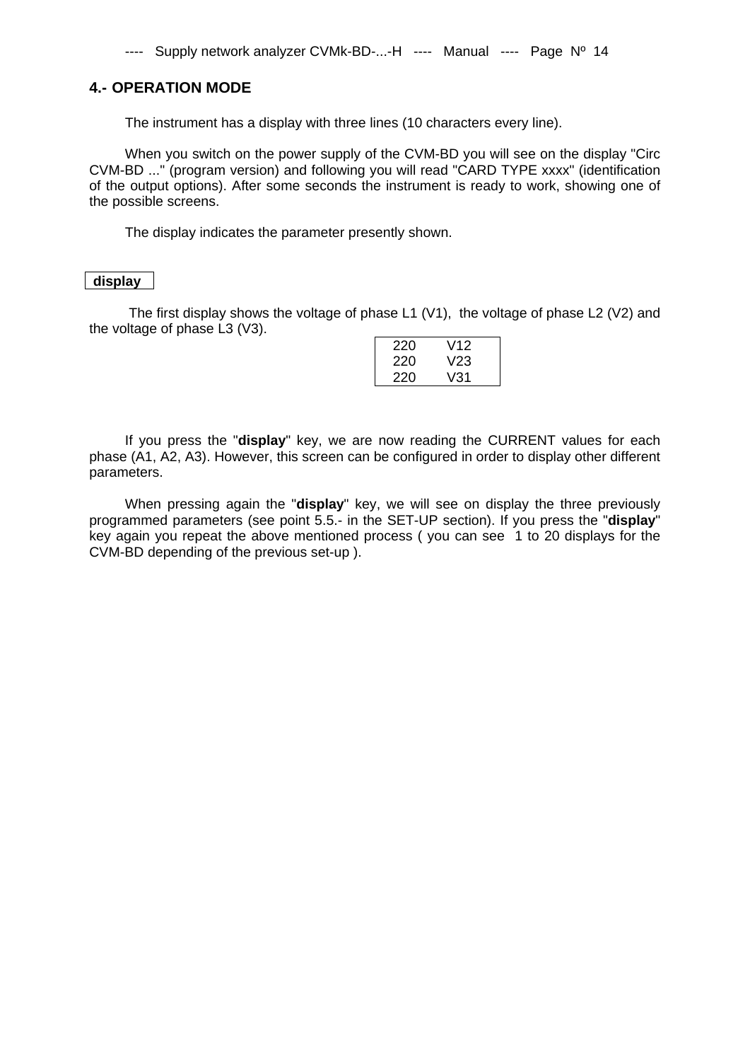## 4.- OPERATION MODE

The instrument has a display with three lines (10 characters every line).

When you switch on the power supply of the CVM-BD you will see on the display "Circ CVM-BD ..." (program version) and following you will read "CARD TYPE xxxx" (identification of the output options). After some seconds the instrument is ready to work, showing one of the possible screens.

The display indicates the parameter presently shown.

**display**

The first display shows the voltage of phase L1 (V1), the voltage of phase L2 (V2) and the voltage of phase L3 (V3).

```
220    V12
220    V23
220    V31
```

If you press the "**display**" key, we are now reading the CURRENT values for each phase (A1, A2, A3). However, this screen can be configured in order to display other different parameters.

When pressing again the "**display**" key, we will see on display the three previously programmed parameters (see point 5.5.- in the SET-UP section). If you press the "**display**" key again you repeat the above mentioned process ( you can see 1 to 20 displays for the CVM-BD depending of the previous set-up ).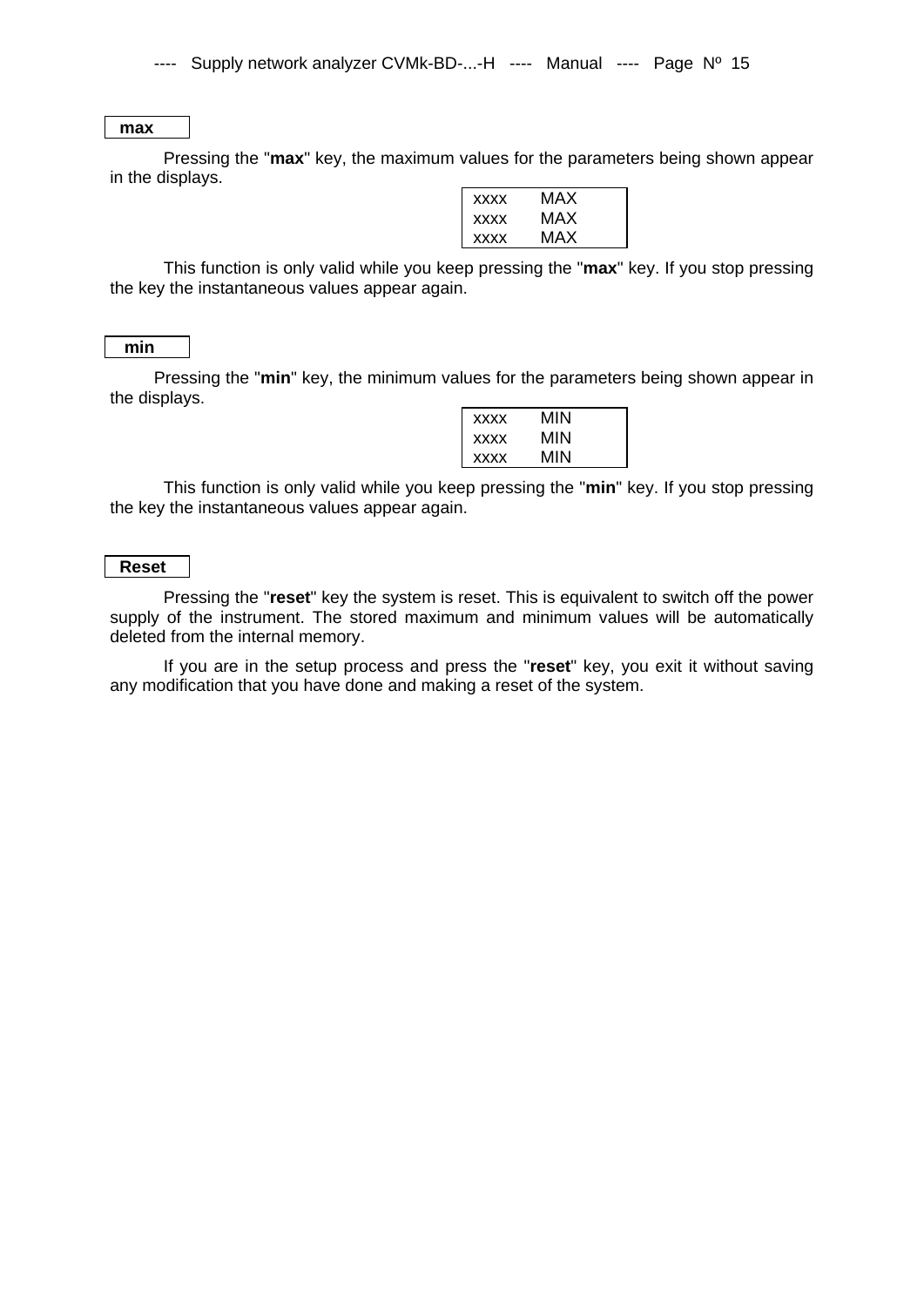**max**

Pressing the "**max**" key, the maximum values for the parameters being shown appear in the displays.

```
xxxx   MAX
xxxx   MAX
xxxx   MAX
```

This function is only valid while you keep pressing the "**max**" key. If you stop pressing the key the instantaneous values appear again.

**min**

Pressing the "**min**" key, the minimum values for the parameters being shown appear in the displays.

```
xxxx   MIN
xxxx   MIN
xxxx   MIN
```

This function is only valid while you keep pressing the "**min**" key. If you stop pressing the key the instantaneous values appear again.

**Reset**

Pressing the "**reset**" key the system is reset. This is equivalent to switch off the power supply of the instrument. The stored maximum and minimum values will be automatically deleted from the internal memory.

If you are in the setup process and press the "**reset**" key, you exit it without saving any modification that you have done and making a reset of the system.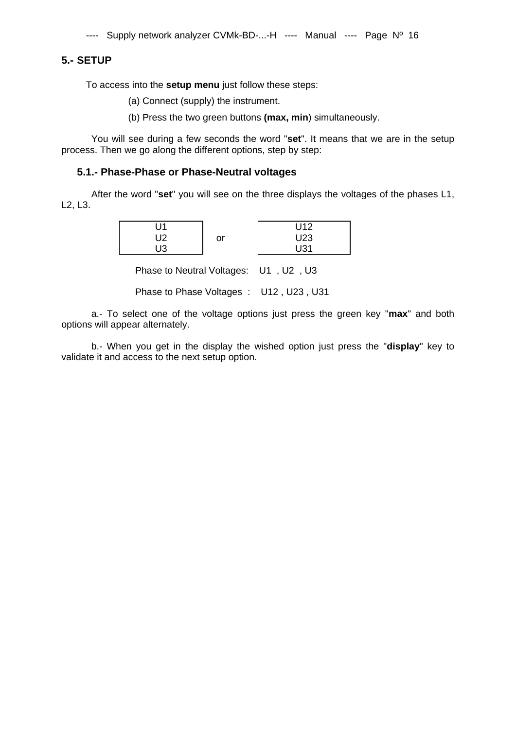## 5.- SETUP

To access into the **setup menu** just follow these steps:

(a) Connect (supply) the instrument.

(b) Press the two green buttons **(max, min**) simultaneously.

You will see during a few seconds the word "**set**". It means that we are in the setup process. Then we go along the different options, step by step:

### 5.1.- Phase-Phase or Phase-Neutral voltages

After the word "**set**" you will see on the three displays the voltages of the phases L1, L2, L3.

| U1 U2 U3 | or | U12 U23 U31 |
|---|---|---|

Phase to Neutral Voltages: U1 , U2 , U3

Phase to Phase Voltages : U12 , U23 , U31

a.- To select one of the voltage options just press the green key "**max**" and both options will appear alternately.

b.- When you get in the display the wished option just press the "**display**" key to validate it and access to the next setup option.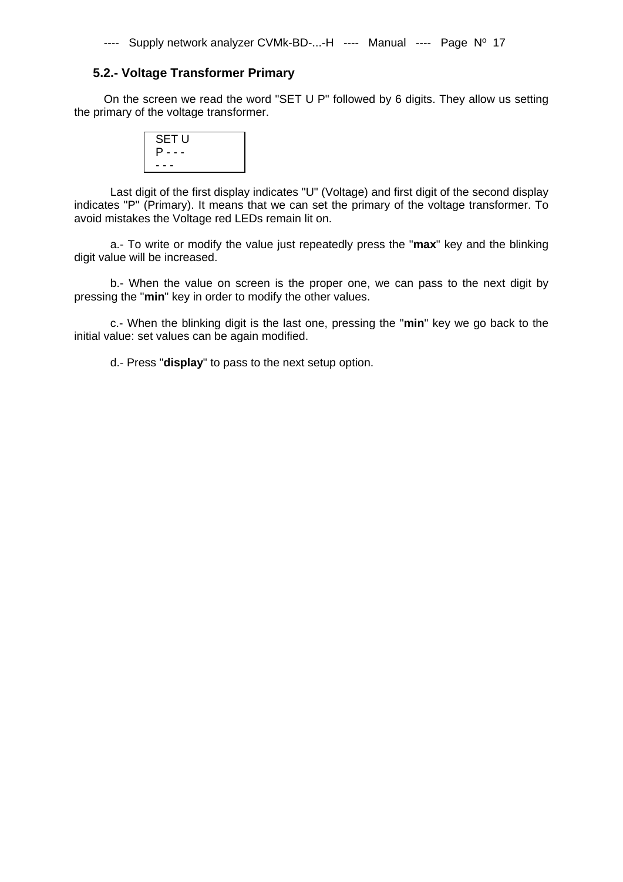## 5.2.- Voltage Transformer Primary

On the screen we read the word "SET U P" followed by 6 digits. They allow us setting the primary of the voltage transformer.

```
SET U
P - - -
- - -
```

Last digit of the first display indicates "U" (Voltage) and first digit of the second display indicates "P" (Primary). It means that we can set the primary of the voltage transformer. To avoid mistakes the Voltage red LEDs remain lit on.

a.- To write or modify the value just repeatedly press the "**max**" key and the blinking digit value will be increased.

b.- When the value on screen is the proper one, we can pass to the next digit by pressing the "**min**" key in order to modify the other values.

c.- When the blinking digit is the last one, pressing the "**min**" key we go back to the initial value: set values can be again modified.

d.- Press "**display**" to pass to the next setup option.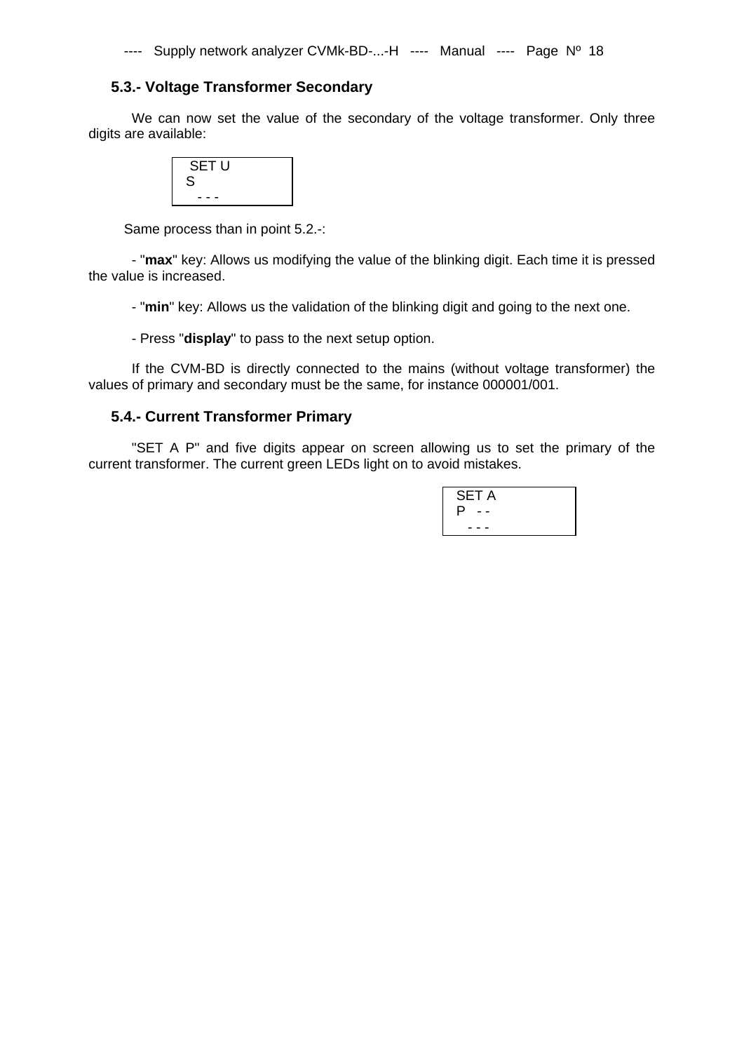### 5.3.- Voltage Transformer Secondary

We can now set the value of the secondary of the voltage transformer. Only three digits are available:

```
 SET U
S
   - - -
```

Same process than in point 5.2.-:

- "**max**" key: Allows us modifying the value of the blinking digit. Each time it is pressed the value is increased.

- "**min**" key: Allows us the validation of the blinking digit and going to the next one.

- Press "**display**" to pass to the next setup option.

If the CVM-BD is directly connected to the mains (without voltage transformer) the values of primary and secondary must be the same, for instance 000001/001.

### 5.4.- Current Transformer Primary

"SET A P" and five digits appear on screen allowing us to set the primary of the current transformer. The current green LEDs light on to avoid mistakes.

```
SET A
P   - -
   - - -
```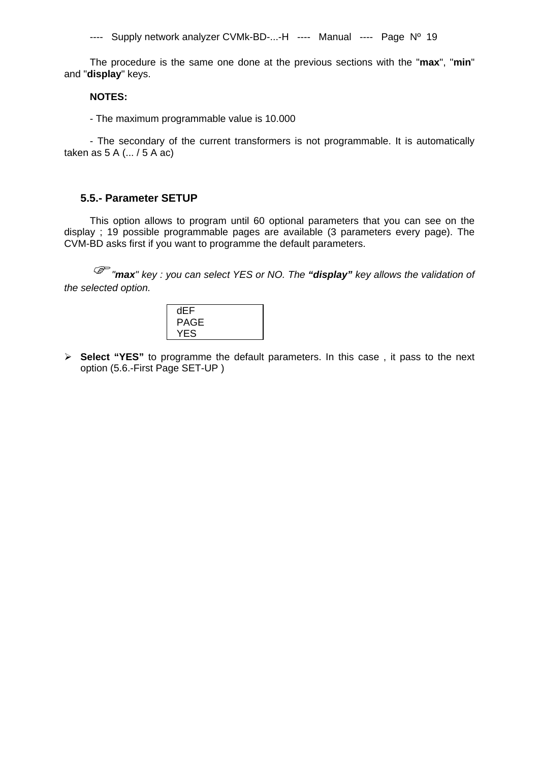The procedure is the same one done at the previous sections with the "**max**", "**min**" and "**display**" keys.

**NOTES:**

- The maximum programmable value is 10.000

- The secondary of the current transformers is not programmable. It is automatically taken as 5 A (... / 5 A ac)

### 5.5.- Parameter SETUP

This option allows to program until 60 optional parameters that you can see on the display ; 19 possible programmable pages are available (3 parameters every page). The CVM-BD asks first if you want to programme the default parameters.

☞ *"**max**" key : you can select YES or NO. The **"display"** key allows the validation of the selected option.*

```
dEF
PAGE
YES
```

- **Select "YES"** to programme the default parameters. In this case , it pass to the next option (5.6.-First Page SET-UP )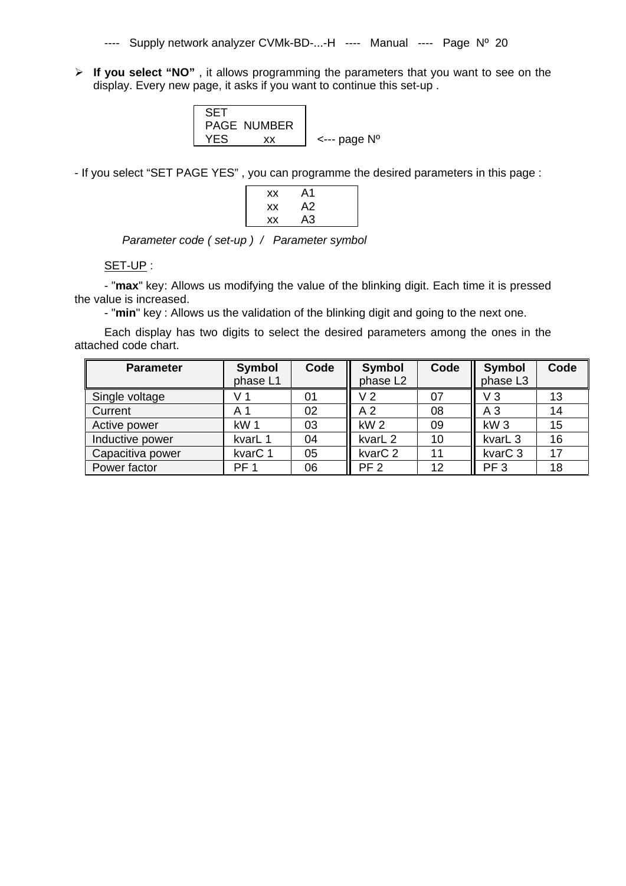- **If you select "NO"** , it allows programming the parameters that you want to see on the display. Every new page, it asks if you want to continue this set-up .

```
SET
PAGE  NUMBER
YES        xx      <--- page Nº
```

- If you select "SET PAGE YES" , you can programme the desired parameters in this page :

```
xx    A1
xx    A2
xx    A3
```

*Parameter code ( set-up ) / Parameter symbol*

SET-UP :

- "**max**" key: Allows us modifying the value of the blinking digit. Each time it is pressed the value is increased.
- "**min**" key : Allows us the validation of the blinking digit and going to the next one.

Each display has two digits to select the desired parameters among the ones in the attached code chart.

| Parameter | Symbol phase L1 | Code | Symbol phase L2 | Code | Symbol phase L3 | Code |
|---|---|---|---|---|---|---|
| Single voltage | V 1 | 01 | V 2 | 07 | V 3 | 13 |
| Current | A 1 | 02 | A 2 | 08 | A 3 | 14 |
| Active power | kW 1 | 03 | kW 2 | 09 | kW 3 | 15 |
| Inductive power | kvarL 1 | 04 | kvarL 2 | 10 | kvarL 3 | 16 |
| Capacitiva power | kvarC 1 | 05 | kvarC 2 | 11 | kvarC 3 | 17 |
| Power factor | PF 1 | 06 | PF 2 | 12 | PF 3 | 18 |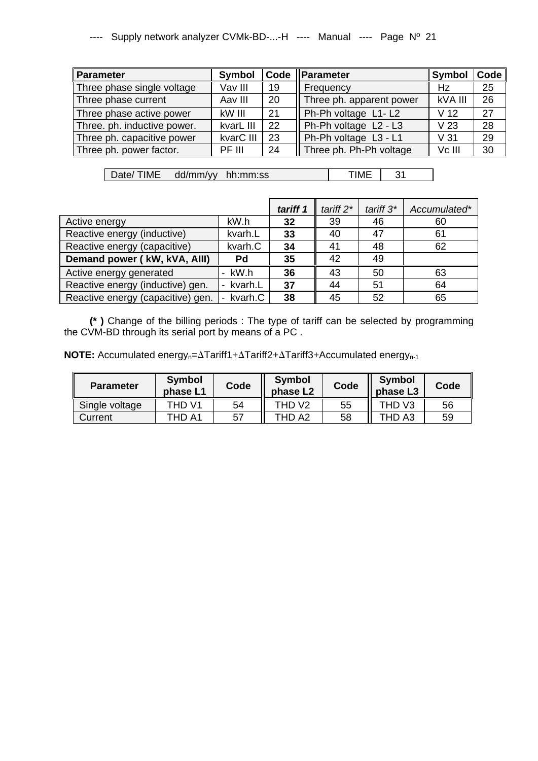| Parameter | Symbol | Code | Parameter | Symbol | Code |
|---|---|---|---|---|---|
| Three phase single voltage | Vav III | 19 | Frequency | Hz | 25 |
| Three phase current | Aav III | 20 | Three ph. apparent power | kVA III | 26 |
| Three phase active power | kW III | 21 | Ph-Ph voltage L1- L2 | V 12 | 27 |
| Three. ph. inductive power. | kvarL III | 22 | Ph-Ph voltage L2 - L3 | V 23 | 28 |
| Three ph. capacitive power | kvarC III | 23 | Ph-Ph voltage L3 - L1 | V 31 | 29 |
| Three ph. power factor. | PF III | 24 | Three ph. Ph-Ph voltage | Vc III | 30 |

| Date/ TIME dd/mm/yy hh:mm:ss | TIME | 31 |
|---|---|---|

| | | ***tariff 1*** | *tariff 2\** | *tariff 3\** | *Accumulated\** |
|---|---|---|---|---|---|
| Active energy | kW.h | **32** | 39 | 46 | 60 |
| Reactive energy (inductive) | kvarh.L | **33** | 40 | 47 | 61 |
| Reactive energy (capacitive) | kvarh.C | **34** | 41 | 48 | 62 |
| **Demand power ( kW, kVA, AIII)** | **Pd** | **35** | 42 | 49 | |
| Active energy generated | - kW.h | **36** | 43 | 50 | 63 |
| Reactive energy (inductive) gen. | - kvarh.L | **37** | 44 | 51 | 64 |
| Reactive energy (capacitive) gen. | - kvarh.C | **38** | 45 | 52 | 65 |

**(\* )** Change of the billing periods : The type of tariff can be selected by programming the CVM-BD through its serial port by means of a PC .

**NOTE:** Accumulated $\text{energy}_n$=ΔTariff1+ΔTariff2+ΔTariff3+Accumulated $\text{energy}_{n-1}$

| Parameter | Symbol phase L1 | Code | Symbol phase L2 | Code | Symbol phase L3 | Code |
|---|---|---|---|---|---|---|
| Single voltage | THD V1 | 54 | THD V2 | 55 | THD V3 | 56 |
| Current | THD A1 | 57 | THD A2 | 58 | THD A3 | 59 |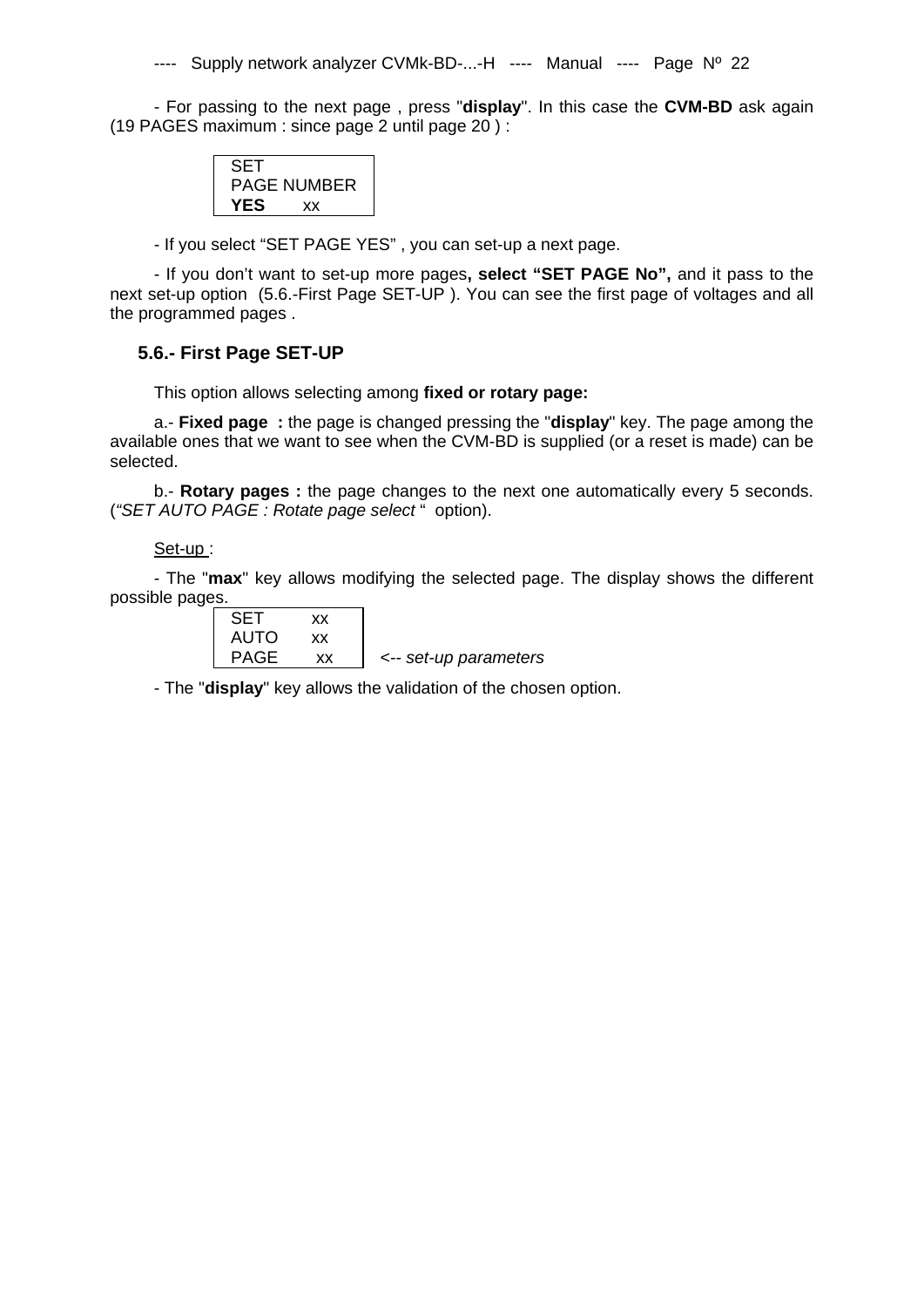- For passing to the next page , press "**display**". In this case the **CVM-BD** ask again (19 PAGES maximum : since page 2 until page 20 ) :

```
SET
PAGE NUMBER
YES      xx
```

- If you select “SET PAGE YES” , you can set-up a next page.

- If you don’t want to set-up more pages**, select “SET PAGE No”,** and it pass to the next set-up option (5.6.-First Page SET-UP ). You can see the first page of voltages and all the programmed pages .

### 5.6.- First Page SET-UP

This option allows selecting among **fixed or rotary page:**

a.- **Fixed page :** the page is changed pressing the "**display**" key. The page among the available ones that we want to see when the CVM-BD is supplied (or a reset is made) can be selected.

b.- **Rotary pages :** the page changes to the next one automatically every 5 seconds. (*“SET AUTO PAGE : Rotate page select* “ option).

Set-up :

- The "**max**" key allows modifying the selected page. The display shows the different possible pages.

```
SET      xx
AUTO     xx
PAGE     xx      <-- set-up parameters
```

- The "**display**" key allows the validation of the chosen option.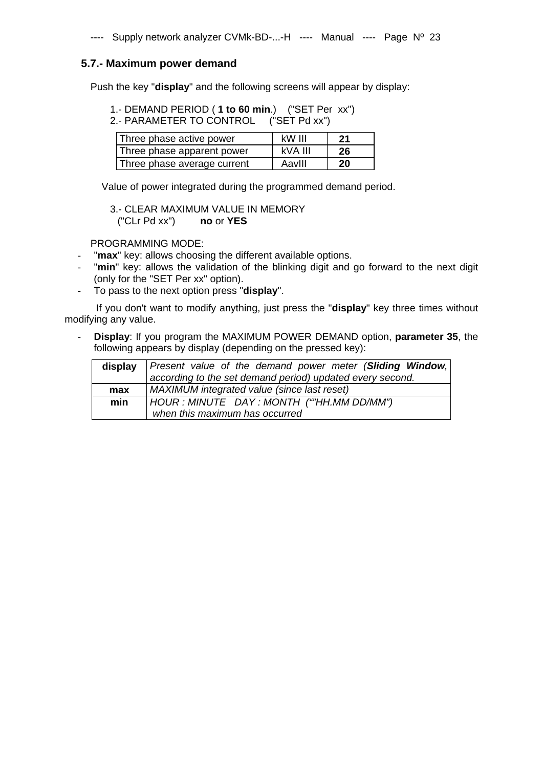## 5.7.- Maximum power demand

Push the key "**display**" and the following screens will appear by display:

1.- DEMAND PERIOD ( **1 to 60 min**.) ("SET Per xx")
2.- PARAMETER TO CONTROL ("SET Pd xx")

| Three phase active power | kW III | **21** |
|---|---|---|
| Three phase apparent power | kVA III | **26** |
| Three phase average current | AavIII | **20** |

Value of power integrated during the programmed demand period.

3.- CLEAR MAXIMUM VALUE IN MEMORY
("CLr Pd xx") **no** or **YES**

PROGRAMMING MODE:

- "**max**" key: allows choosing the different available options.
- "**min**" key: allows the validation of the blinking digit and go forward to the next digit (only for the "SET Per xx" option).
- To pass to the next option press "**display**".

If you don't want to modify anything, just press the "**display**" key three times without modifying any value.

- **Display**: If you program the MAXIMUM POWER DEMAND option, **parameter 35**, the following appears by display (depending on the pressed key):

| | |
|---|---|
| **display** | *Present value of the demand power meter (**Sliding Window**, according to the set demand period) updated every second.* |
| **max** | *MAXIMUM integrated value (since last reset)* |
| **min** | *HOUR : MINUTE DAY : MONTH (""HH.MM DD/MM") when this maximum has occurred* |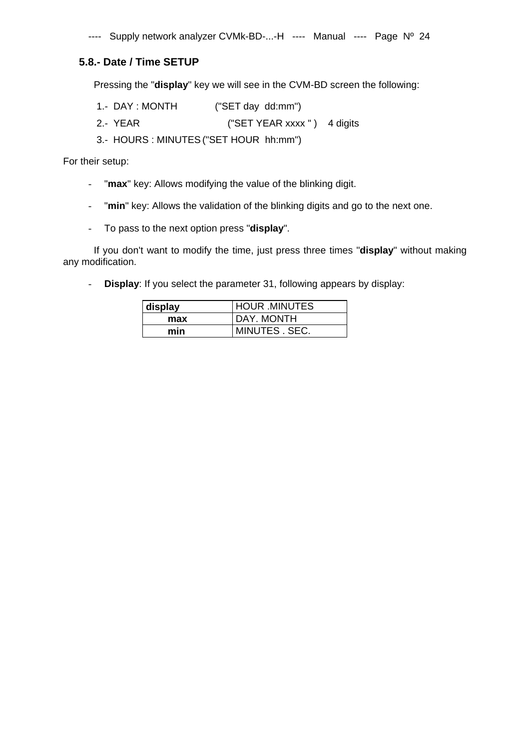## 5.8.- Date / Time SETUP

Pressing the "**display**" key we will see in the CVM-BD screen the following:

1.- DAY : MONTH ("SET day dd:mm")
2.- YEAR ("SET YEAR xxxx " ) 4 digits
3.- HOURS : MINUTES ("SET HOUR hh:mm")

For their setup:

- "**max**" key: Allows modifying the value of the blinking digit.
- "**min**" key: Allows the validation of the blinking digits and go to the next one.
- To pass to the next option press "**display**".

If you don't want to modify the time, just press three times "**display**" without making any modification.

- **Display**: If you select the parameter 31, following appears by display:

| **display** | HOUR .MINUTES |
|---|---|
| **max** | DAY. MONTH |
| **min** | MINUTES . SEC. |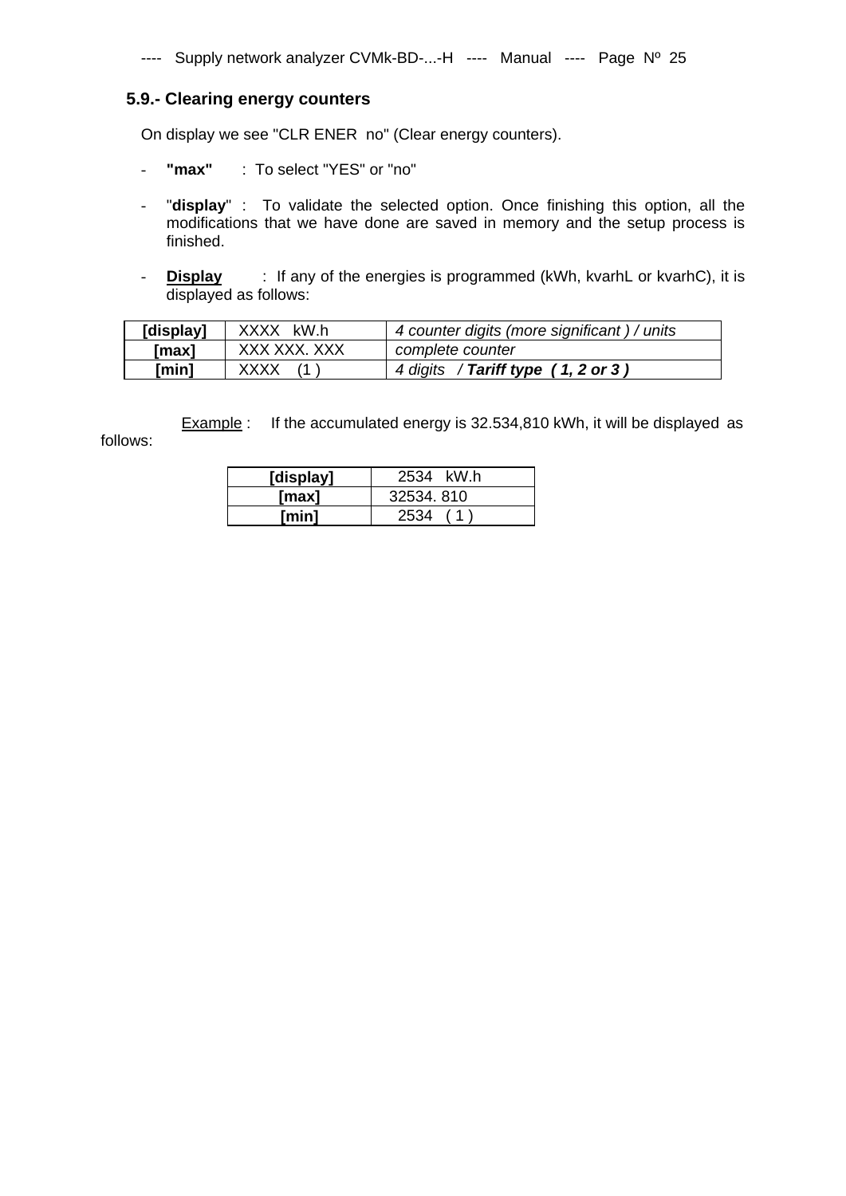## 5.9.- Clearing energy counters

On display we see "CLR ENER  no" (Clear energy counters).

- **"max"** : To select "YES" or "no"
- "**display**" : To validate the selected option. Once finishing this option, all the modifications that we have done are saved in memory and the setup process is finished.
- **Display** : If any of the energies is programmed (kWh, kvarhL or kvarhC), it is displayed as follows:

| | | |
|---|---|---|
| **[display]** | XXXX  kW.h | *4 counter digits (more significant ) / units* |
| **[max]** | XXX XXX. XXX | *complete counter* |
| **[min]** | XXXX  (1 ) | *4 digits  / **Tariff type  ( 1, 2 or 3 )*** |

Example : If the accumulated energy is 32.534,810 kWh, it will be displayed as follows:

| | |
|---|---|
| **[display]** | 2534  kW.h |
| **[max]** | 32534. 810 |
| **[min]** | 2534  ( 1 ) |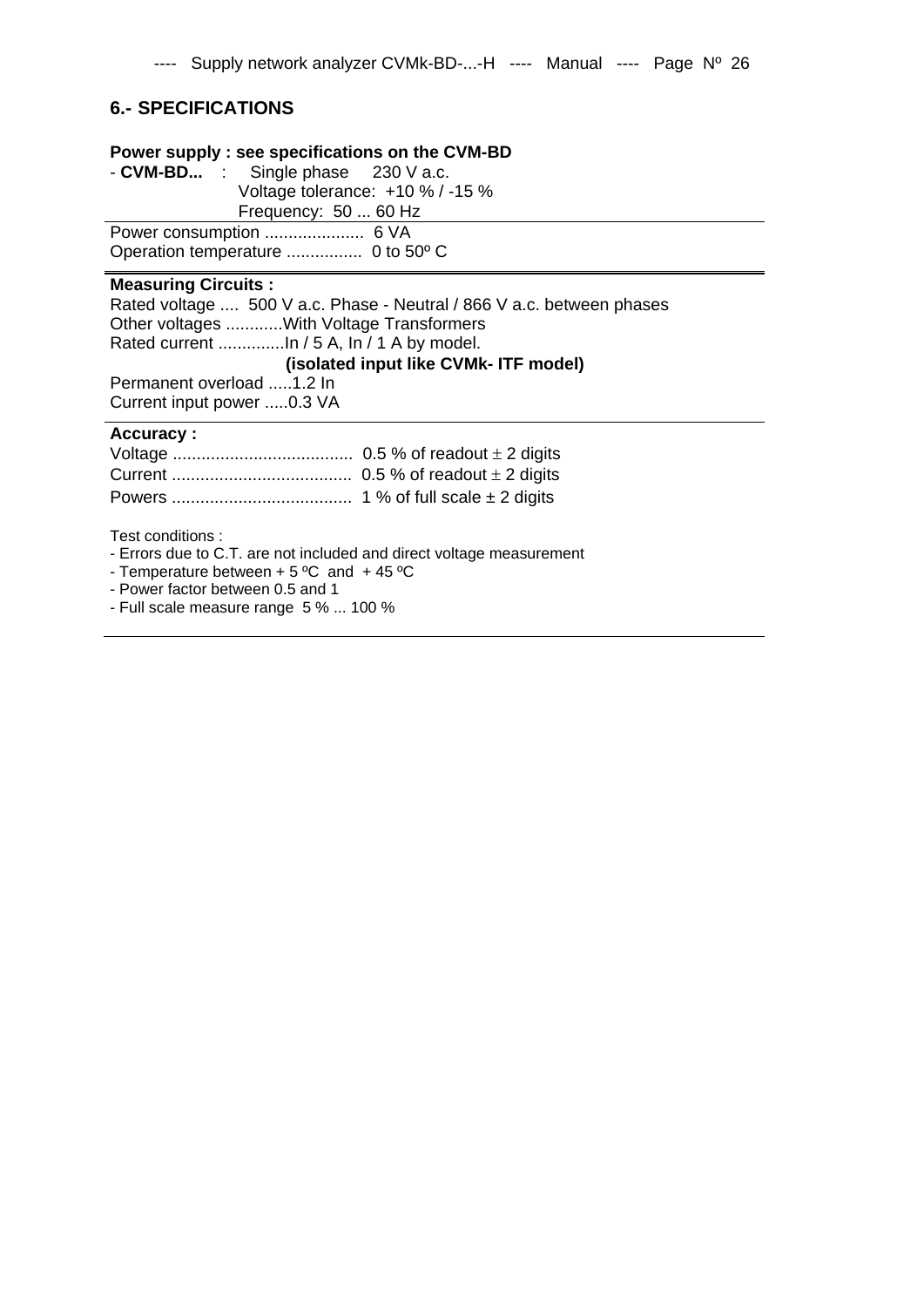## 6.- SPECIFICATIONS

**Power supply : see specifications on the CVM-BD**

- **CVM-BD...** : Single phase 230 V a.c.
  Voltage tolerance: +10 % / -15 %
  Frequency: 50 ... 60 Hz

Power consumption .................... 6 VA
Operation temperature ................ 0 to 50º C

**Measuring Circuits :**

Rated voltage .... 500 V a.c. Phase - Neutral / 866 V a.c. between phases
Other voltages ............With Voltage Transformers
Rated current ..............In / 5 A, In / 1 A by model.
**(isolated input like CVMk- ITF model)**
Permanent overload .....1.2 In
Current input power .....0.3 VA

**Accuracy :**

Voltage ...................................... 0.5 % of readout ± 2 digits
Current ...................................... 0.5 % of readout ± 2 digits
Powers ...................................... 1 % of full scale ± 2 digits

Test conditions :

- Errors due to C.T. are not included and direct voltage measurement
- Temperature between + 5 ºC and + 45 ºC
- Power factor between 0.5 and 1
- Full scale measure range 5 % ... 100 %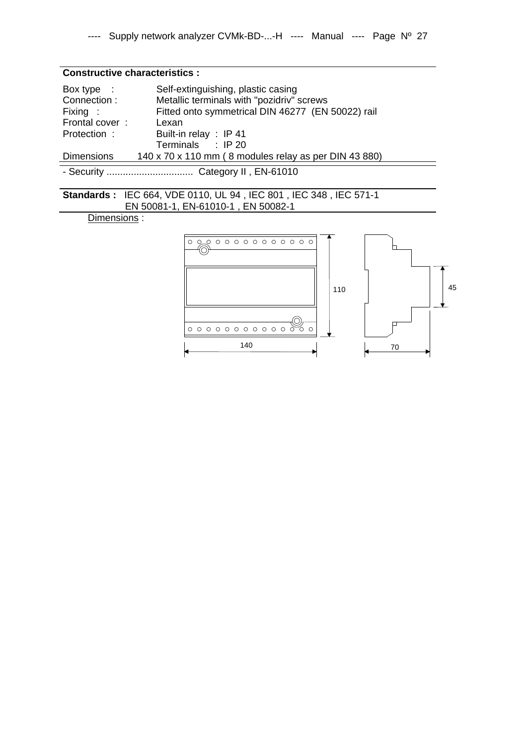**Constructive characteristics :**

| | |
|---|---|
| Box type : | Self-extinguishing, plastic casing |
| Connection : | Metallic terminals with "pozidriv" screws |
| Fixing : | Fitted onto symmetrical DIN 46277 (EN 50022) rail |
| Frontal cover : | Lexan |
| Protection : | Built-in relay : IP 41 |
| | Terminals : IP 20 |
| Dimensions | 140 x 70 x 110 mm ( 8 modules relay as per DIN 43 880) |

- Security ................................ Category II , EN-61010

**Standards :** IEC 664, VDE 0110, UL 94 , IEC 801 , IEC 348 , IEC 571-1
EN 50081-1, EN-61010-1 , EN 50082-1

Dimensions :

110

45

140

70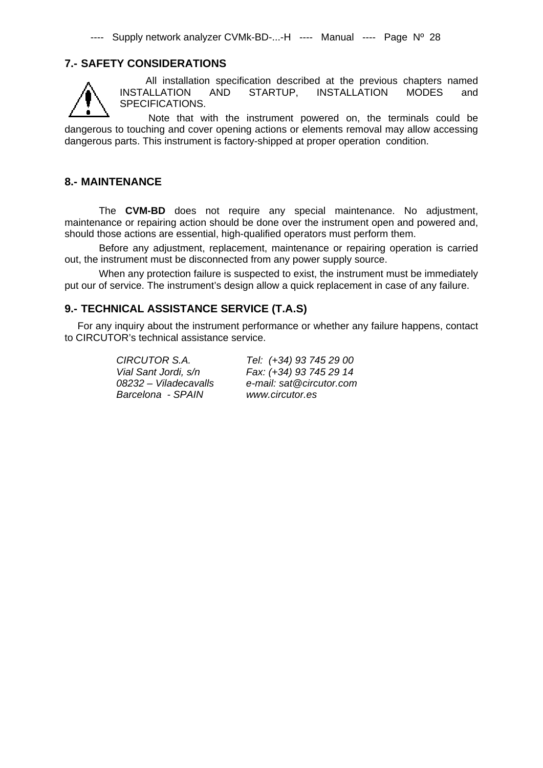## 7.- SAFETY CONSIDERATIONS

All installation specification described at the previous chapters named INSTALLATION AND STARTUP, INSTALLATION MODES and SPECIFICATIONS.

Note that with the instrument powered on, the terminals could be dangerous to touching and cover opening actions or elements removal may allow accessing dangerous parts. This instrument is factory-shipped at proper operation condition.

## 8.- MAINTENANCE

The **CVM-BD** does not require any special maintenance. No adjustment, maintenance or repairing action should be done over the instrument open and powered and, should those actions are essential, high-qualified operators must perform them.

Before any adjustment, replacement, maintenance or repairing operation is carried out, the instrument must be disconnected from any power supply source.

When any protection failure is suspected to exist, the instrument must be immediately put our of service. The instrument's design allow a quick replacement in case of any failure.

## 9.- TECHNICAL ASSISTANCE SERVICE (T.A.S)

For any inquiry about the instrument performance or whether any failure happens, contact to CIRCUTOR's technical assistance service.

| | |
|---|---|
| *CIRCUTOR S.A.* | *Tel: (+34) 93 745 29 00* |
| *Vial Sant Jordi, s/n* | *Fax: (+34) 93 745 29 14* |
| *08232 – Viladecavalls* | *e-mail: sat@circutor.com* |
| *Barcelona - SPAIN* | *www.circutor.es* |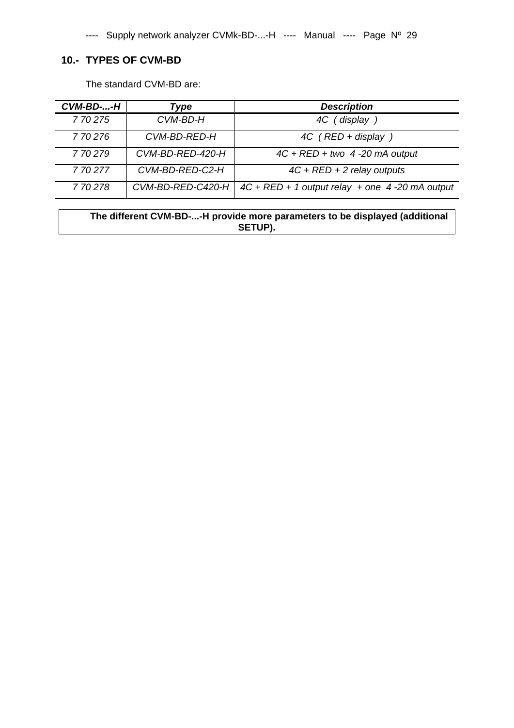## 10.- TYPES OF CVM-BD

The standard CVM-BD are:

| *CVM-BD-...-H* | *Type* | *Description* |
|---|---|---|
| *7 70 275* | *CVM-BD-H* | *4C ( display )* |
| *7 70 276* | *CVM-BD-RED-H* | *4C ( RED + display )* |
| *7 70 279* | *CVM-BD-RED-420-H* | *4C + RED + two 4 -20 mA output* |
| *7 70 277* | *CVM-BD-RED-C2-H* | *4C + RED + 2 relay outputs* |
| *7 70 278* | *CVM-BD-RED-C420-H* | *4C + RED + 1 output relay + one 4 -20 mA output* |

**The different CVM-BD-...-H provide more parameters to be displayed (additional SETUP).**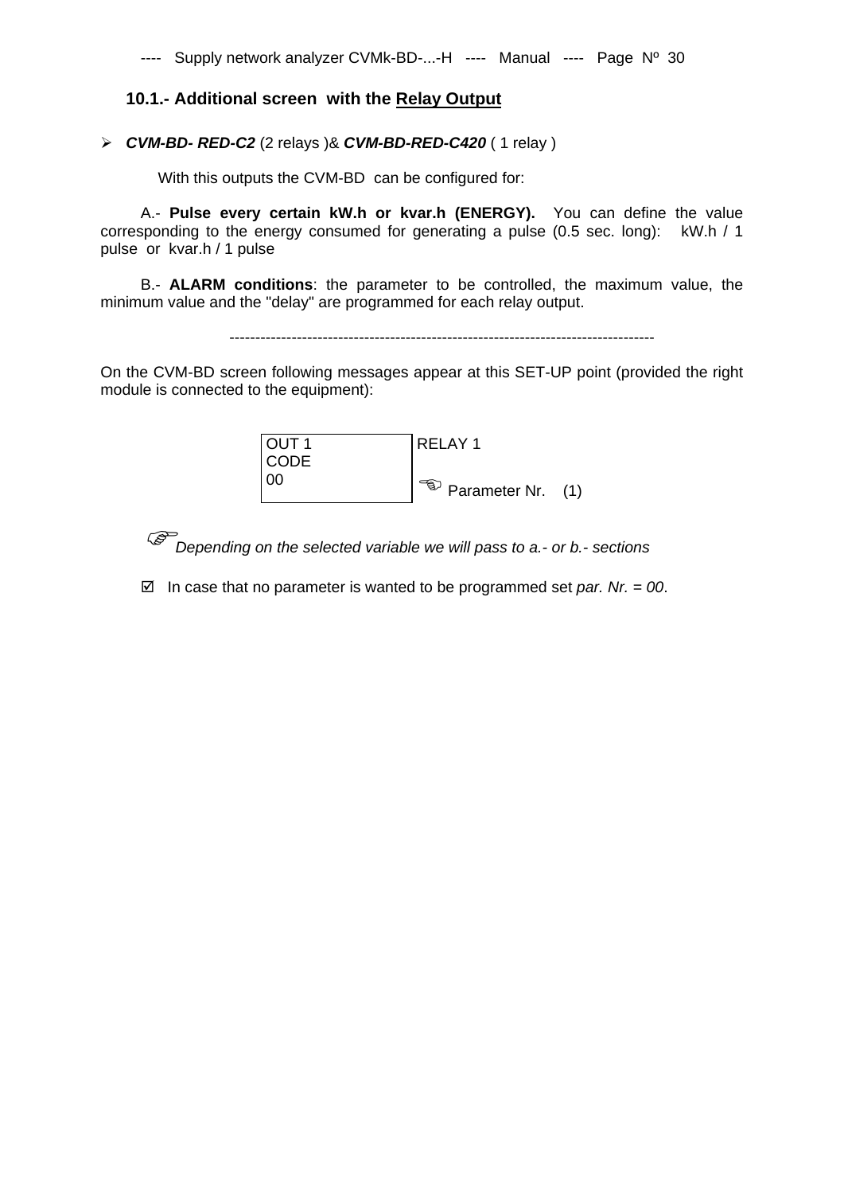## 10.1.- Additional screen with the <u>Relay Output</u>

- ***CVM-BD- RED-C2*** (2 relays )& ***CVM-BD-RED-C420*** ( 1 relay )

With this outputs the CVM-BD can be configured for:

A.- **Pulse every certain kW.h or kvar.h (ENERGY).** You can define the value corresponding to the energy consumed for generating a pulse (0.5 sec. long): kW.h / 1 pulse or kvar.h / 1 pulse

B.- **ALARM conditions**: the parameter to be controlled, the maximum value, the minimum value and the "delay" are programmed for each relay output.

---------------------------------------------------------------------------------

On the CVM-BD screen following messages appear at this SET-UP point (provided the right module is connected to the equipment):

| Display | Description |
|---|---|
| OUT 1 | RELAY 1 |
| CODE | |
| 00 | ☜ Parameter Nr. (1) |

☞ *Depending on the selected variable we will pass to a.- or b.- sections*

☑ In case that no parameter is wanted to be programmed set *par. Nr. = 00*.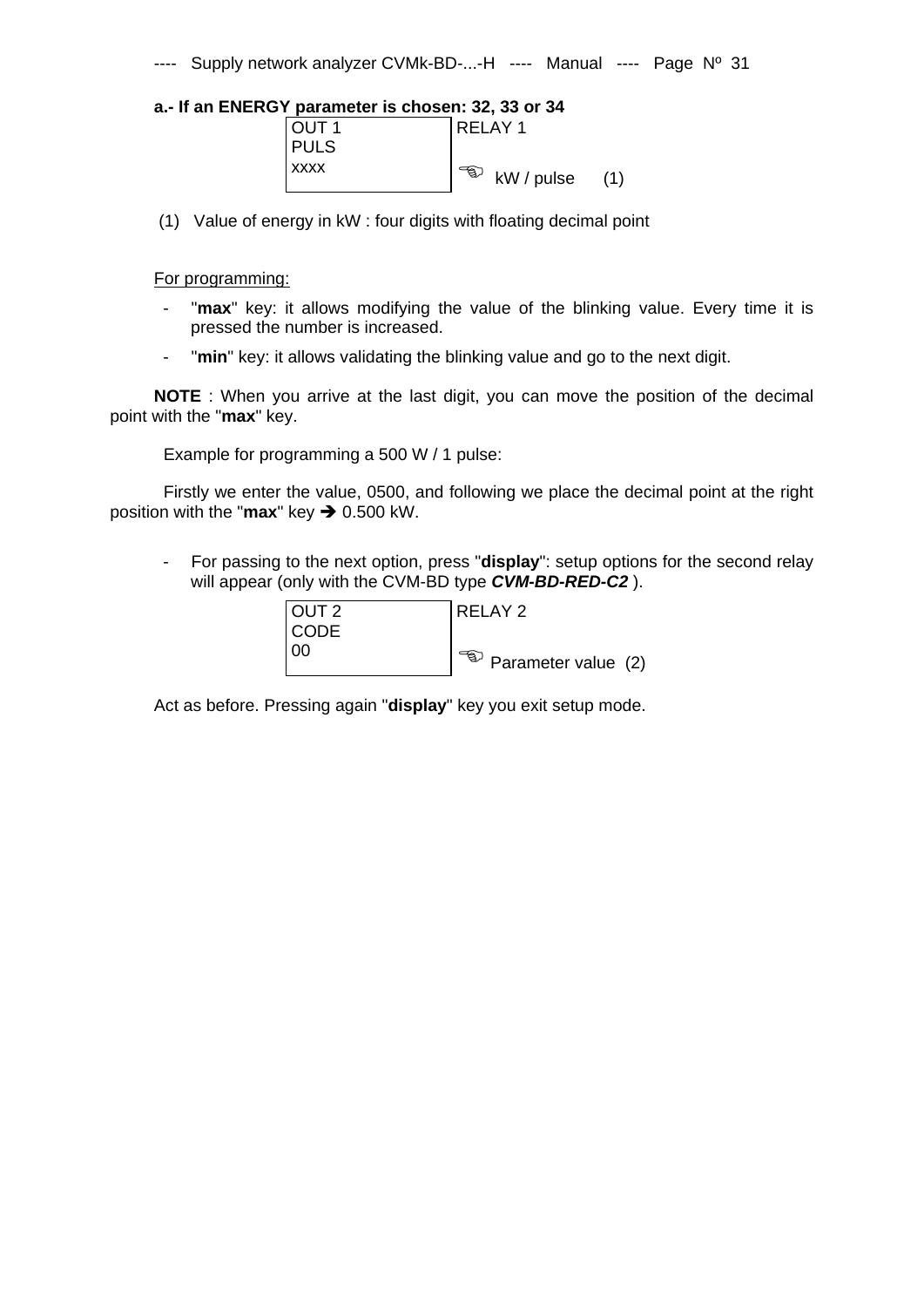**a.- If an ENERGY parameter is chosen: 32, 33 or 34**

| OUT 1<br>PULS<br>xxxx | RELAY 1<br><br>☜ kW / pulse (1) |
|---|---|

(1) Value of energy in kW : four digits with floating decimal point

For programming:

- "**max**" key: it allows modifying the value of the blinking value. Every time it is pressed the number is increased.
- "**min**" key: it allows validating the blinking value and go to the next digit.

**NOTE** : When you arrive at the last digit, you can move the position of the decimal point with the "**max**" key.

Example for programming a 500 W / 1 pulse:

Firstly we enter the value, 0500, and following we place the decimal point at the right position with the "**max**" key ➔ 0.500 kW.

- For passing to the next option, press "**display**": setup options for the second relay will appear (only with the CVM-BD type ***CVM-BD-RED-C2*** ).

| OUT 2<br>CODE<br>00 | RELAY 2<br><br>☜ Parameter value (2) |
|---|---|

Act as before. Pressing again "**display**" key you exit setup mode.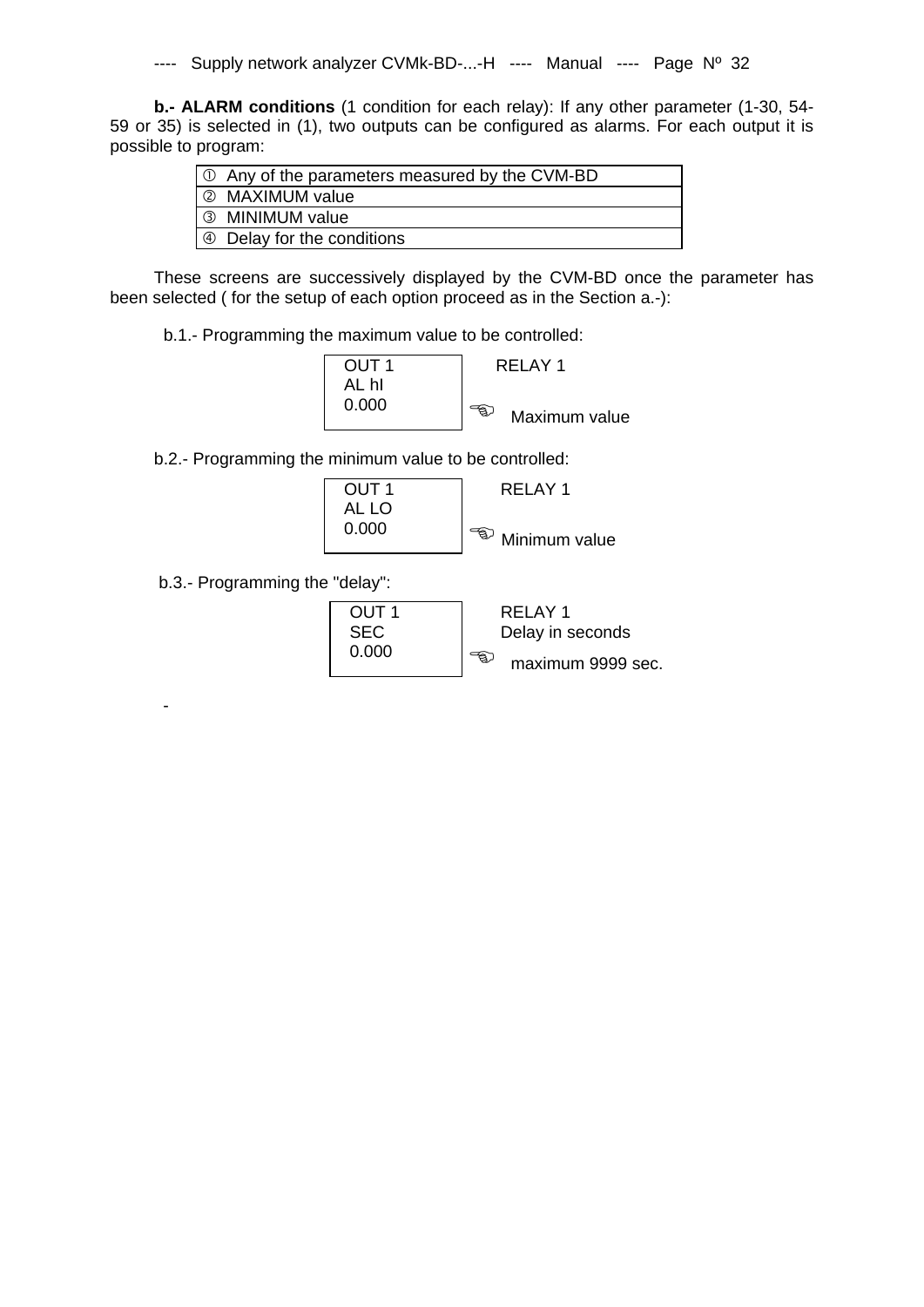**b.- ALARM conditions** (1 condition for each relay): If any other parameter (1-30, 54-59 or 35) is selected in (1), two outputs can be configured as alarms. For each output it is possible to program:

| |
|---|
| ① Any of the parameters measured by the CVM-BD |
| ② MAXIMUM value |
| ③ MINIMUM value |
| ④ Delay for the conditions |

These screens are successively displayed by the CVM-BD once the parameter has been selected ( for the setup of each option proceed as in the Section a.-):

b.1.- Programming the maximum value to be controlled:

```
OUT 1
AL hI
0.000
```

RELAY 1

☜ Maximum value

b.2.- Programming the minimum value to be controlled:

```
OUT 1
AL LO
0.000
```

RELAY 1

☜ Minimum value

b.3.- Programming the "delay":

```
OUT 1
SEC
0.000
```

RELAY 1

Delay in seconds

☜ maximum 9999 sec.

-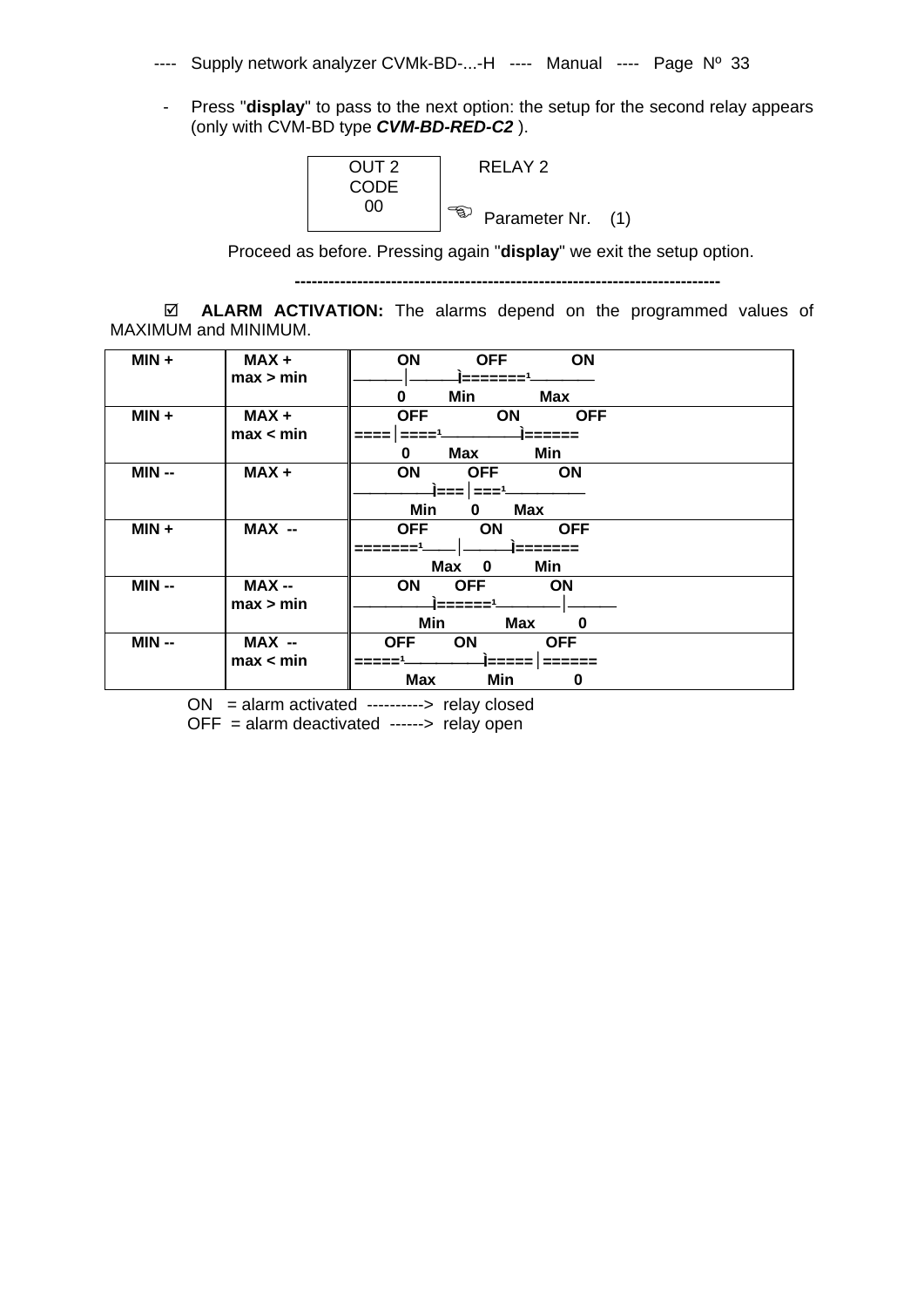- Press "**display**" to pass to the next option: the setup for the second relay appears (only with CVM-BD type ***CVM-BD-RED-C2*** ).

```
OUT 2        RELAY 2
CODE
 00          ☞ Parameter Nr.   (1)
```

Proceed as before. Pressing again "**display**" we exit the setup option.

**---------------------------------------------------------------------------**

☑ **ALARM ACTIVATION:** The alarms depend on the programmed values of MAXIMUM and MINIMUM.

| | | |
|---|---|---|
| **MIN +** | **MAX +** <br> **max > min** | **ON OFF ON** <br> ______│______Ì=======¹_______ <br> **0 Min Max** |
| **MIN +** | **MAX +** <br> **max < min** | **OFF ON OFF** <br> ====│====¹_________Ì====== <br> **0 Max Min** |
| **MIN --** | **MAX +** | **ON OFF ON** <br> _________Ì===│===¹_________ <br> **Min 0 Max** |
| **MIN +** | **MAX --** | **OFF ON OFF** <br> =======¹____│______Ì======= <br> **Max 0 Min** |
| **MIN --** | **MAX --** <br> **max > min** | **ON OFF ON** <br> _________Ì======¹_______│______ <br> **Min Max 0** |
| **MIN --** | **MAX --** <br> **max < min** | **OFF ON OFF** <br> =====¹_________Ì=====│====== <br> **Max Min 0** |

ON = alarm activated ----------> relay closed
OFF = alarm deactivated ------> relay open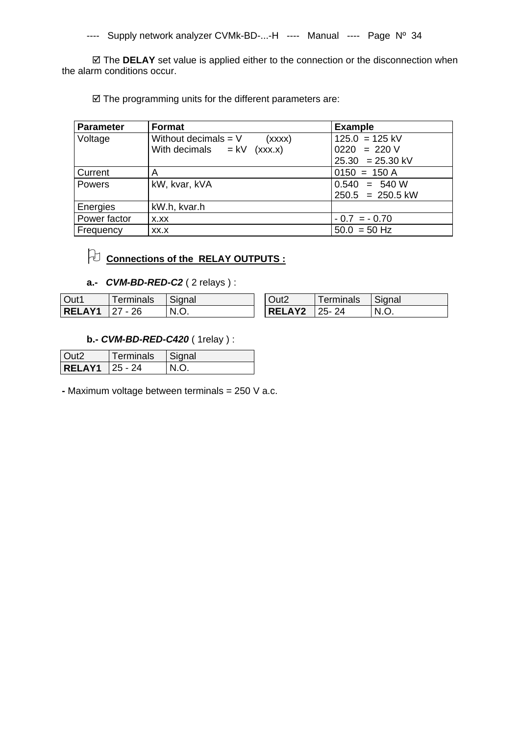☑ The **DELAY** set value is applied either to the connection or the disconnection when the alarm conditions occur.

☑ The programming units for the different parameters are:

| Parameter | Format | Example |
|---|---|---|
| Voltage | Without decimals = V (xxxx)<br>With decimals = kV (xxx.x) | 125.0 = 125 kV<br>0220 = 220 V<br>25.30 = 25.30 kV |
| Current | A | 0150 = 150 A |
| Powers | kW, kvar, kVA | 0.540 = 540 W<br>250.5 = 250.5 kW |
| Energies | kW.h, kvar.h | |
| Power factor | x.xx | - 0.7 = - 0.70 |
| Frequency | xx.x | 50.0 = 50 Hz |

## Connections of the RELAY OUTPUTS :

**a.-** ***CVM-BD-RED-C2*** ( 2 relays ) :

| Out1 | Terminals | Signal |
|---|---|---|
| **RELAY1** | 27 - 26 | N.O. |

| Out2 | Terminals | Signal |
|---|---|---|
| **RELAY2** | 25- 24 | N.O. |

**b.-** ***CVM-BD-RED-C420*** ( 1relay ) :

| Out2 | Terminals | Signal |
|---|---|---|
| **RELAY1** | 25 - 24 | N.O. |

**-** Maximum voltage between terminals = 250 V a.c.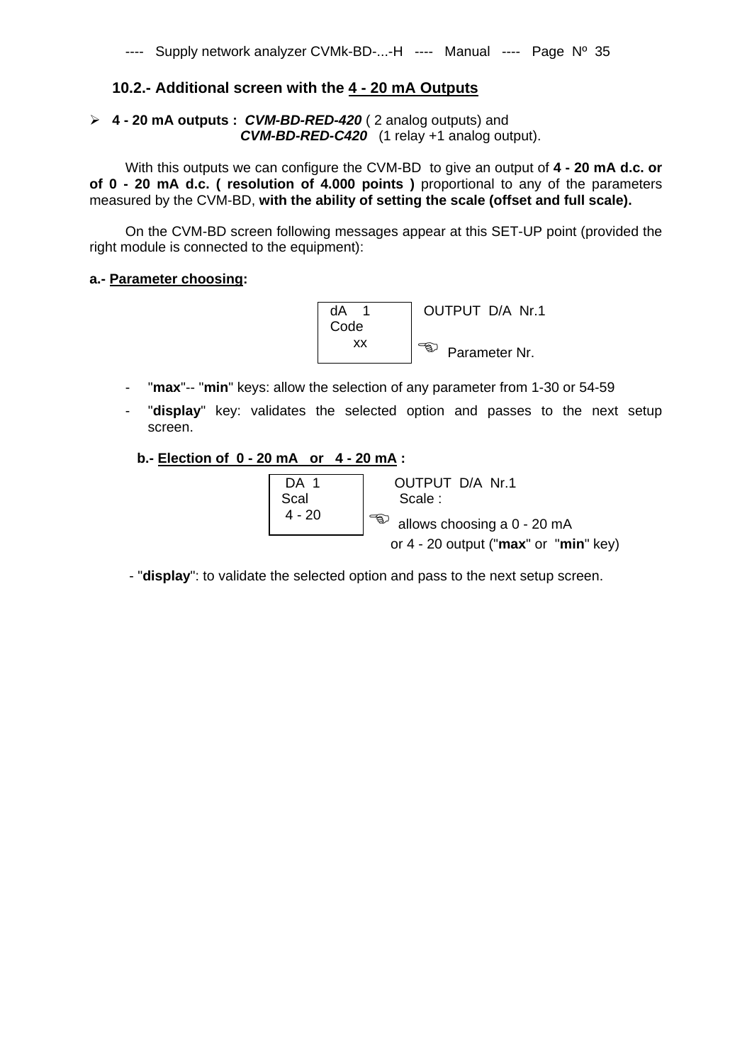## 10.2.- Additional screen with the 4 - 20 mA Outputs

- **4 - 20 mA outputs :** ***CVM-BD-RED-420*** ( 2 analog outputs) and
  ***CVM-BD-RED-C420*** (1 relay +1 analog output).

With this outputs we can configure the CVM-BD to give an output of **4 - 20 mA d.c. or of 0 - 20 mA d.c. ( resolution of 4.000 points )** proportional to any of the parameters measured by the CVM-BD, **with the ability of setting the scale (offset and full scale).**

On the CVM-BD screen following messages appear at this SET-UP point (provided the right module is connected to the equipment):

**a.- Parameter choosing:**

| dA 1<br>Code<br>xx | OUTPUT D/A Nr.1<br><br>☜ Parameter Nr. |
|---|---|

- "**max**"-- "**min**" keys: allow the selection of any parameter from 1-30 or 54-59
- "**display**" key: validates the selected option and passes to the next setup screen.

**b.- Election of 0 - 20 mA or 4 - 20 mA :**

| DA 1<br>Scal<br>4 - 20 | OUTPUT D/A Nr.1<br>Scale :<br>☜ allows choosing a 0 - 20 mA<br>or 4 - 20 output ("**max**" or "**min**" key) |
|---|---|

- "**display**": to validate the selected option and pass to the next setup screen.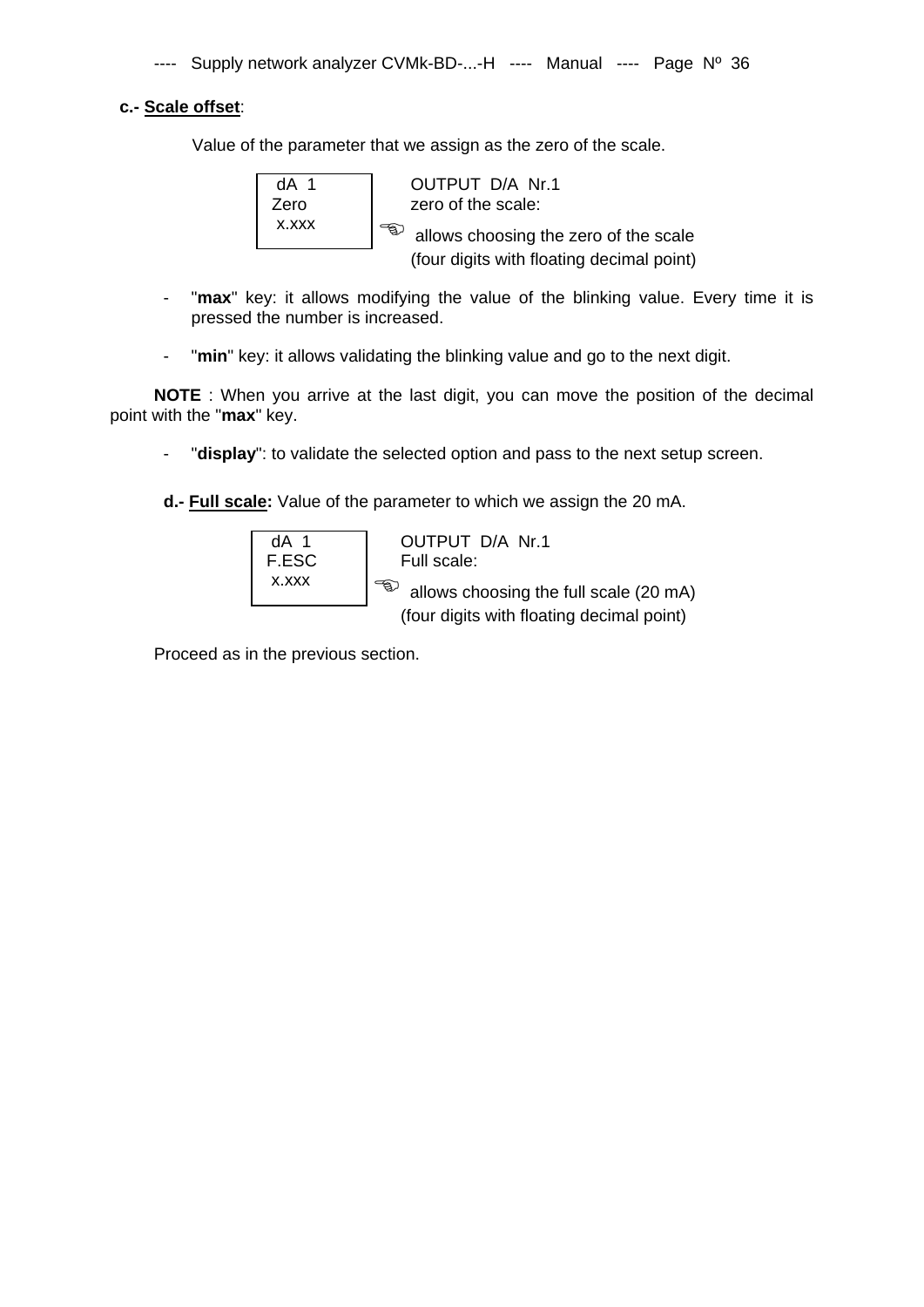**c.- Scale offset**:

Value of the parameter that we assign as the zero of the scale.

```
 dA  1
Zero
 x.xxx
```

OUTPUT D/A Nr.1
zero of the scale:

☜ allows choosing the zero of the scale (four digits with floating decimal point)

- "**max**" key: it allows modifying the value of the blinking value. Every time it is pressed the number is increased.

- "**min**" key: it allows validating the blinking value and go to the next digit.

**NOTE** : When you arrive at the last digit, you can move the position of the decimal point with the "**max**" key.

- "**display**": to validate the selected option and pass to the next setup screen.

**d.- Full scale:** Value of the parameter to which we assign the 20 mA.

```
 dA  1
F.ESC
 x.xxx
```

OUTPUT D/A Nr.1
Full scale:

☜ allows choosing the full scale (20 mA) (four digits with floating decimal point)

Proceed as in the previous section.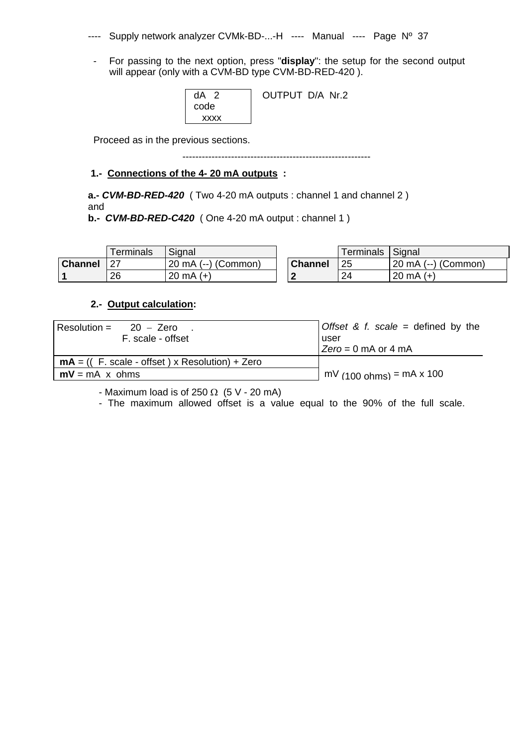- For passing to the next option, press "**display**": the setup for the second output will appear (only with a CVM-BD type CVM-BD-RED-420 ).

| dA 2<br>code<br>xxxx | OUTPUT D/A Nr.2 |
|---|---|

Proceed as in the previous sections.

---

**1.- Connections of the 4- 20 mA outputs :**

**a.-** ***CVM-BD-RED-420*** ( Two 4-20 mA outputs : channel 1 and channel 2 )
and
**b.-** ***CVM-BD-RED-C420*** ( One 4-20 mA output : channel 1 )

| | Terminals | Signal |
|---|---|---|
| **Channel 1** | 27 | 20 mA (--) (Common) |
| | 26 | 20 mA (+) |

| | Terminals | Signal |
|---|---|---|
| **Channel 2** | 25 | 20 mA (--) (Common) |
| | 24 | 20 mA (+) |

**2.- Output calculation:**

| | |
|---|---|
| Resolution = $\dfrac{20 - \text{Zero}}{\text{F. scale - offset}}$ | *Offset & f. scale* = defined by the user<br>*Zero* = 0 mA or 4 mA |
| **mA** = (( F. scale - offset ) x Resolution) + Zero | |
| **mV** = mA x ohms | $mV_{(100\ ohms)}$ = mA x 100 |

- Maximum load is of 250 Ω (5 V - 20 mA)
- The maximum allowed offset is a value equal to the 90% of the full scale.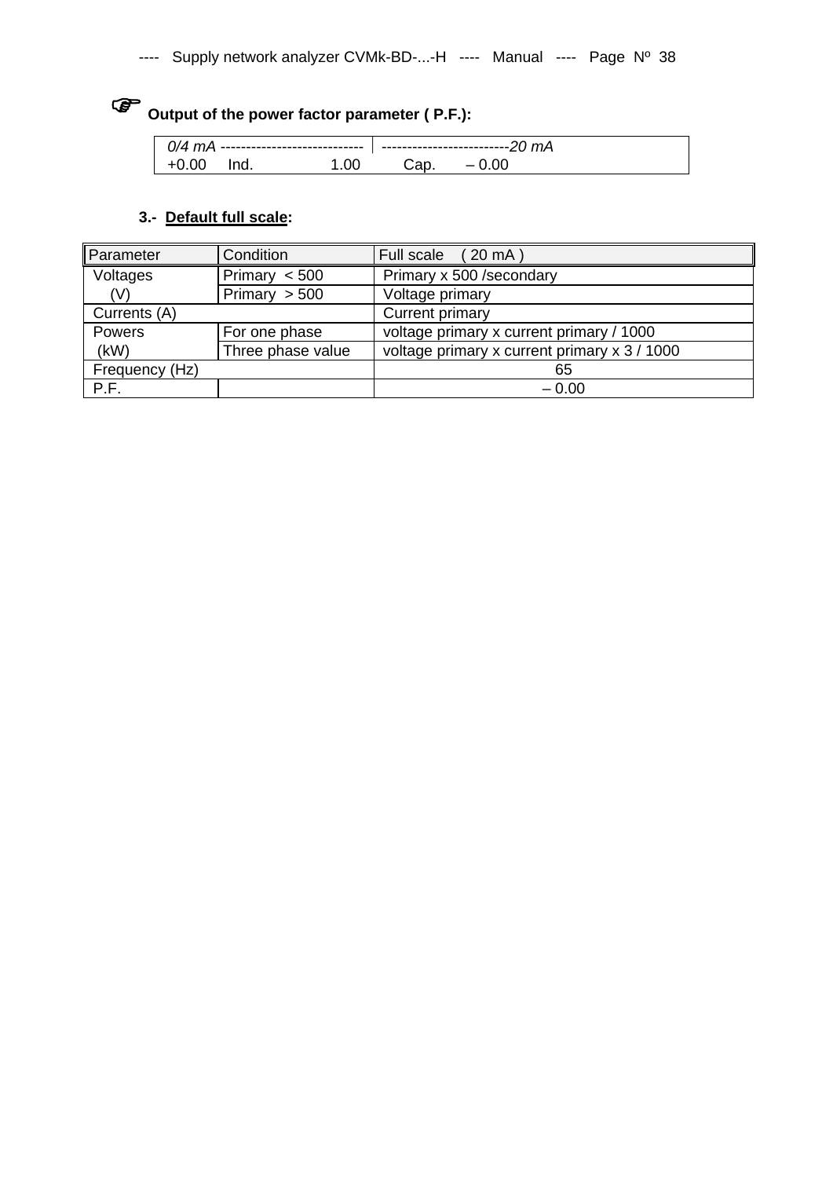☞ **Output of the power factor parameter ( P.F.):**

| *0/4 mA* ---------------------------- | -------------------------*20 mA* |
|---|---|
| +0.00 Ind. 1.00 | Cap. – 0.00 |

**3.-** **Default full scale:**

| Parameter | Condition | Full scale ( 20 mA ) |
|---|---|---|
| Voltages (V) | Primary < 500 | Primary x 500 /secondary |
| | Primary > 500 | Voltage primary |
| Currents (A) | | Current primary |
| Powers (kW) | For one phase | voltage primary x current primary / 1000 |
| | Three phase value | voltage primary x current primary x 3 / 1000 |
| Frequency (Hz) | | 65 |
| P.F. | | – 0.00 |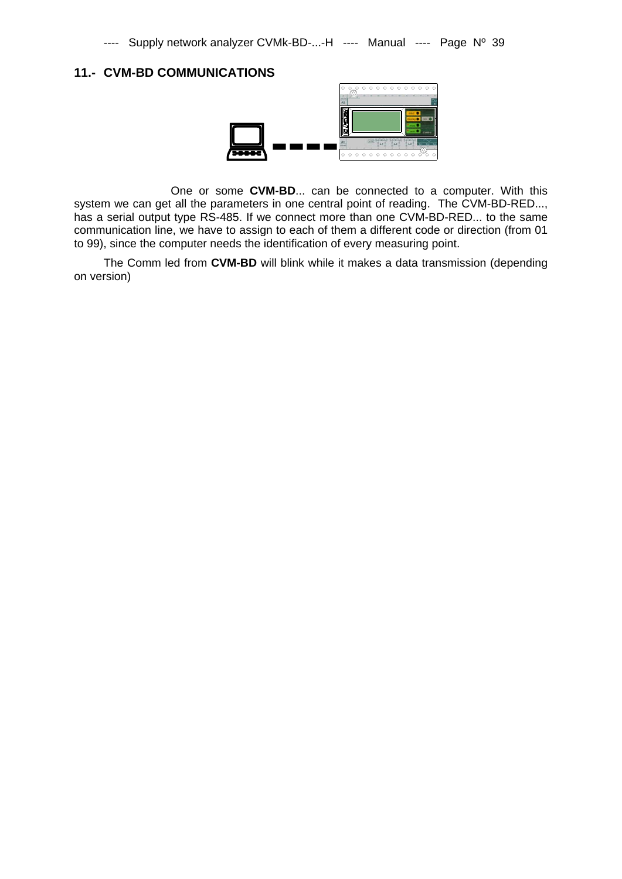## 11.- CVM-BD COMMUNICATIONS

One or some **CVM-BD**... can be connected to a computer. With this system we can get all the parameters in one central point of reading. The CVM-BD-RED..., has a serial output type RS-485. If we connect more than one CVM-BD-RED... to the same communication line, we have to assign to each of them a different code or direction (from 01 to 99), since the computer needs the identification of every measuring point.

The Comm led from **CVM-BD** will blink while it makes a data transmission (depending on version)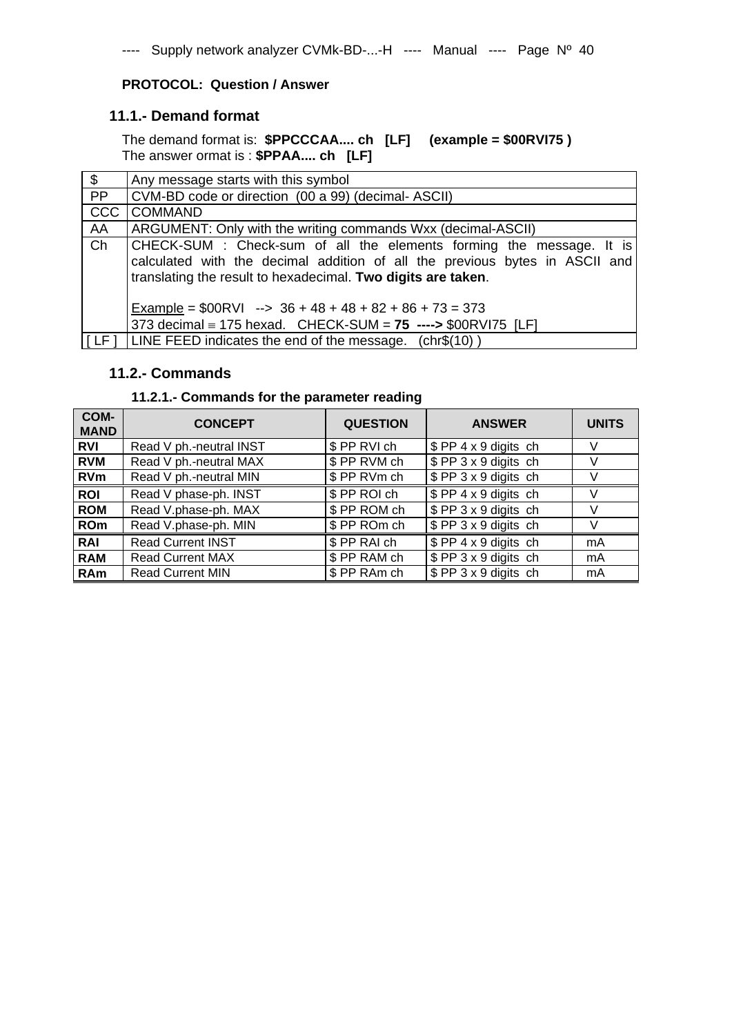**PROTOCOL: Question / Answer**

## 11.1.- Demand format

The demand format is: **$PPCCCAA.... ch [LF] (example = $00RVI75 )**
The answer ormat is : **$PPAA.... ch [LF]**

| | |
|---|---|
| $ | Any message starts with this symbol |
| PP | CVM-BD code or direction (00 a 99) (decimal- ASCII) |
| CCC | COMMAND |
| AA | ARGUMENT: Only with the writing commands Wxx (decimal-ASCII) |
| Ch | CHECK-SUM : Check-sum of all the elements forming the message. It is calculated with the decimal addition of all the previous bytes in ASCII and translating the result to hexadecimal. **Two digits are taken**.<br><br>Example = $00RVI --> 36 + 48 + 48 + 82 + 86 + 73 = 373<br>373 decimal ≡ 175 hexad. CHECK-SUM = **75 ---->** $00RVI75 [LF] |
| [ LF ] | LINE FEED indicates the end of the message. (chr$(10) ) |

## 11.2.- Commands

### 11.2.1.- Commands for the parameter reading

| COM-MAND | CONCEPT | QUESTION | ANSWER | UNITS |
|---|---|---|---|---|
| **RVI** | Read V ph.-neutral INST | $ PP RVI ch | $ PP 4 x 9 digits ch | V |
| **RVM** | Read V ph.-neutral MAX | $ PP RVM ch | $ PP 3 x 9 digits ch | V |
| **RVm** | Read V ph.-neutral MIN | $ PP RVm ch | $ PP 3 x 9 digits ch | V |
| **ROI** | Read V phase-ph. INST | $ PP ROI ch | $ PP 4 x 9 digits ch | V |
| **ROM** | Read V.phase-ph. MAX | $ PP ROM ch | $ PP 3 x 9 digits ch | V |
| **ROm** | Read V.phase-ph. MIN | $ PP ROm ch | $ PP 3 x 9 digits ch | V |
| **RAI** | Read Current INST | $ PP RAI ch | $ PP 4 x 9 digits ch | mA |
| **RAM** | Read Current MAX | $ PP RAM ch | $ PP 3 x 9 digits ch | mA |
| **RAm** | Read Current MIN | $ PP RAm ch | $ PP 3 x 9 digits ch | mA |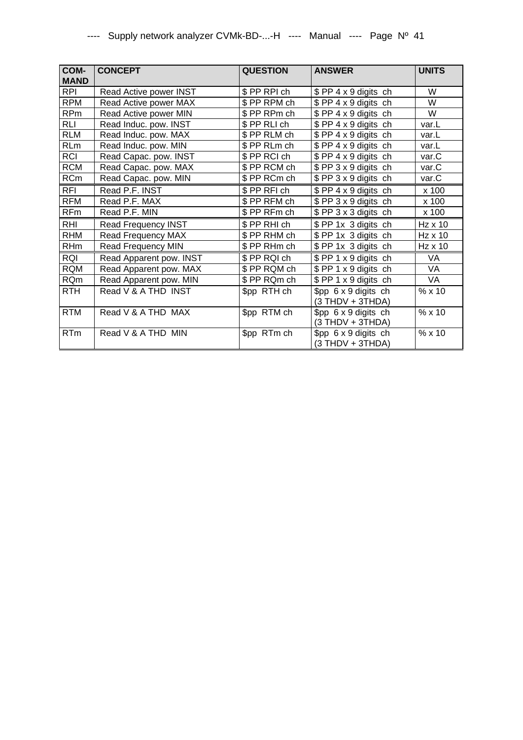| COM-MAND | CONCEPT | QUESTION | ANSWER | UNITS |
|---|---|---|---|---|
| RPI | Read Active power INST | $ PP RPI ch | $ PP 4 x 9 digits ch | W |
| RPM | Read Active power MAX | $ PP RPM ch | $ PP 4 x 9 digits ch | W |
| RPm | Read Active power MIN | $ PP RPm ch | $ PP 4 x 9 digits ch | W |
| RLI | Read Induc. pow. INST | $ PP RLI ch | $ PP 4 x 9 digits ch | var.L |
| RLM | Read Induc. pow. MAX | $ PP RLM ch | $ PP 4 x 9 digits ch | var.L |
| RLm | Read Induc. pow. MIN | $ PP RLm ch | $ PP 4 x 9 digits ch | var.L |
| RCI | Read Capac. pow. INST | $ PP RCI ch | $ PP 4 x 9 digits ch | var.C |
| RCM | Read Capac. pow. MAX | $ PP RCM ch | $ PP 3 x 9 digits ch | var.C |
| RCm | Read Capac. pow. MIN | $ PP RCm ch | $ PP 3 x 9 digits ch | var.C |
| RFI | Read P.F. INST | $ PP RFI ch | $ PP 4 x 9 digits ch | x 100 |
| RFM | Read P.F. MAX | $ PP RFM ch | $ PP 3 x 9 digits ch | x 100 |
| RFm | Read P.F. MIN | $ PP RFm ch | $ PP 3 x 3 digits ch | x 100 |
| RHI | Read Frequency INST | $ PP RHI ch | $ PP 1x 3 digits ch | Hz x 10 |
| RHM | Read Frequency MAX | $ PP RHM ch | $ PP 1x 3 digits ch | Hz x 10 |
| RHm | Read Frequency MIN | $ PP RHm ch | $ PP 1x 3 digits ch | Hz x 10 |
| RQI | Read Apparent pow. INST | $ PP RQI ch | $ PP 1 x 9 digits ch | VA |
| RQM | Read Apparent pow. MAX | $ PP RQM ch | $ PP 1 x 9 digits ch | VA |
| RQm | Read Apparent pow. MIN | $ PP RQm ch | $ PP 1 x 9 digits ch | VA |
| RTH | Read V & A THD INST | $pp RTH ch | $pp 6 x 9 digits ch (3 THDV + 3THDA) | % x 10 |
| RTM | Read V & A THD MAX | $pp RTM ch | $pp 6 x 9 digits ch (3 THDV + 3THDA) | % x 10 |
| RTm | Read V & A THD MIN | $pp RTm ch | $pp 6 x 9 digits ch (3 THDV + 3THDA) | % x 10 |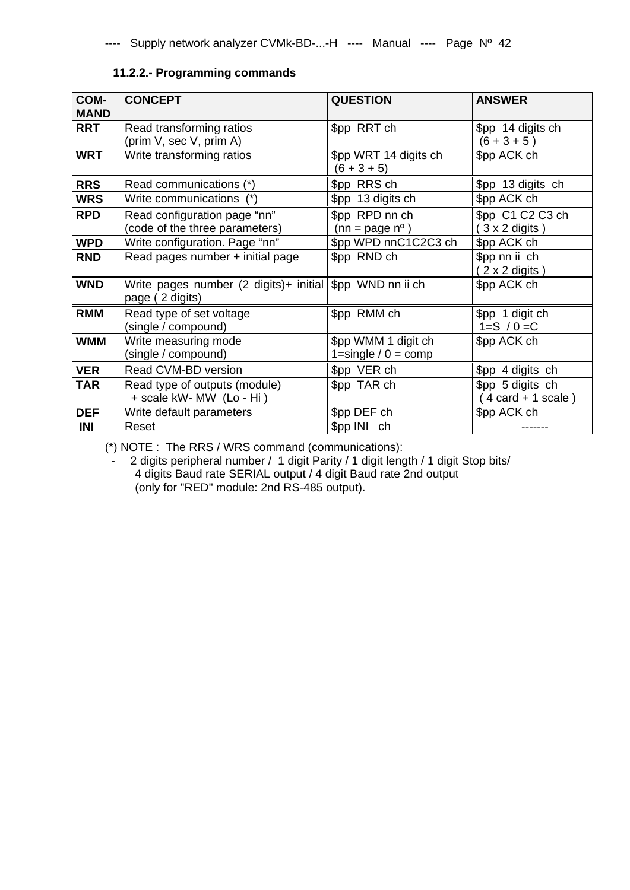### 11.2.2.- Programming commands

| COM-MAND | CONCEPT | QUESTION | ANSWER |
|---|---|---|---|
| **RRT** | Read transforming ratios (prim V, sec V, prim A) | $pp RRT ch | $pp 14 digits ch (6 + 3 + 5 ) |
| **WRT** | Write transforming ratios | $pp WRT 14 digits ch (6 + 3 + 5) | $pp ACK ch |
| **RRS** | Read communications (*) | $pp RRS ch | $pp 13 digits ch |
| **WRS** | Write communications (*) | $pp 13 digits ch | $pp ACK ch |
| **RPD** | Read configuration page "nn" (code of the three parameters) | $pp RPD nn ch (nn = page nº ) | $pp C1 C2 C3 ch ( 3 x 2 digits ) |
| **WPD** | Write configuration. Page "nn" | $pp WPD nnC1C2C3 ch | $pp ACK ch |
| **RND** | Read pages number + initial page | $pp RND ch | $pp nn ii ch ( 2 x 2 digits ) |
| **WND** | Write pages number (2 digits)+ initial page ( 2 digits) | $pp WND nn ii ch | $pp ACK ch |
| **RMM** | Read type of set voltage (single / compound) | $pp RMM ch | $pp 1 digit ch 1=S / 0 =C |
| **WMM** | Write measuring mode (single / compound) | $pp WMM 1 digit ch 1=single / 0 = comp | $pp ACK ch |
| **VER** | Read CVM-BD version | $pp VER ch | $pp 4 digits ch |
| **TAR** | Read type of outputs (module) + scale kW- MW (Lo - Hi ) | $pp TAR ch | $pp 5 digits ch ( 4 card + 1 scale ) |
| **DEF** | Write default parameters | $pp DEF ch | $pp ACK ch |
| **INI** | Reset | $pp INI ch | ------- |

(*) NOTE : The RRS / WRS command (communications):

- 2 digits peripheral number / 1 digit Parity / 1 digit length / 1 digit Stop bits/ 4 digits Baud rate SERIAL output / 4 digit Baud rate 2nd output (only for "RED" module: 2nd RS-485 output).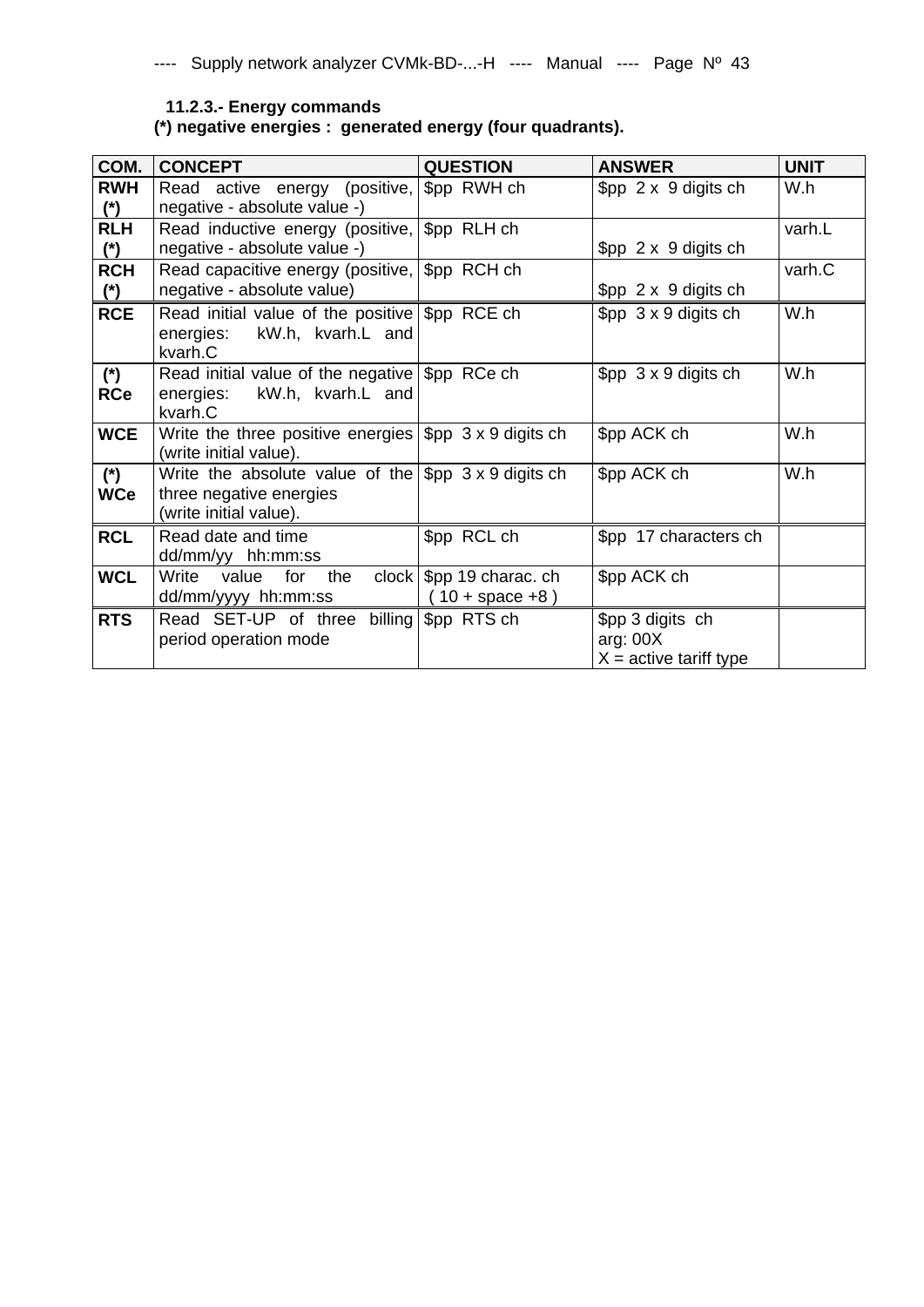### 11.2.3.- Energy commands

**(*) negative energies : generated energy (four quadrants).**

| COM. | CONCEPT | QUESTION | ANSWER | UNIT |
|---|---|---|---|---|
| **RWH (*)** | Read active energy (positive, negative - absolute value -) | $pp RWH ch | $pp 2 x 9 digits ch | W.h |
| **RLH (*)** | Read inductive energy (positive, negative - absolute value -) | $pp RLH ch | $pp 2 x 9 digits ch | varh.L |
| **RCH (*)** | Read capacitive energy (positive, negative - absolute value) | $pp RCH ch | $pp 2 x 9 digits ch | varh.C |
| **RCE** | Read initial value of the positive energies: kW.h, kvarh.L and kvarh.C | $pp RCE ch | $pp 3 x 9 digits ch | W.h |
| **(*) RCe** | Read initial value of the negative energies: kW.h, kvarh.L and kvarh.C | $pp RCe ch | $pp 3 x 9 digits ch | W.h |
| **WCE** | Write the three positive energies (write initial value). | $pp 3 x 9 digits ch | $pp ACK ch | W.h |
| **(*) WCe** | Write the absolute value of the three negative energies (write initial value). | $pp 3 x 9 digits ch | $pp ACK ch | W.h |
| **RCL** | Read date and time dd/mm/yy hh:mm:ss | $pp RCL ch | $pp 17 characters ch | |
| **WCL** | Write value for the clock dd/mm/yyyy hh:mm:ss | $pp 19 charac. ch ( 10 + space +8 ) | $pp ACK ch | |
| **RTS** | Read SET-UP of three billing period operation mode | $pp RTS ch | $pp 3 digits ch arg: 00X X = active tariff type | |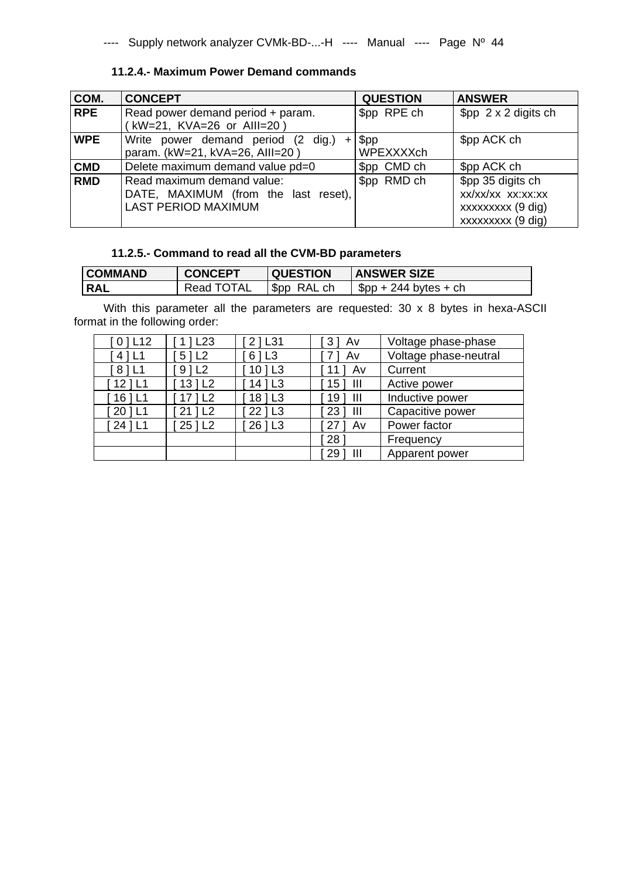### 11.2.4.- Maximum Power Demand commands

| COM. | CONCEPT | QUESTION | ANSWER |
|---|---|---|---|
| **RPE** | Read power demand period + param. ( kW=21, KVA=26 or AIII=20 ) | $pp RPE ch | $pp 2 x 2 digits ch |
| **WPE** | Write power demand period (2 dig.) + param. (kW=21, kVA=26, AIII=20 ) | $pp WPEXXXXch | $pp ACK ch |
| **CMD** | Delete maximum demand value pd=0 | $pp CMD ch | $pp ACK ch |
| **RMD** | Read maximum demand value: DATE, MAXIMUM (from the last reset), LAST PERIOD MAXIMUM | $pp RMD ch | $pp 35 digits ch xx/xx/xx xx:xx:xx xxxxxxxxx (9 dig) xxxxxxxxx (9 dig) |

### 11.2.5.- Command to read all the CVM-BD parameters

| COMMAND | CONCEPT | QUESTION | ANSWER SIZE |
|---|---|---|---|
| **RAL** | Read TOTAL | $pp RAL ch | $pp + 244 bytes + ch |

With this parameter all the parameters are requested: 30 x 8 bytes in hexa-ASCII format in the following order:

| | | | | |
|---|---|---|---|---|
| [ 0 ] L12 | [ 1 ] L23 | [ 2 ] L31 | [ 3 ] Av | Voltage phase-phase |
| [ 4 ] L1 | [ 5 ] L2 | [ 6 ] L3 | [ 7 ] Av | Voltage phase-neutral |
| [ 8 ] L1 | [ 9 ] L2 | [ 10 ] L3 | [ 11 ] Av | Current |
| [ 12 ] L1 | [ 13 ] L2 | [ 14 ] L3 | [ 15 ] III | Active power |
| [ 16 ] L1 | [ 17 ] L2 | [ 18 ] L3 | [ 19 ] III | Inductive power |
| [ 20 ] L1 | [ 21 ] L2 | [ 22 ] L3 | [ 23 ] III | Capacitive power |
| [ 24 ] L1 | [ 25 ] L2 | [ 26 ] L3 | [ 27 ] Av | Power factor |
| | | | [ 28 ] | Frequency |
| | | | [ 29 ] III | Apparent power |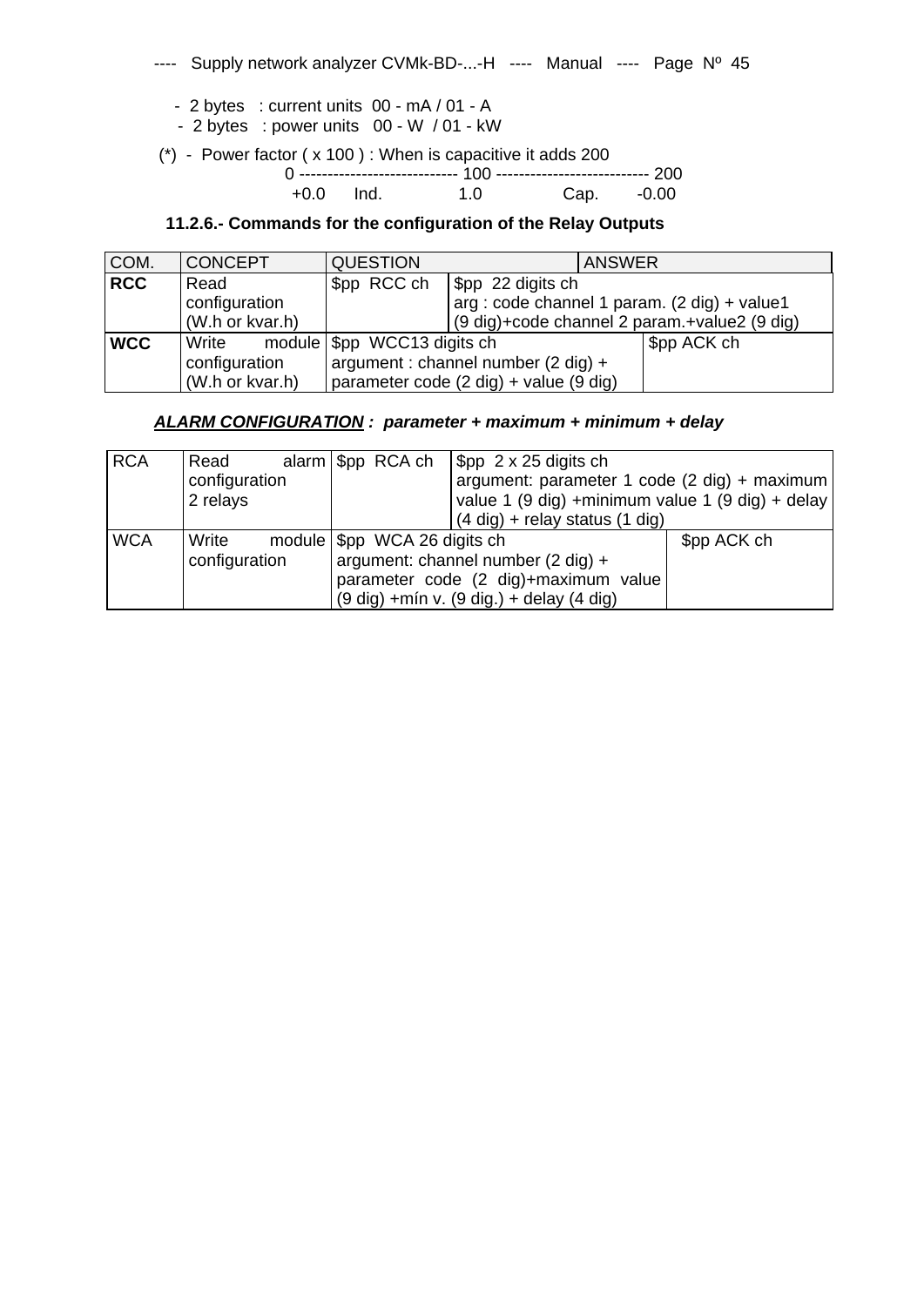- 2 bytes : current units 00 - mA / 01 - A
- 2 bytes : power units 00 - W / 01 - kW

(*) - Power factor ( x 100 ) : When is capacitive it adds 200

```
0 ---------------------------- 100 --------------------------- 200
 +0.0     Ind.             1.0             Cap.       -0.00
```

### 11.2.6.- Commands for the configuration of the Relay Outputs

| COM. | CONCEPT | QUESTION | ANSWER |
|---|---|---|---|
| **RCC** | Read configuration (W.h or kvar.h) | $pp RCC ch | $pp 22 digits ch<br>arg : code channel 1 param. (2 dig) + value1 (9 dig)+code channel 2 param.+value2 (9 dig) |
| **WCC** | Write module configuration (W.h or kvar.h) | $pp WCC13 digits ch<br>argument : channel number (2 dig) + parameter code (2 dig) + value (9 dig) | $pp ACK ch |

***ALARM CONFIGURATION* : parameter + maximum + minimum + delay**

| COM. | CONCEPT | QUESTION | ANSWER |
|---|---|---|---|
| RCA | Read alarm configuration 2 relays | $pp RCA ch | $pp 2 x 25 digits ch<br>argument: parameter 1 code (2 dig) + maximum value 1 (9 dig) +minimum value 1 (9 dig) + delay (4 dig) + relay status (1 dig) |
| WCA | Write module configuration | $pp WCA 26 digits ch<br>argument: channel number (2 dig) + parameter code (2 dig)+maximum value (9 dig) +mín v. (9 dig.) + delay (4 dig) | $pp ACK ch |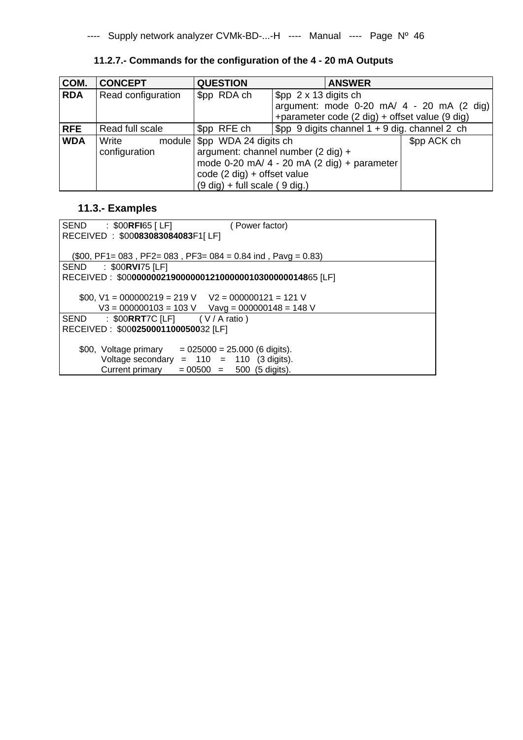### 11.2.7.- Commands for the configuration of the 4 - 20 mA Outputs

| COM. | CONCEPT | QUESTION | ANSWER |
|---|---|---|---|
| **RDA** | Read configuration | $pp RDA ch | $pp 2 x 13 digits ch argument: mode 0-20 mA/ 4 - 20 mA (2 dig) +parameter code (2 dig) + offset value (9 dig) |
| **RFE** | Read full scale | $pp RFE ch | $pp 9 digits channel 1 + 9 dig. channel 2 ch |
| **WDA** | Write module configuration | $pp WDA 24 digits ch argument: channel number (2 dig) + mode 0-20 mA/ 4 - 20 mA (2 dig) + parameter code (2 dig) + offset value (9 dig) + full scale ( 9 dig.) | $pp ACK ch |

## 11.3.- Examples

SEND : $00**RFI**65 [ LF] ( Power factor)
RECEIVED : $00**083083084083**F1[ LF]

($00, PF1= 083 , PF2= 083 , PF3= 084 = 0.84 ind , Pavg = 0.83)

---

SEND : $00**RVI**75 [LF]
RECEIVED : $00**000000219000000121000000103000000148**65 [LF]

$00, V1 = 000000219 = 219 V V2 = 000000121 = 121 V
V3 = 000000103 = 103 V Vavg = 000000148 = 148 V

---

SEND : $00**RRT**7C [LF] ( V / A ratio )
RECEIVED : $00**02500011000500**32 [LF]

$00, Voltage primary = 025000 = 25.000 (6 digits).
Voltage secondary = 110 = 110 (3 digits).
Current primary = 00500 = 500 (5 digits).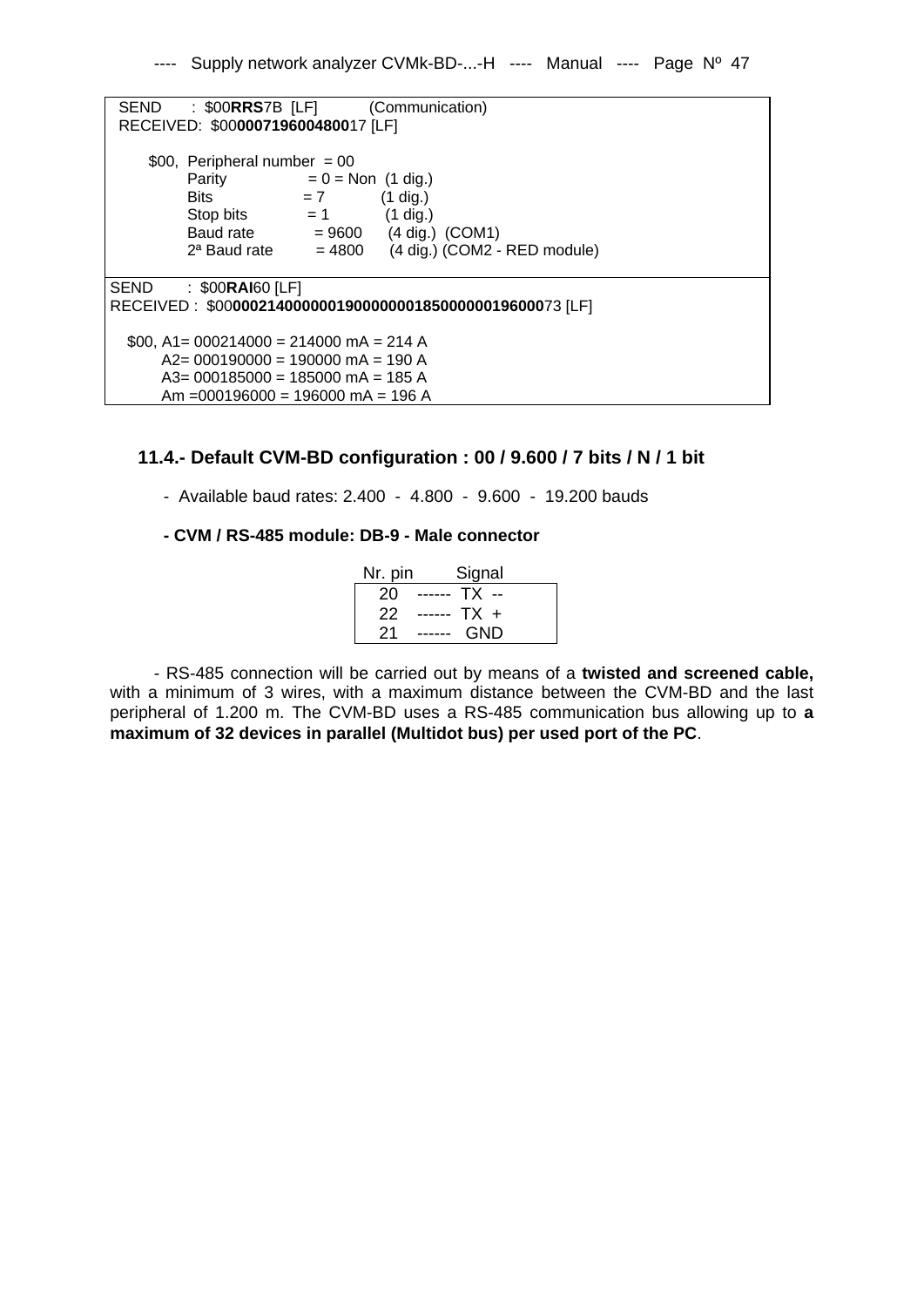SEND : $00**RRS**7B [LF] (Communication)
RECEIVED: $00**000719600480017** [LF]

$00, Peripheral number = 00
Parity = 0 = Non (1 dig.)
Bits = 7 (1 dig.)
Stop bits = 1 (1 dig.)
Baud rate = 9600 (4 dig.) (COM1)
2ª Baud rate = 4800 (4 dig.) (COM2 - RED module)

SEND : $00**RAI**60 [LF]
RECEIVED : $00**000214000000190000000185000000196000**73 [LF]

$00, A1= 000214000 = 214000 mA = 214 A
A2= 000190000 = 190000 mA = 190 A
A3= 000185000 = 185000 mA = 185 A
Am =000196000 = 196000 mA = 196 A

## 11.4.- Default CVM-BD configuration : 00 / 9.600 / 7 bits / N / 1 bit

- Available baud rates: 2.400 - 4.800 - 9.600 - 19.200 bauds

**- CVM / RS-485 module: DB-9 - Male connector**

| Nr. pin | Signal |
|---|---|
| 20 | ------ TX -- |
| 22 | ------ TX + |
| 21 | ------ GND |

- RS-485 connection will be carried out by means of a **twisted and screened cable,** with a minimum of 3 wires, with a maximum distance between the CVM-BD and the last peripheral of 1.200 m. The CVM-BD uses a RS-485 communication bus allowing up to **a maximum of 32 devices in parallel (Multidot bus) per used port of the PC**.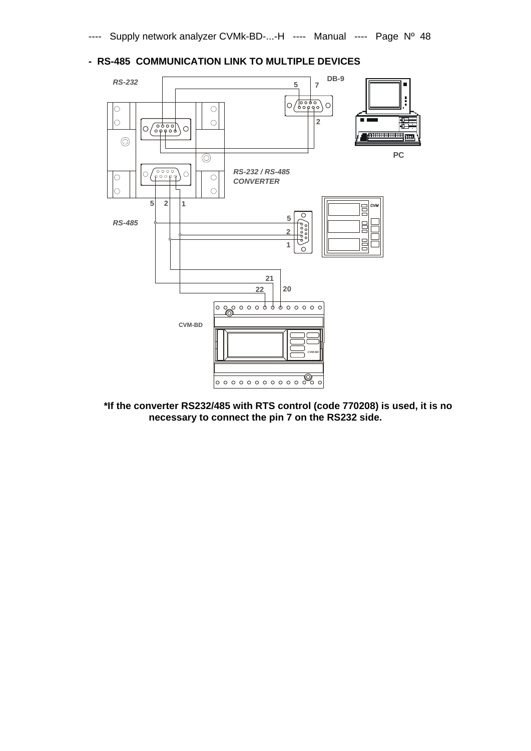## - RS-485 COMMUNICATION LINK TO MULTIPLE DEVICES

**\*If the converter RS232/485 with RTS control (code 770208) is used, it is no necessary to connect the pin 7 on the RS232 side.**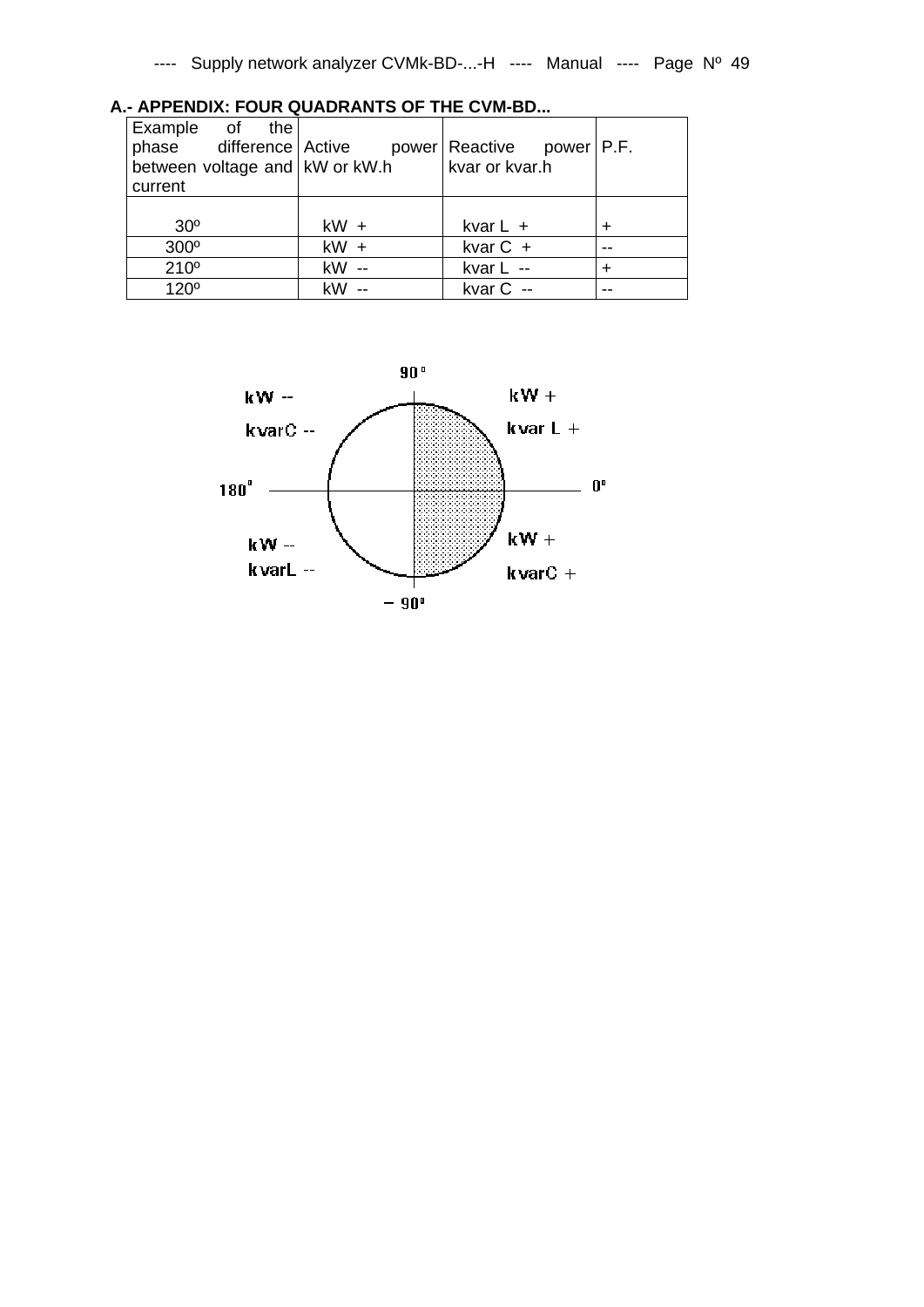## A.- APPENDIX: FOUR QUADRANTS OF THE CVM-BD...

| Example of the phase difference between voltage and current | Active power kW or kW.h | Reactive power kvar or kvar.h | P.F. |
|---|---|---|---|
| 30º | kW + | kvar L + | + |
| 300º | kW + | kvar C + | -- |
| 210º | kW -- | kvar L -- | + |
| 120º | kW -- | kvar C -- | -- |

90º

kW -- kvarC -- | kW + kvar L +

180º | 0º

kW -- kvarL -- | kW + kvarC +

– 90º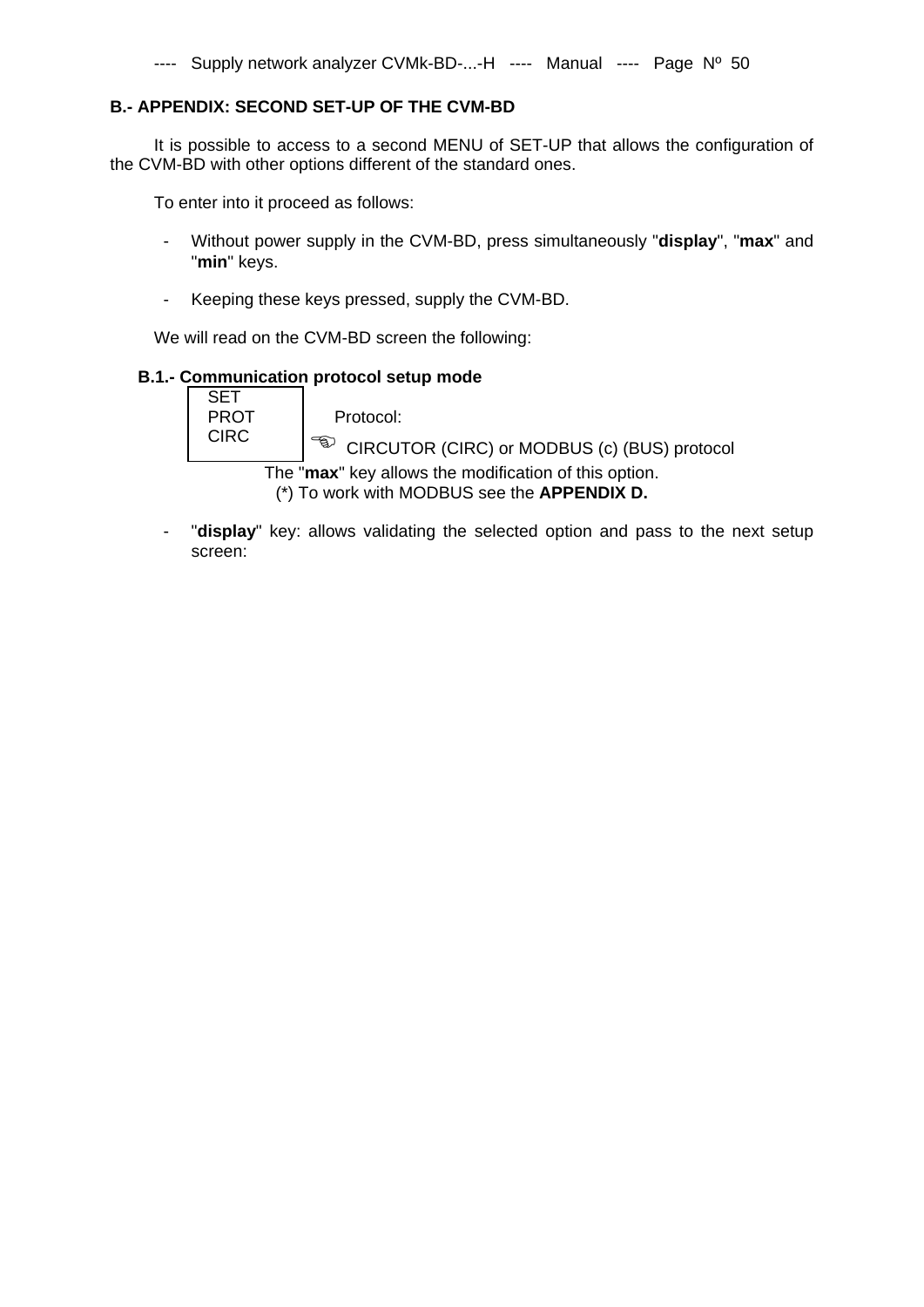## B.- APPENDIX: SECOND SET-UP OF THE CVM-BD

It is possible to access to a second MENU of SET-UP that allows the configuration of the CVM-BD with other options different of the standard ones.

To enter into it proceed as follows:

- Without power supply in the CVM-BD, press simultaneously "**display**", "**max**" and "**min**" keys.
- Keeping these keys pressed, supply the CVM-BD.

We will read on the CVM-BD screen the following:

### B.1.- Communication protocol setup mode

```
SET
PROT
CIRC
```

Protocol:

☜ CIRCUTOR (CIRC) or MODBUS (c) (BUS) protocol

The "**max**" key allows the modification of this option.

(*) To work with MODBUS see the **APPENDIX D.**

- "**display**" key: allows validating the selected option and pass to the next setup screen: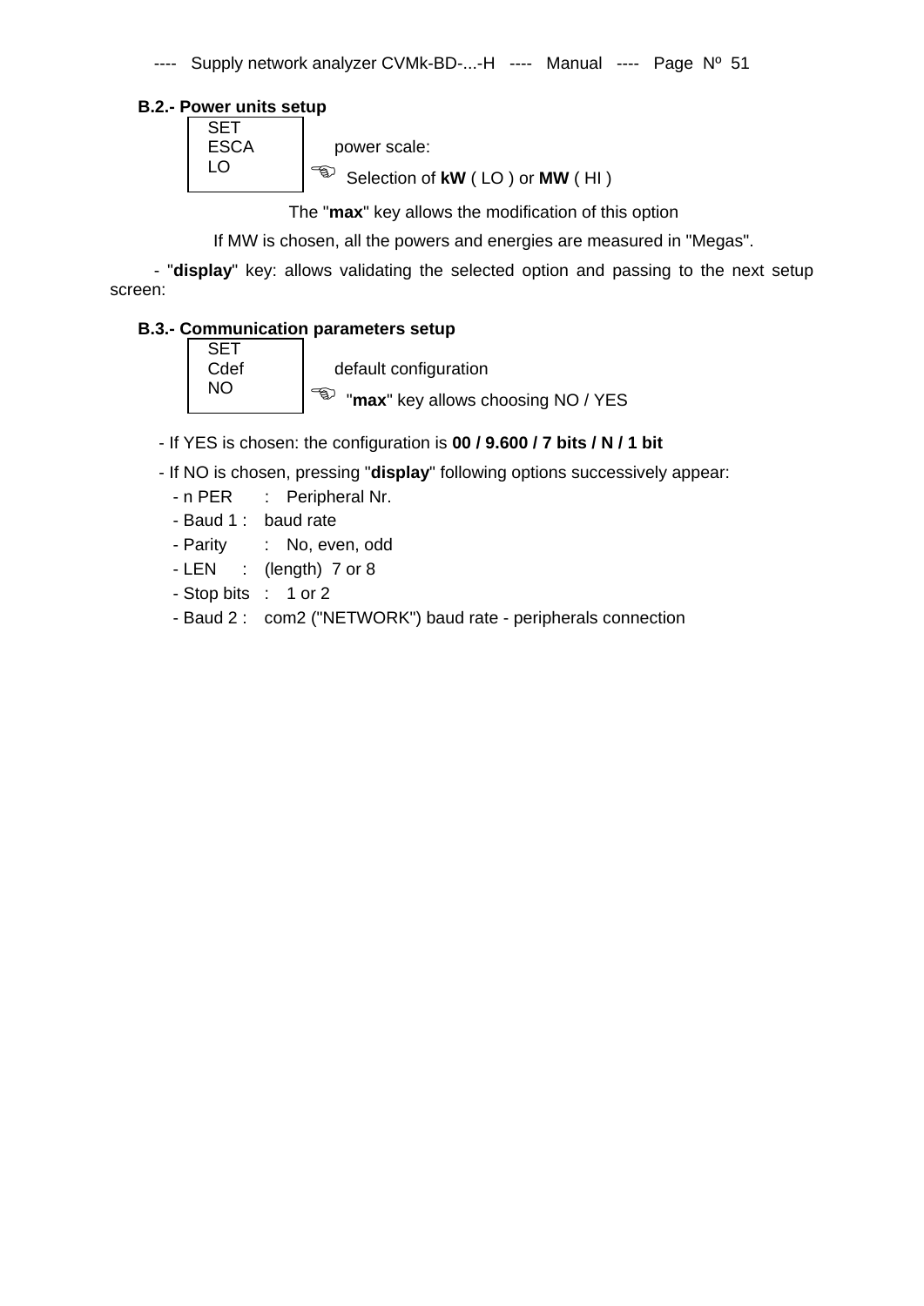**B.2.- Power units setup**

```
SET
ESCA
LO
```

power scale:

☞ Selection of **kW** ( LO ) or **MW** ( HI )

The "**max**" key allows the modification of this option

If MW is chosen, all the powers and energies are measured in "Megas".

- "**display**" key: allows validating the selected option and passing to the next setup screen:

**B.3.- Communication parameters setup**

```
SET
Cdef
NO
```

default configuration

☞ "**max**" key allows choosing NO / YES

- If YES is chosen: the configuration is **00 / 9.600 / 7 bits / N / 1 bit**
- If NO is chosen, pressing "**display**" following options successively appear:
  - n PER : Peripheral Nr.
  - Baud 1 : baud rate
  - Parity : No, even, odd
  - LEN : (length) 7 or 8
  - Stop bits : 1 or 2
  - Baud 2 : com2 ("NETWORK") baud rate - peripherals connection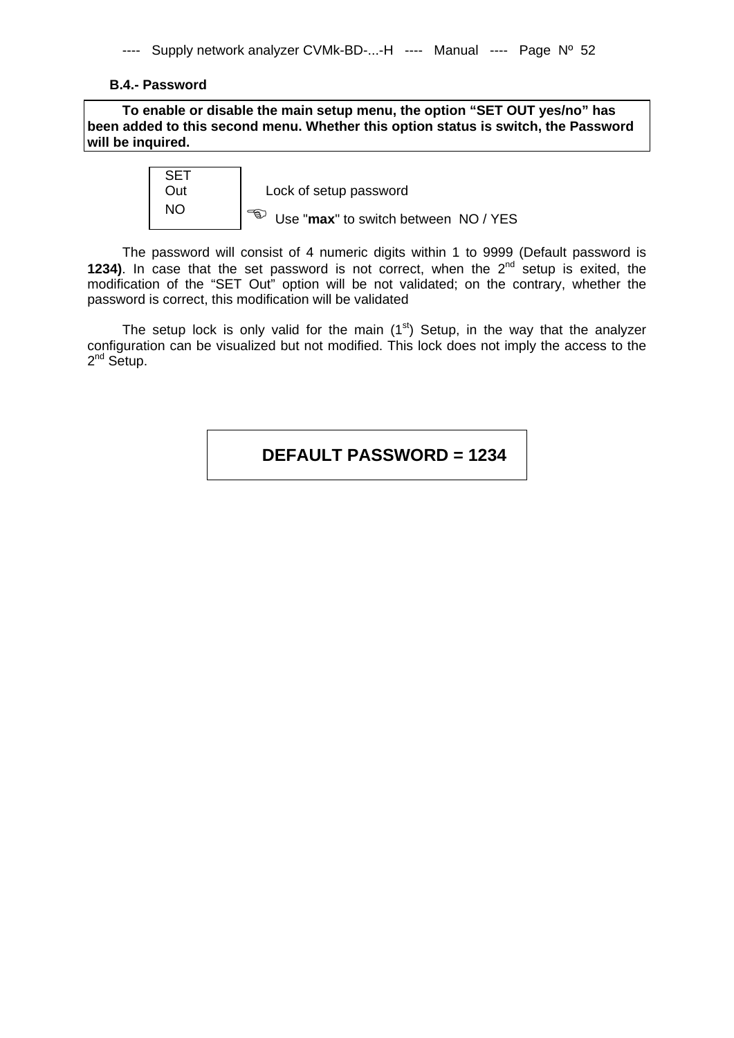### B.4.- Password

**To enable or disable the main setup menu, the option "SET OUT yes/no" has been added to this second menu. Whether this option status is switch, the Password will be inquired.**

| SET Out NO | Lock of setup password<br>☜ Use "**max**" to switch between NO / YES |
|---|---|

The password will consist of 4 numeric digits within 1 to 9999 (Default password is **1234)**. In case that the set password is not correct, when the 2nd setup is exited, the modification of the "SET Out" option will be not validated; on the contrary, whether the password is correct, this modification will be validated

The setup lock is only valid for the main (1st) Setup, in the way that the analyzer configuration can be visualized but not modified. This lock does not imply the access to the 2nd Setup.

**DEFAULT PASSWORD = 1234**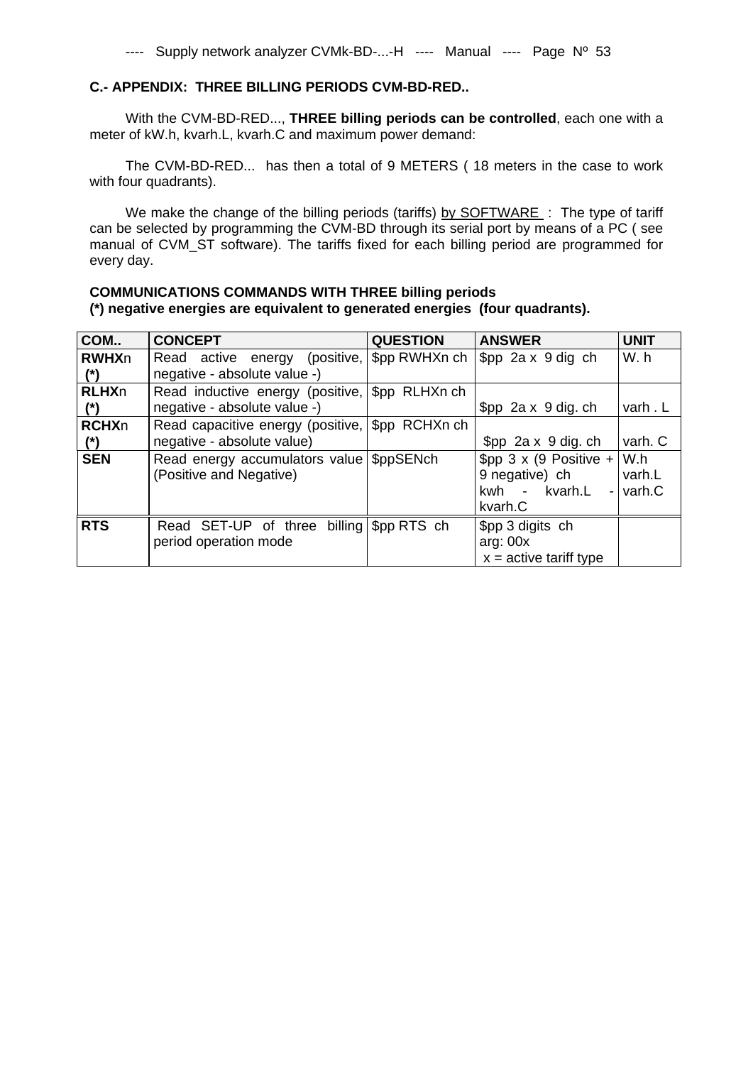### C.- APPENDIX: THREE BILLING PERIODS CVM-BD-RED..

With the CVM-BD-RED..., **THREE billing periods can be controlled**, each one with a meter of kW.h, kvarh.L, kvarh.C and maximum power demand:

The CVM-BD-RED... has then a total of 9 METERS ( 18 meters in the case to work with four quadrants).

We make the change of the billing periods (tariffs) by SOFTWARE : The type of tariff can be selected by programming the CVM-BD through its serial port by means of a PC ( see manual of CVM_ST software). The tariffs fixed for each billing period are programmed for every day.

**COMMUNICATIONS COMMANDS WITH THREE billing periods**
**(*) negative energies are equivalent to generated energies (four quadrants).**

| COM.. | CONCEPT | QUESTION | ANSWER | UNIT |
|---|---|---|---|---|
| **RWHX**n **(*)** | Read active energy (positive, negative - absolute value -) | $pp RWHXn ch | $pp 2a x 9 dig ch | W. h |
| **RLHX**n **(*)** | Read inductive energy (positive, negative - absolute value -) | $pp RLHXn ch | $pp 2a x 9 dig. ch | varh . L |
| **RCHX**n **(*)** | Read capacitive energy (positive, negative - absolute value) | $pp RCHXn ch | $pp 2a x 9 dig. ch | varh. C |
| **SEN** | Read energy accumulators value (Positive and Negative) | $ppSENch | $pp 3 x (9 Positive + 9 negative) ch kwh - kvarh.L - kvarh.C | W.h varh.L varh.C |
| **RTS** | Read SET-UP of three billing period operation mode | $pp RTS ch | $pp 3 digits ch arg: 00x x = active tariff type | |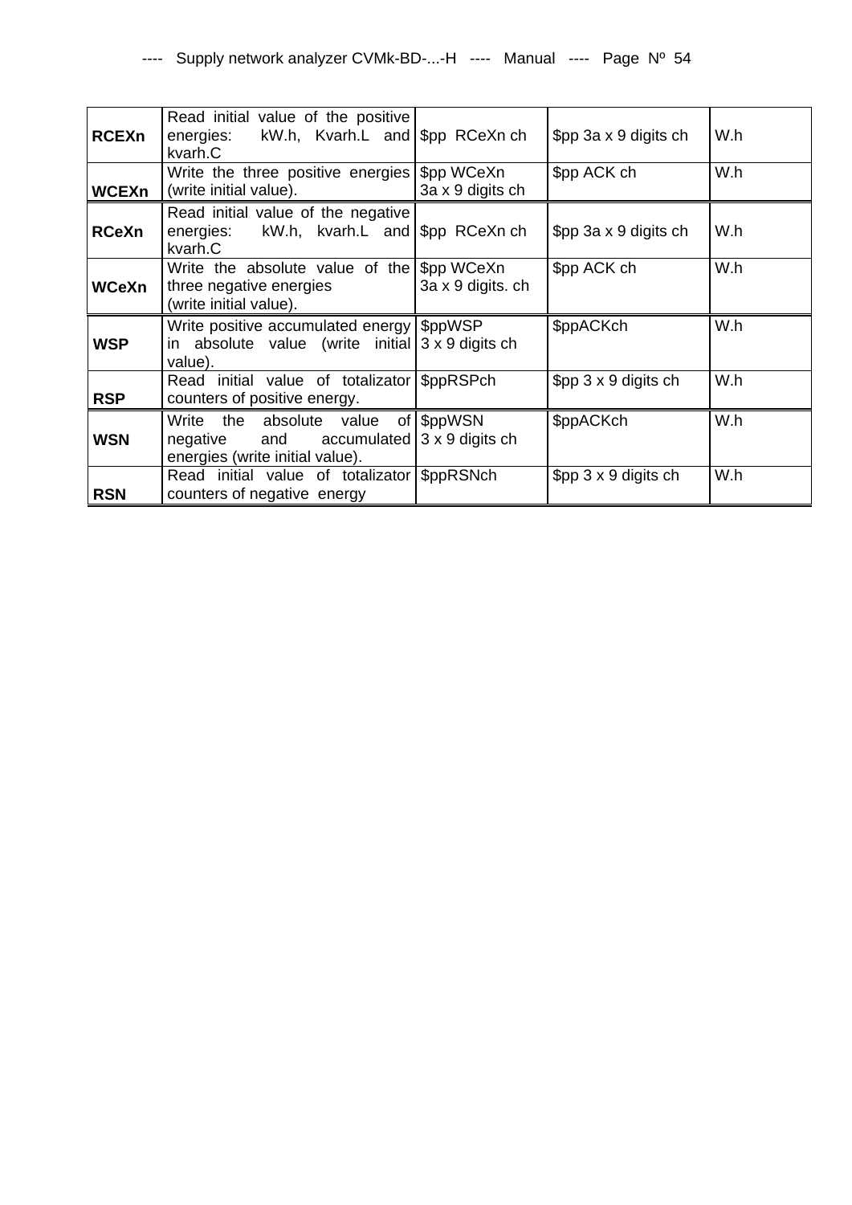| | | | | |
|---|---|---|---|---|
| **RCEXn** | Read initial value of the positive energies: kW.h, Kvarh.L and kvarh.C | $pp RCeXn ch | $pp 3a x 9 digits ch | W.h |
| **WCEXn** | Write the three positive energies (write initial value). | $pp WCeXn 3a x 9 digits ch | $pp ACK ch | W.h |
| **RCeXn** | Read initial value of the negative energies: kW.h, kvarh.L and kvarh.C | $pp RCeXn ch | $pp 3a x 9 digits ch | W.h |
| **WCeXn** | Write the absolute value of the three negative energies (write initial value). | $pp WCeXn 3a x 9 digits. ch | $pp ACK ch | W.h |
| **WSP** | Write positive accumulated energy in absolute value (write initial value). | $ppWSP 3 x 9 digits ch | $ppACKch | W.h |
| **RSP** | Read initial value of totalizator counters of positive energy. | $ppRSPch | $pp 3 x 9 digits ch | W.h |
| **WSN** | Write the absolute value of negative and accumulated energies (write initial value). | $ppWSN 3 x 9 digits ch | $ppACKch | W.h |
| **RSN** | Read initial value of totalizator counters of negative energy | $ppRSNch | $pp 3 x 9 digits ch | W.h |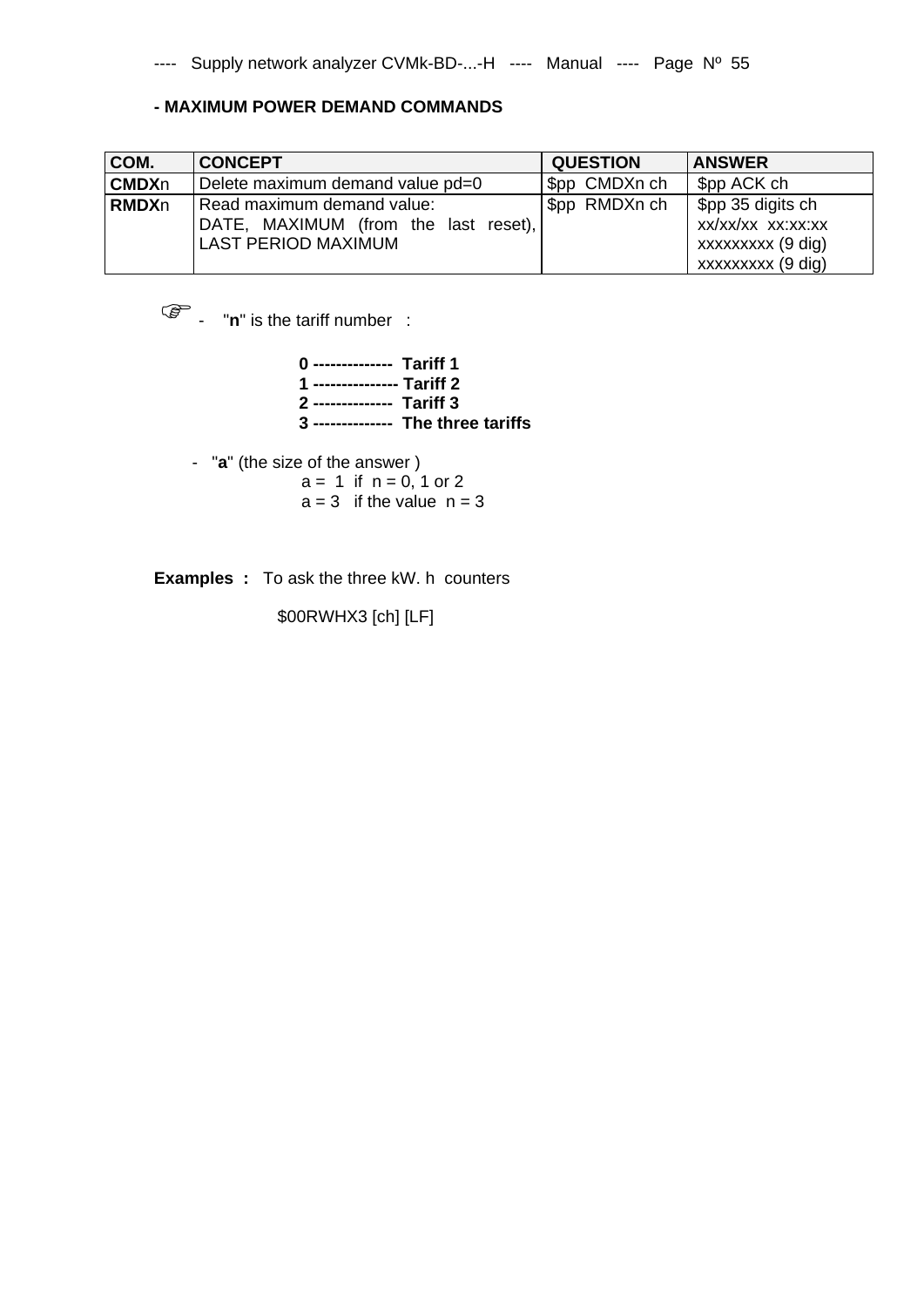**- MAXIMUM POWER DEMAND COMMANDS**

| COM. | CONCEPT | QUESTION | ANSWER |
|---|---|---|---|
| **CMDX**n | Delete maximum demand value pd=0 | $pp CMDXn ch | $pp ACK ch |
| **RMDX**n | Read maximum demand value:<br>DATE, MAXIMUM (from the last reset), LAST PERIOD MAXIMUM | $pp RMDXn ch | $pp 35 digits ch<br>xx/xx/xx xx:xx:xx<br>xxxxxxxxx (9 dig)<br>xxxxxxxxx (9 dig) |

☞ - "**n**" is the tariff number :

**0 -------------- Tariff 1**
**1 --------------- Tariff 2**
**2 -------------- Tariff 3**
**3 -------------- The three tariffs**

- "**a**" (the size of the answer )
  a = 1 if n = 0, 1 or 2
  a = 3 if the value n = 3

**Examples :** To ask the three kW. h counters

$00RWHX3 [ch] [LF]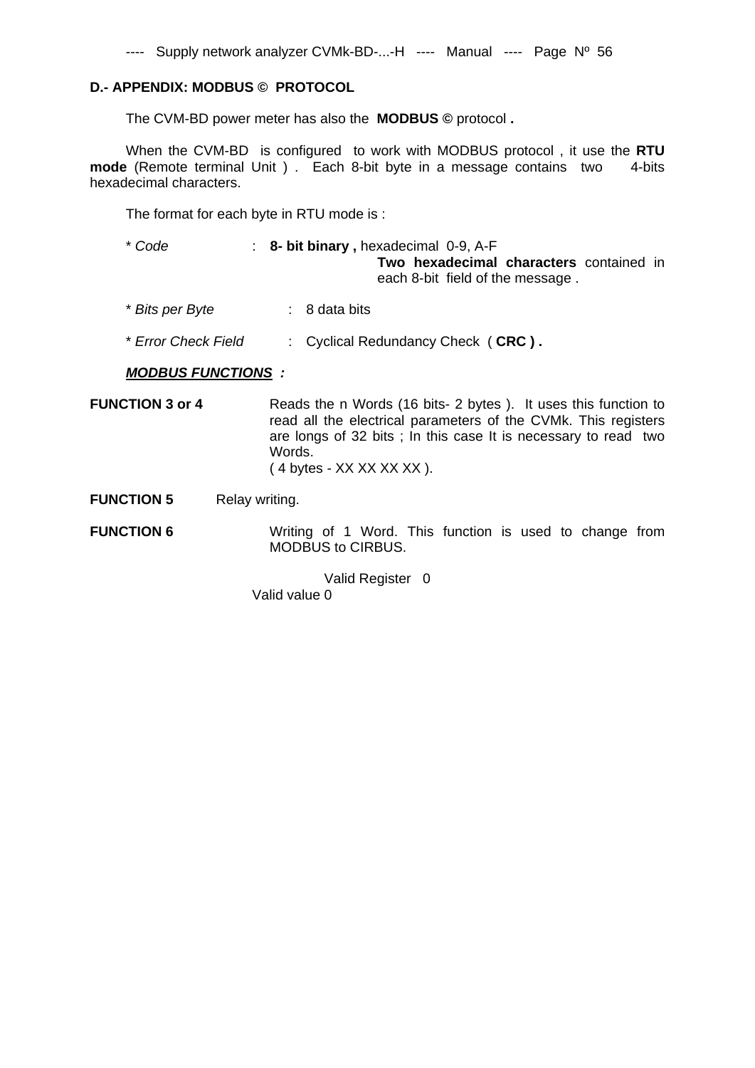## D.- APPENDIX: MODBUS © PROTOCOL

The CVM-BD power meter has also the **MODBUS ©** protocol **.**

When the CVM-BD is configured to work with MODBUS protocol , it use the **RTU mode** (Remote terminal Unit ) . Each 8-bit byte in a message contains two 4-bits hexadecimal characters.

The format for each byte in RTU mode is :

* *Code* : **8- bit binary ,** hexadecimal 0-9, A-F
  **Two hexadecimal characters** contained in each 8-bit field of the message .

* *Bits per Byte* : 8 data bits

* *Error Check Field* : Cyclical Redundancy Check ( **CRC ) .**

***MODBUS FUNCTIONS :***

**FUNCTION 3 or 4** Reads the n Words (16 bits- 2 bytes ). It uses this function to read all the electrical parameters of the CVMk. This registers are longs of 32 bits ; In this case It is necessary to read two Words.
( 4 bytes - XX XX XX XX ).

**FUNCTION 5** Relay writing.

**FUNCTION 6** Writing of 1 Word. This function is used to change from MODBUS to CIRBUS.

Valid Register 0
Valid value 0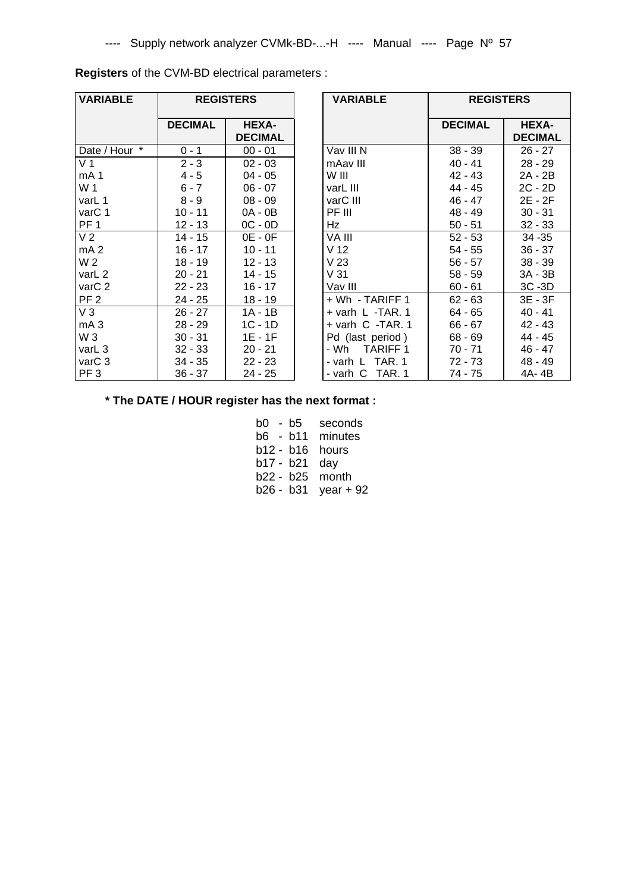**Registers** of the CVM-BD electrical parameters :

| VARIABLE | REGISTERS | |
|---|---|---|
| | DECIMAL | HEXA-DECIMAL |
| Date / Hour * | 0 - 1 | 00 - 01 |
| V 1 | 2 - 3 | 02 - 03 |
| mA 1 | 4 - 5 | 04 - 05 |
| W 1 | 6 - 7 | 06 - 07 |
| varL 1 | 8 - 9 | 08 - 09 |
| varC 1 | 10 - 11 | 0A - 0B |
| PF 1 | 12 - 13 | 0C - 0D |
| V 2 | 14 - 15 | 0E - 0F |
| mA 2 | 16 - 17 | 10 - 11 |
| W 2 | 18 - 19 | 12 - 13 |
| varL 2 | 20 - 21 | 14 - 15 |
| varC 2 | 22 - 23 | 16 - 17 |
| PF 2 | 24 - 25 | 18 - 19 |
| V 3 | 26 - 27 | 1A - 1B |
| mA 3 | 28 - 29 | 1C - 1D |
| W 3 | 30 - 31 | 1E - 1F |
| varL 3 | 32 - 33 | 20 - 21 |
| varC 3 | 34 - 35 | 22 - 23 |
| PF 3 | 36 - 37 | 24 - 25 |

| VARIABLE | REGISTERS | |
|---|---|---|
| | DECIMAL | HEXA-DECIMAL |
| Vav III N | 38 - 39 | 26 - 27 |
| mAav III | 40 - 41 | 28 - 29 |
| W III | 42 - 43 | 2A - 2B |
| varL III | 44 - 45 | 2C - 2D |
| varC III | 46 - 47 | 2E - 2F |
| PF III | 48 - 49 | 30 - 31 |
| Hz | 50 - 51 | 32 - 33 |
| VA III | 52 - 53 | 34 -35 |
| V 12 | 54 - 55 | 36 - 37 |
| V 23 | 56 - 57 | 38 - 39 |
| V 31 | 58 - 59 | 3A - 3B |
| Vav III | 60 - 61 | 3C -3D |
| + Wh - TARIFF 1 | 62 - 63 | 3E - 3F |
| + varh L -TAR. 1 | 64 - 65 | 40 - 41 |
| + varh C -TAR. 1 | 66 - 67 | 42 - 43 |
| Pd (last period ) | 68 - 69 | 44 - 45 |
| - Wh TARIFF 1 | 70 - 71 | 46 - 47 |
| - varh L TAR. 1 | 72 - 73 | 48 - 49 |
| - varh C TAR. 1 | 74 - 75 | 4A- 4B |

**\* The DATE / HOUR register has the next format :**

| | |
|---|---|
| b0 - b5 | seconds |
| b6 - b11 | minutes |
| b12 - b16 | hours |
| b17 - b21 | day |
| b22 - b25 | month |
| b26 - b31 | year + 92 |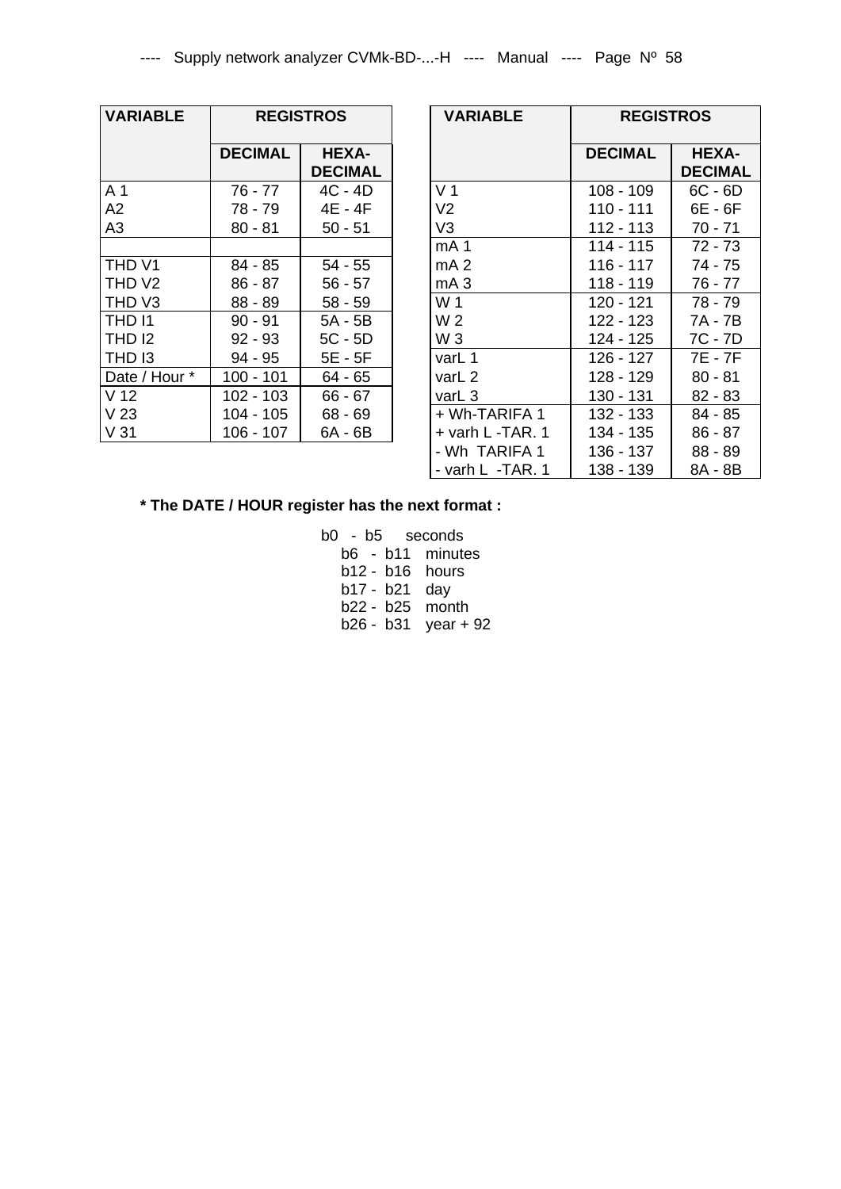| VARIABLE | REGISTROS | |
|---|---|---|
| | DECIMAL | HEXA-DECIMAL |
| A 1 | 76 - 77 | 4C - 4D |
| A2 | 78 - 79 | 4E - 4F |
| A3 | 80 - 81 | 50 - 51 |
| | | |
| THD V1 | 84 - 85 | 54 - 55 |
| THD V2 | 86 - 87 | 56 - 57 |
| THD V3 | 88 - 89 | 58 - 59 |
| THD I1 | 90 - 91 | 5A - 5B |
| THD I2 | 92 - 93 | 5C - 5D |
| THD I3 | 94 - 95 | 5E - 5F |
| Date / Hour * | 100 - 101 | 64 - 65 |
| V 12 | 102 - 103 | 66 - 67 |
| V 23 | 104 - 105 | 68 - 69 |
| V 31 | 106 - 107 | 6A - 6B |

| VARIABLE | REGISTROS | |
|---|---|---|
| | DECIMAL | HEXA-DECIMAL |
| V 1 | 108 - 109 | 6C - 6D |
| V2 | 110 - 111 | 6E - 6F |
| V3 | 112 - 113 | 70 - 71 |
| mA 1 | 114 - 115 | 72 - 73 |
| mA 2 | 116 - 117 | 74 - 75 |
| mA 3 | 118 - 119 | 76 - 77 |
| W 1 | 120 - 121 | 78 - 79 |
| W 2 | 122 - 123 | 7A - 7B |
| W 3 | 124 - 125 | 7C - 7D |
| varL 1 | 126 - 127 | 7E - 7F |
| varL 2 | 128 - 129 | 80 - 81 |
| varL 3 | 130 - 131 | 82 - 83 |
| + Wh-TARIFA 1 | 132 - 133 | 84 - 85 |
| + varh L -TAR. 1 | 134 - 135 | 86 - 87 |
| - Wh TARIFA 1 | 136 - 137 | 88 - 89 |
| - varh L -TAR. 1 | 138 - 139 | 8A - 8B |

**\* The DATE / HOUR register has the next format :**

- b0 - b5 seconds
- b6 - b11 minutes
- b12 - b16 hours
- b17 - b21 day
- b22 - b25 month
- b26 - b31 year + 92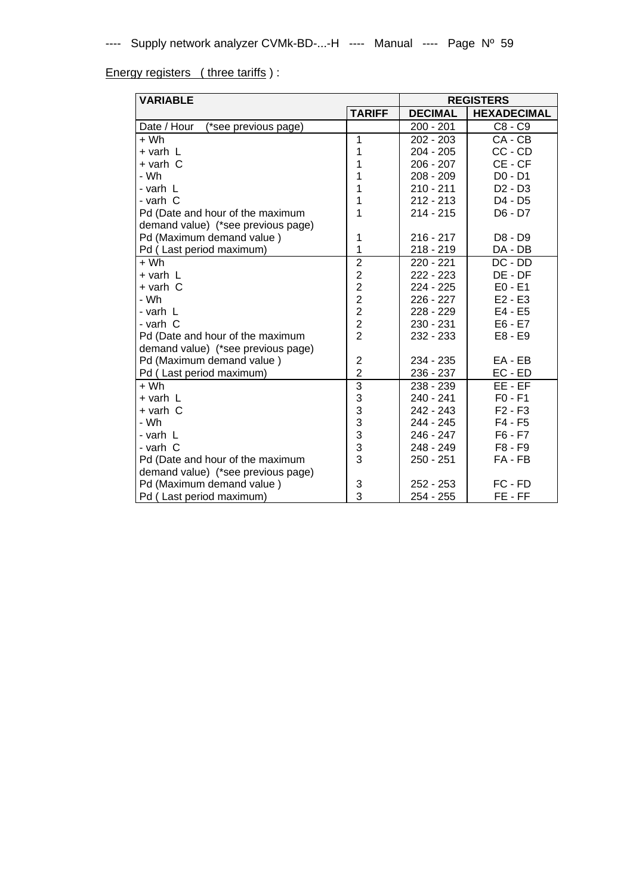Energy registers ( three tariffs ) :

| VARIABLE | | REGISTERS | |
|---|---|---|---|
| | TARIFF | DECIMAL | HEXADECIMAL |
| Date / Hour (*see previous page) | | 200 - 201 | C8 - C9 |
| + Wh | 1 | 202 - 203 | CA - CB |
| + varh L | 1 | 204 - 205 | CC - CD |
| + varh C | 1 | 206 - 207 | CE - CF |
| - Wh | 1 | 208 - 209 | D0 - D1 |
| - varh L | 1 | 210 - 211 | D2 - D3 |
| - varh C | 1 | 212 - 213 | D4 - D5 |
| Pd (Date and hour of the maximum demand value) (*see previous page) | 1 | 214 - 215 | D6 - D7 |
| Pd (Maximum demand value ) | 1 | 216 - 217 | D8 - D9 |
| Pd ( Last period maximum) | 1 | 218 - 219 | DA - DB |
| + Wh | 2 | 220 - 221 | DC - DD |
| + varh L | 2 | 222 - 223 | DE - DF |
| + varh C | 2 | 224 - 225 | E0 - E1 |
| - Wh | 2 | 226 - 227 | E2 - E3 |
| - varh L | 2 | 228 - 229 | E4 - E5 |
| - varh C | 2 | 230 - 231 | E6 - E7 |
| Pd (Date and hour of the maximum demand value) (*see previous page) | 2 | 232 - 233 | E8 - E9 |
| Pd (Maximum demand value ) | 2 | 234 - 235 | EA - EB |
| Pd ( Last period maximum) | 2 | 236 - 237 | EC - ED |
| + Wh | 3 | 238 - 239 | EE - EF |
| + varh L | 3 | 240 - 241 | F0 - F1 |
| + varh C | 3 | 242 - 243 | F2 - F3 |
| - Wh | 3 | 244 - 245 | F4 - F5 |
| - varh L | 3 | 246 - 247 | F6 - F7 |
| - varh C | 3 | 248 - 249 | F8 - F9 |
| Pd (Date and hour of the maximum demand value) (*see previous page) | 3 | 250 - 251 | FA - FB |
| Pd (Maximum demand value ) | 3 | 252 - 253 | FC - FD |
| Pd ( Last period maximum) | 3 | 254 - 255 | FE - FF |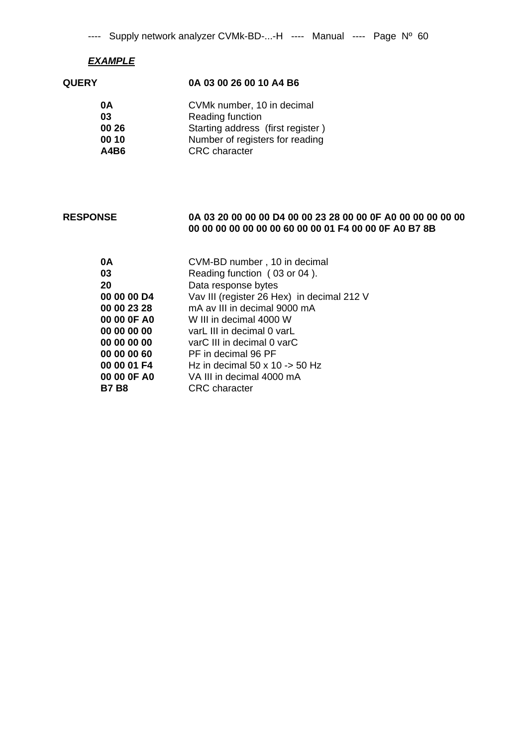***EXAMPLE***

**QUERY** **0A 03 00 26 00 10 A4 B6**

| | |
|---|---|
| **0A** | CVMk number, 10 in decimal |
| **03** | Reading function |
| **00 26** | Starting address (first register ) |
| **00 10** | Number of registers for reading |
| **A4B6** | CRC character |

**RESPONSE** **0A 03 20 00 00 00 D4 00 00 23 28 00 00 0F A0 00 00 00 00 00 00 00 00 00 00 00 00 60 00 00 01 F4 00 00 0F A0 B7 8B**

| | |
|---|---|
| **0A** | CVM-BD number , 10 in decimal |
| **03** | Reading function ( 03 or 04 ). |
| **20** | Data response bytes |
| **00 00 00 D4** | Vav III (register 26 Hex) in decimal 212 V |
| **00 00 23 28** | mA av III in decimal 9000 mA |
| **00 00 0F A0** | W III in decimal 4000 W |
| **00 00 00 00** | varL III in decimal 0 varL |
| **00 00 00 00** | varC III in decimal 0 varC |
| **00 00 00 60** | PF in decimal 96 PF |
| **00 00 01 F4** | Hz in decimal 50 x 10 -> 50 Hz |
| **00 00 0F A0** | VA III in decimal 4000 mA |
| **B7 B8** | CRC character |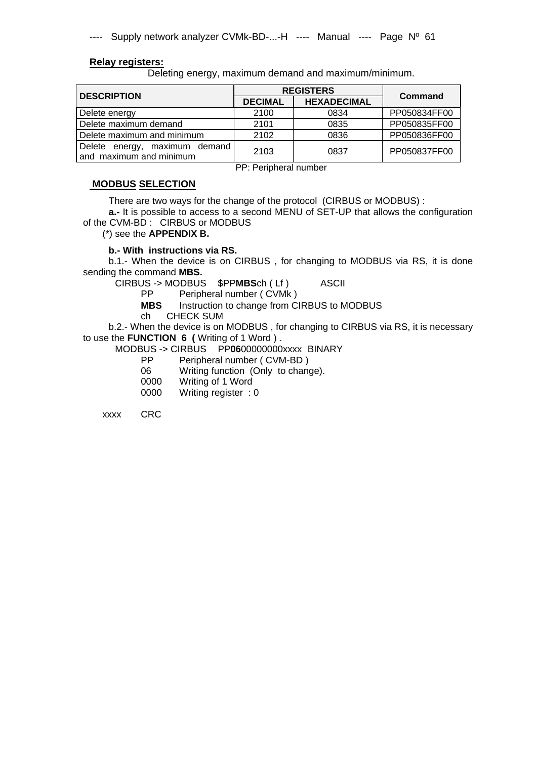**Relay registers:**

Deleting energy, maximum demand and maximum/minimum.

| DESCRIPTION | REGISTERS | | Command |
|---|---|---|---|
| | DECIMAL | HEXADECIMAL | |
| Delete energy | 2100 | 0834 | PP050834FF00 |
| Delete maximum demand | 2101 | 0835 | PP050835FF00 |
| Delete maximum and minimum | 2102 | 0836 | PP050836FF00 |
| Delete energy, maximum demand and maximum and minimum | 2103 | 0837 | PP050837FF00 |

PP: Peripheral number

## MODBUS SELECTION

There are two ways for the change of the protocol (CIRBUS or MODBUS) :

**a.-** It is possible to access to a second MENU of SET-UP that allows the configuration of the CVM-BD : CIRBUS or MODBUS

(*) see the **APPENDIX B.**

**b.- With instructions via RS.**

b.1.- When the device is on CIRBUS , for changing to MODBUS via RS, it is done sending the command **MBS.**

CIRBUS -> MODBUS $PP**MBS**ch ( Lf ) ASCII

- PP Peripheral number ( CVMk )
- **MBS** Instruction to change from CIRBUS to MODBUS
- ch CHECK SUM

b.2.- When the device is on MODBUS , for changing to CIRBUS via RS, it is necessary to use the **FUNCTION 6 (** Writing of 1 Word ) .

MODBUS -> CIRBUS PP**06**00000000xxxx BINARY

- PP Peripheral number ( CVM-BD )
- 06 Writing function (Only to change).
- 0000 Writing of 1 Word
- 0000 Writing register : 0

xxxx CRC